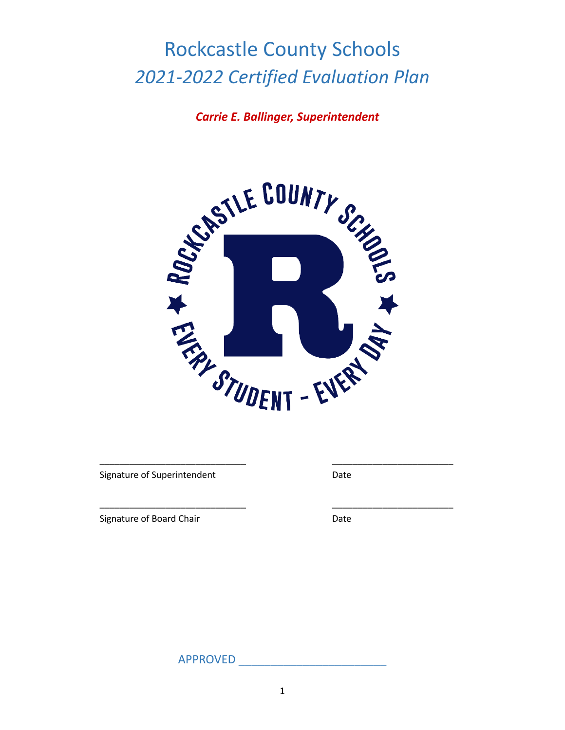# Rockcastle County Schools

## *2021-2022 Certified Evaluation Plan*

***Carrie E. Ballinger, Superintendent***

_____________________________ _______________________

Signature of Superintendent Date

_____________________________ _______________________

Signature of Board Chair Date

APPROVED _______________________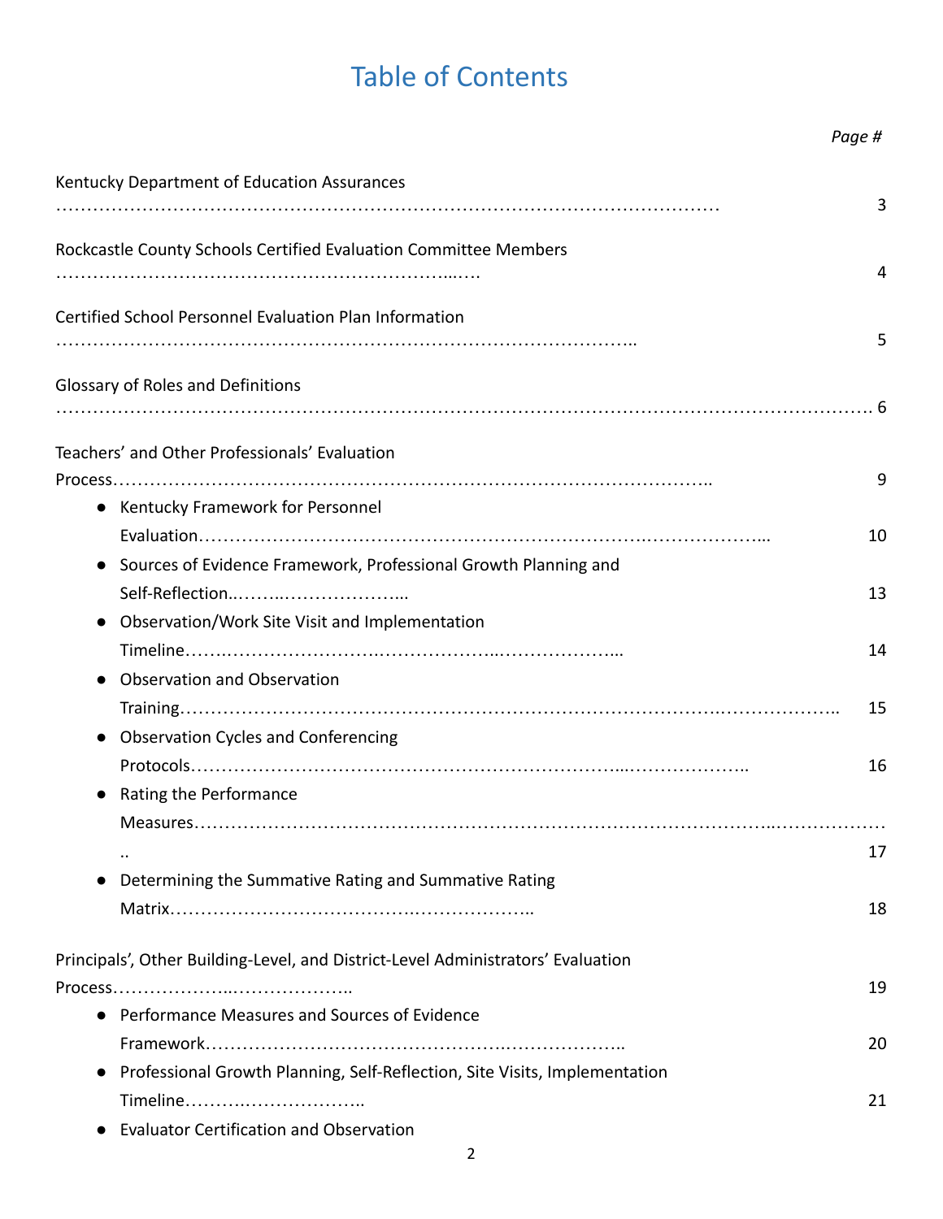# Table of Contents

| | Page # |
|---|---|
| Kentucky Department of Education Assurances | 3 |
| Rockcastle County Schools Certified Evaluation Committee Members | 4 |
| Certified School Personnel Evaluation Plan Information | 5 |
| Glossary of Roles and Definitions | 6 |
| Teachers' and Other Professionals' Evaluation Process | 9 |
| • Kentucky Framework for Personnel Evaluation | 10 |
| • Sources of Evidence Framework, Professional Growth Planning and Self-Reflection | 13 |
| • Observation/Work Site Visit and Implementation Timeline | 14 |
| • Observation and Observation Training | 15 |
| • Observation Cycles and Conferencing Protocols | 16 |
| • Rating the Performance Measures | 17 |
| • Determining the Summative Rating and Summative Rating Matrix | 18 |
| Principals', Other Building-Level, and District-Level Administrators' Evaluation Process | 19 |
| • Performance Measures and Sources of Evidence Framework | 20 |
| • Professional Growth Planning, Self-Reflection, Site Visits, Implementation Timeline | 21 |
| • Evaluator Certification and Observation | |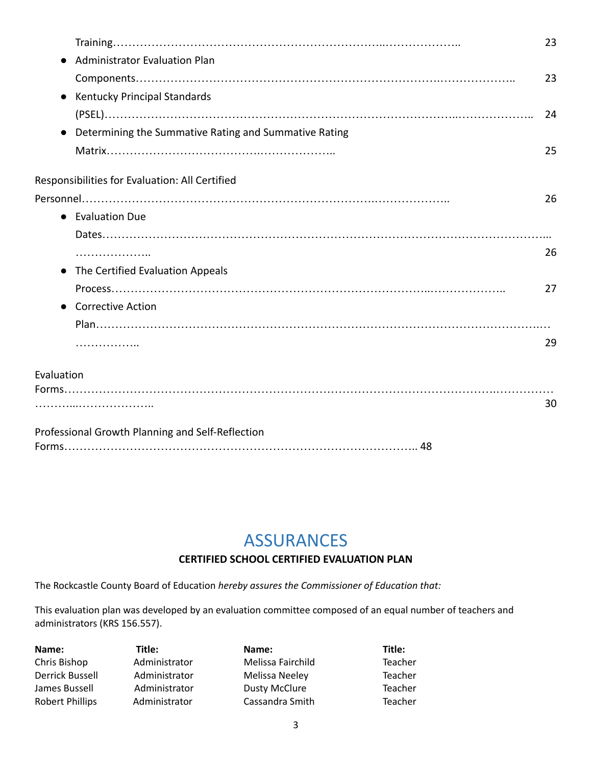- Training…………………………………………………………..……………….. 23
- Administrator Evaluation Plan Components……………………………………………………………….……………….. 23
- Kentucky Principal Standards (PSEL)…………………………………………………………………………..……………….. 24
- Determining the Summative Rating and Summative Rating Matrix……………………………….……………….. 25

Responsibilities for Evaluation: All Certified Personnel……………………………………………………………….……………….. 26

- Evaluation Due Dates……………………………………………………………………………………………………... ……………….. 26
- The Certified Evaluation Appeals Process………………………………………………………………………..……………….. 27
- Corrective Action Plan……………………………………………………………………………………………….… …………….. 29

Evaluation Forms……………………………………………………………………………………………………….…………… ………...……………….. 30

Professional Growth Planning and Self-Reflection Forms……………………………………………………………………………….. 48

# ASSURANCES

**CERTIFIED SCHOOL CERTIFIED EVALUATION PLAN**

The Rockcastle County Board of Education *hereby assures the Commissioner of Education that:*

This evaluation plan was developed by an evaluation committee composed of an equal number of teachers and administrators (KRS 156.557).

| Name: | Title: | Name: | Title: |
|---|---|---|---|
| Chris Bishop | Administrator | Melissa Fairchild | Teacher |
| Derrick Bussell | Administrator | Melissa Neeley | Teacher |
| James Bussell | Administrator | Dusty McClure | Teacher |
| Robert Phillips | Administrator | Cassandra Smith | Teacher |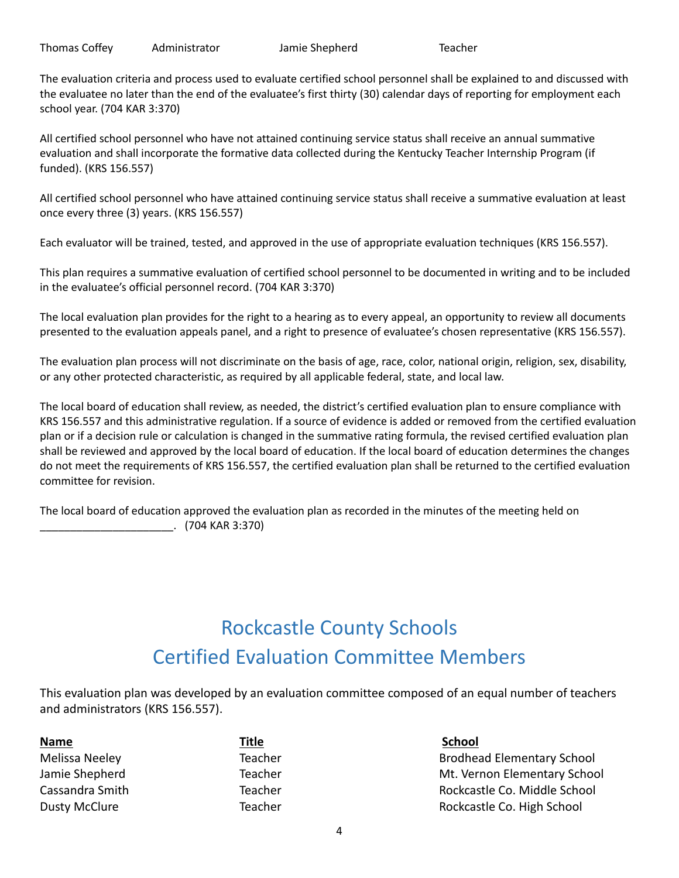| | | | |
|---|---|---|---|
| Thomas Coffey | Administrator | Jamie Shepherd | Teacher |

The evaluation criteria and process used to evaluate certified school personnel shall be explained to and discussed with the evaluatee no later than the end of the evaluatee's first thirty (30) calendar days of reporting for employment each school year. (704 KAR 3:370)

All certified school personnel who have not attained continuing service status shall receive an annual summative evaluation and shall incorporate the formative data collected during the Kentucky Teacher Internship Program (if funded). (KRS 156.557)

All certified school personnel who have attained continuing service status shall receive a summative evaluation at least once every three (3) years. (KRS 156.557)

Each evaluator will be trained, tested, and approved in the use of appropriate evaluation techniques (KRS 156.557).

This plan requires a summative evaluation of certified school personnel to be documented in writing and to be included in the evaluatee's official personnel record. (704 KAR 3:370)

The local evaluation plan provides for the right to a hearing as to every appeal, an opportunity to review all documents presented to the evaluation appeals panel, and a right to presence of evaluatee's chosen representative (KRS 156.557).

The evaluation plan process will not discriminate on the basis of age, race, color, national origin, religion, sex, disability, or any other protected characteristic, as required by all applicable federal, state, and local law.

The local board of education shall review, as needed, the district's certified evaluation plan to ensure compliance with KRS 156.557 and this administrative regulation. If a source of evidence is added or removed from the certified evaluation plan or if a decision rule or calculation is changed in the summative rating formula, the revised certified evaluation plan shall be reviewed and approved by the local board of education. If the local board of education determines the changes do not meet the requirements of KRS 156.557, the certified evaluation plan shall be returned to the certified evaluation committee for revision.

The local board of education approved the evaluation plan as recorded in the minutes of the meeting held on ______________________. (704 KAR 3:370)

# Rockcastle County Schools
# Certified Evaluation Committee Members

This evaluation plan was developed by an evaluation committee composed of an equal number of teachers and administrators (KRS 156.557).

| **Name** | **Title** | **School** |
|---|---|---|
| Melissa Neeley | Teacher | Brodhead Elementary School |
| Jamie Shepherd | Teacher | Mt. Vernon Elementary School |
| Cassandra Smith | Teacher | Rockcastle Co. Middle School |
| Dusty McClure | Teacher | Rockcastle Co. High School |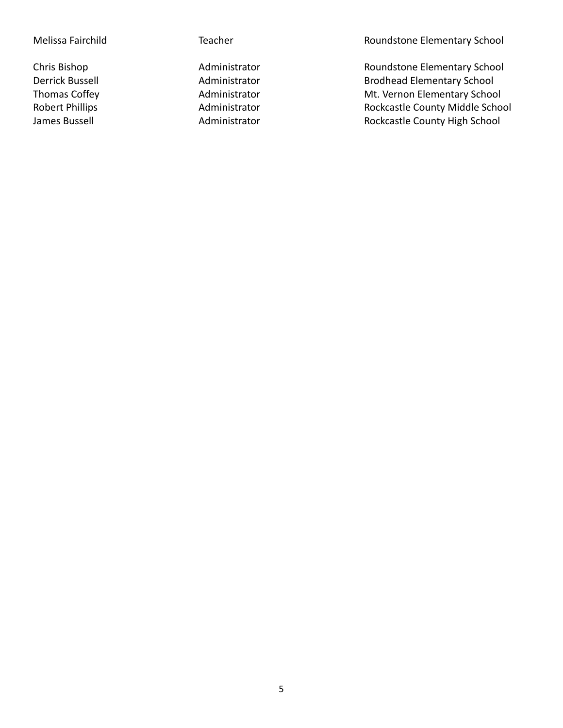| | | |
|---|---|---|
| Melissa Fairchild | Teacher | Roundstone Elementary School |
| | | |
| Chris Bishop | Administrator | Roundstone Elementary School |
| Derrick Bussell | Administrator | Brodhead Elementary School |
| Thomas Coffey | Administrator | Mt. Vernon Elementary School |
| Robert Phillips | Administrator | Rockcastle County Middle School |
| James Bussell | Administrator | Rockcastle County High School |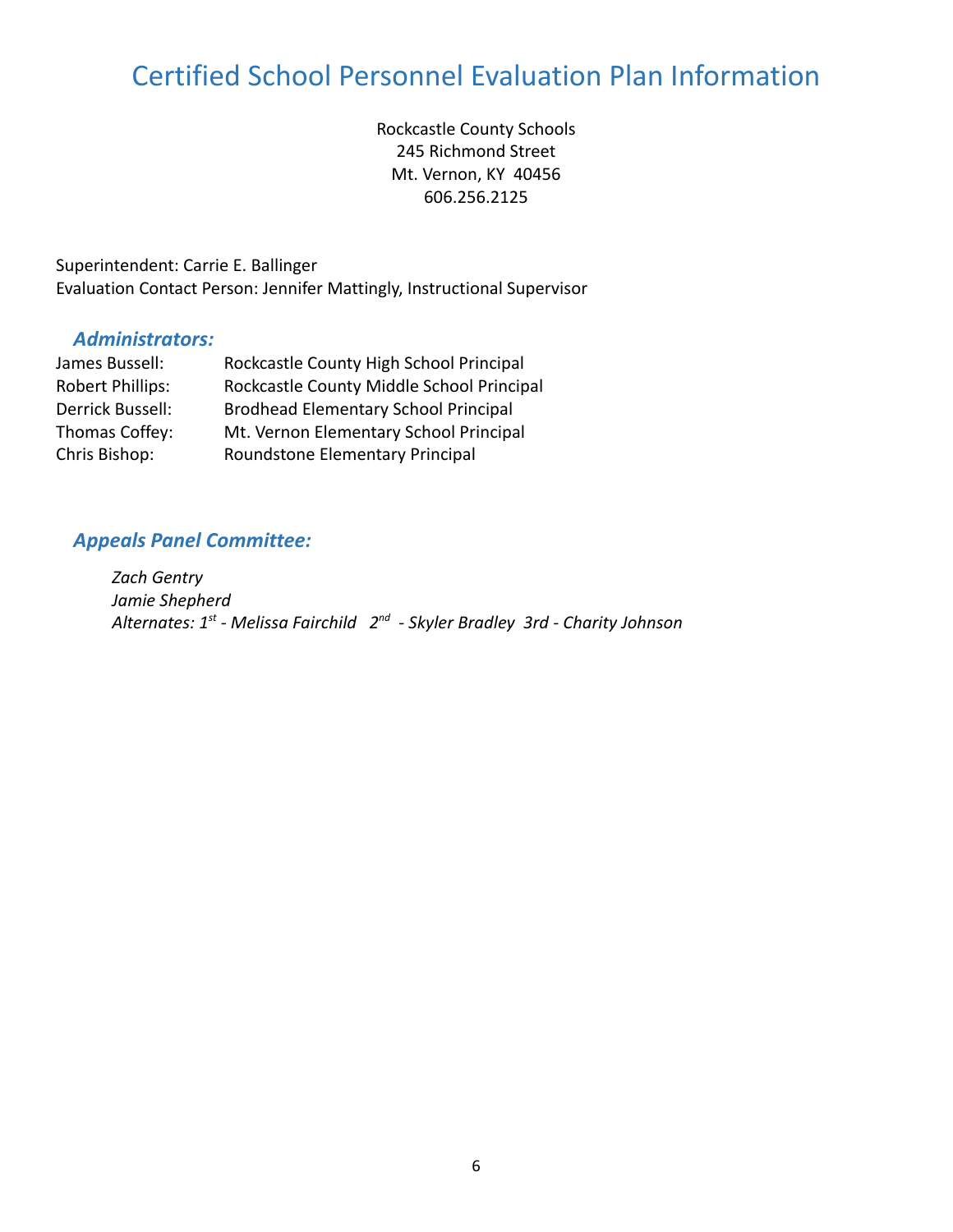# Certified School Personnel Evaluation Plan Information

Rockcastle County Schools
245 Richmond Street
Mt. Vernon, KY 40456
606.256.2125

Superintendent: Carrie E. Ballinger
Evaluation Contact Person: Jennifer Mattingly, Instructional Supervisor

## *Administrators:*

| | |
|---|---|
| James Bussell: | Rockcastle County High School Principal |
| Robert Phillips: | Rockcastle County Middle School Principal |
| Derrick Bussell: | Brodhead Elementary School Principal |
| Thomas Coffey: | Mt. Vernon Elementary School Principal |
| Chris Bishop: | Roundstone Elementary Principal |

## *Appeals Panel Committee:*

*Zach Gentry*
*Jamie Shepherd*
*Alternates: 1st - Melissa Fairchild 2nd - Skyler Bradley 3rd - Charity Johnson*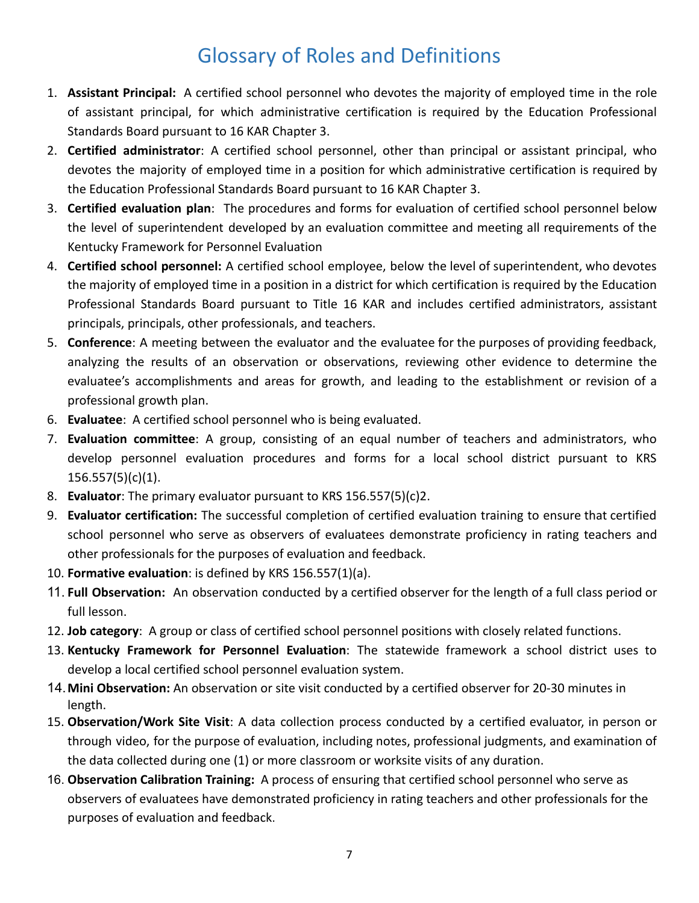# Glossary of Roles and Definitions

1. **Assistant Principal:** A certified school personnel who devotes the majority of employed time in the role of assistant principal, for which administrative certification is required by the Education Professional Standards Board pursuant to 16 KAR Chapter 3.
2. **Certified administrator**: A certified school personnel, other than principal or assistant principal, who devotes the majority of employed time in a position for which administrative certification is required by the Education Professional Standards Board pursuant to 16 KAR Chapter 3.
3. **Certified evaluation plan**: The procedures and forms for evaluation of certified school personnel below the level of superintendent developed by an evaluation committee and meeting all requirements of the Kentucky Framework for Personnel Evaluation
4. **Certified school personnel:** A certified school employee, below the level of superintendent, who devotes the majority of employed time in a position in a district for which certification is required by the Education Professional Standards Board pursuant to Title 16 KAR and includes certified administrators, assistant principals, principals, other professionals, and teachers.
5. **Conference**: A meeting between the evaluator and the evaluatee for the purposes of providing feedback, analyzing the results of an observation or observations, reviewing other evidence to determine the evaluatee's accomplishments and areas for growth, and leading to the establishment or revision of a professional growth plan.
6. **Evaluatee**: A certified school personnel who is being evaluated.
7. **Evaluation committee**: A group, consisting of an equal number of teachers and administrators, who develop personnel evaluation procedures and forms for a local school district pursuant to KRS 156.557(5)(c)(1).
8. **Evaluator**: The primary evaluator pursuant to KRS 156.557(5)(c)2.
9. **Evaluator certification:** The successful completion of certified evaluation training to ensure that certified school personnel who serve as observers of evaluatees demonstrate proficiency in rating teachers and other professionals for the purposes of evaluation and feedback.
10. **Formative evaluation**: is defined by KRS 156.557(1)(a).
11. **Full Observation:** An observation conducted by a certified observer for the length of a full class period or full lesson.
12. **Job category**: A group or class of certified school personnel positions with closely related functions.
13. **Kentucky Framework for Personnel Evaluation**: The statewide framework a school district uses to develop a local certified school personnel evaluation system.
14. **Mini Observation:** An observation or site visit conducted by a certified observer for 20-30 minutes in length.
15. **Observation/Work Site Visit**: A data collection process conducted by a certified evaluator, in person or through video, for the purpose of evaluation, including notes, professional judgments, and examination of the data collected during one (1) or more classroom or worksite visits of any duration.
16. **Observation Calibration Training:** A process of ensuring that certified school personnel who serve as observers of evaluatees have demonstrated proficiency in rating teachers and other professionals for the purposes of evaluation and feedback.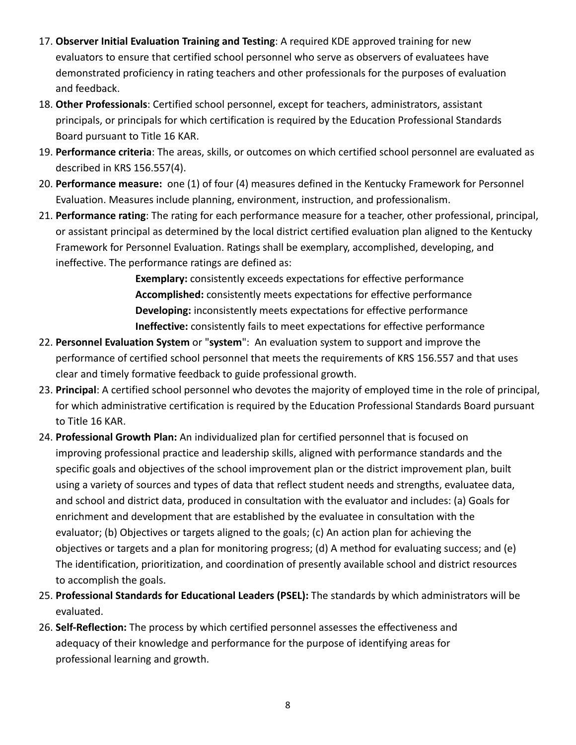17. **Observer Initial Evaluation Training and Testing**: A required KDE approved training for new evaluators to ensure that certified school personnel who serve as observers of evaluatees have demonstrated proficiency in rating teachers and other professionals for the purposes of evaluation and feedback.
18. **Other Professionals**: Certified school personnel, except for teachers, administrators, assistant principals, or principals for which certification is required by the Education Professional Standards Board pursuant to Title 16 KAR.
19. **Performance criteria**: The areas, skills, or outcomes on which certified school personnel are evaluated as described in KRS 156.557(4).
20. **Performance measure:** one (1) of four (4) measures defined in the Kentucky Framework for Personnel Evaluation. Measures include planning, environment, instruction, and professionalism.
21. **Performance rating**: The rating for each performance measure for a teacher, other professional, principal, or assistant principal as determined by the local district certified evaluation plan aligned to the Kentucky Framework for Personnel Evaluation. Ratings shall be exemplary, accomplished, developing, and ineffective. The performance ratings are defined as:

    **Exemplary:** consistently exceeds expectations for effective performance
    **Accomplished:** consistently meets expectations for effective performance
    **Developing:** inconsistently meets expectations for effective performance
    **Ineffective:** consistently fails to meet expectations for effective performance
22. **Personnel Evaluation System** or "**system**": An evaluation system to support and improve the performance of certified school personnel that meets the requirements of KRS 156.557 and that uses clear and timely formative feedback to guide professional growth.
23. **Principal**: A certified school personnel who devotes the majority of employed time in the role of principal, for which administrative certification is required by the Education Professional Standards Board pursuant to Title 16 KAR.
24. **Professional Growth Plan:** An individualized plan for certified personnel that is focused on improving professional practice and leadership skills, aligned with performance standards and the specific goals and objectives of the school improvement plan or the district improvement plan, built using a variety of sources and types of data that reflect student needs and strengths, evaluatee data, and school and district data, produced in consultation with the evaluator and includes: (a) Goals for enrichment and development that are established by the evaluatee in consultation with the evaluator; (b) Objectives or targets aligned to the goals; (c) An action plan for achieving the objectives or targets and a plan for monitoring progress; (d) A method for evaluating success; and (e) The identification, prioritization, and coordination of presently available school and district resources to accomplish the goals.
25. **Professional Standards for Educational Leaders (PSEL):** The standards by which administrators will be evaluated.
26. **Self-Reflection:** The process by which certified personnel assesses the effectiveness and adequacy of their knowledge and performance for the purpose of identifying areas for professional learning and growth.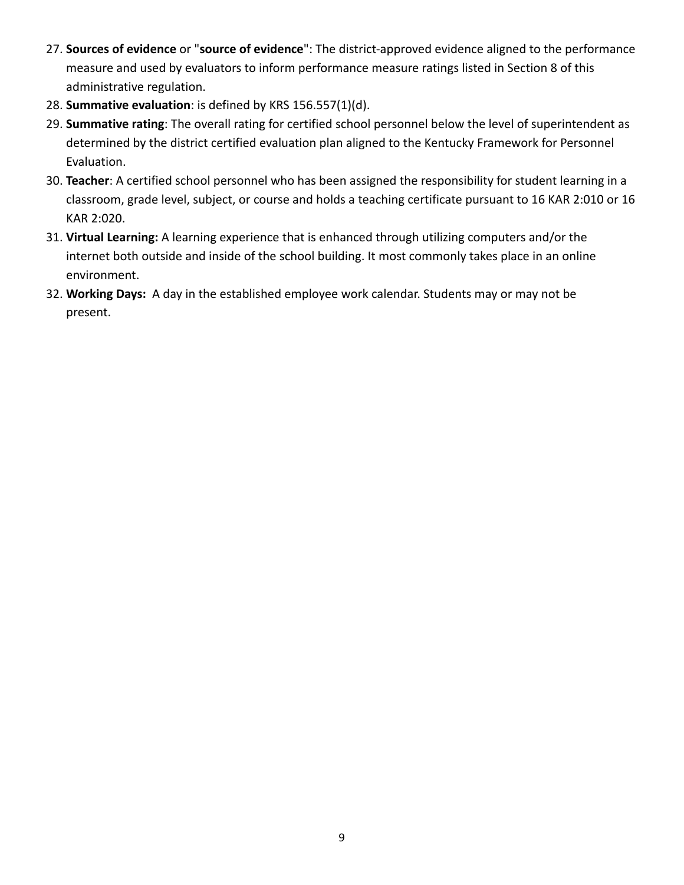27. **Sources of evidence** or "**source of evidence**": The district-approved evidence aligned to the performance measure and used by evaluators to inform performance measure ratings listed in Section 8 of this administrative regulation.
28. **Summative evaluation**: is defined by KRS 156.557(1)(d).
29. **Summative rating**: The overall rating for certified school personnel below the level of superintendent as determined by the district certified evaluation plan aligned to the Kentucky Framework for Personnel Evaluation.
30. **Teacher**: A certified school personnel who has been assigned the responsibility for student learning in a classroom, grade level, subject, or course and holds a teaching certificate pursuant to 16 KAR 2:010 or 16 KAR 2:020.
31. **Virtual Learning:** A learning experience that is enhanced through utilizing computers and/or the internet both outside and inside of the school building. It most commonly takes place in an online environment.
32. **Working Days:** A day in the established employee work calendar. Students may or may not be present.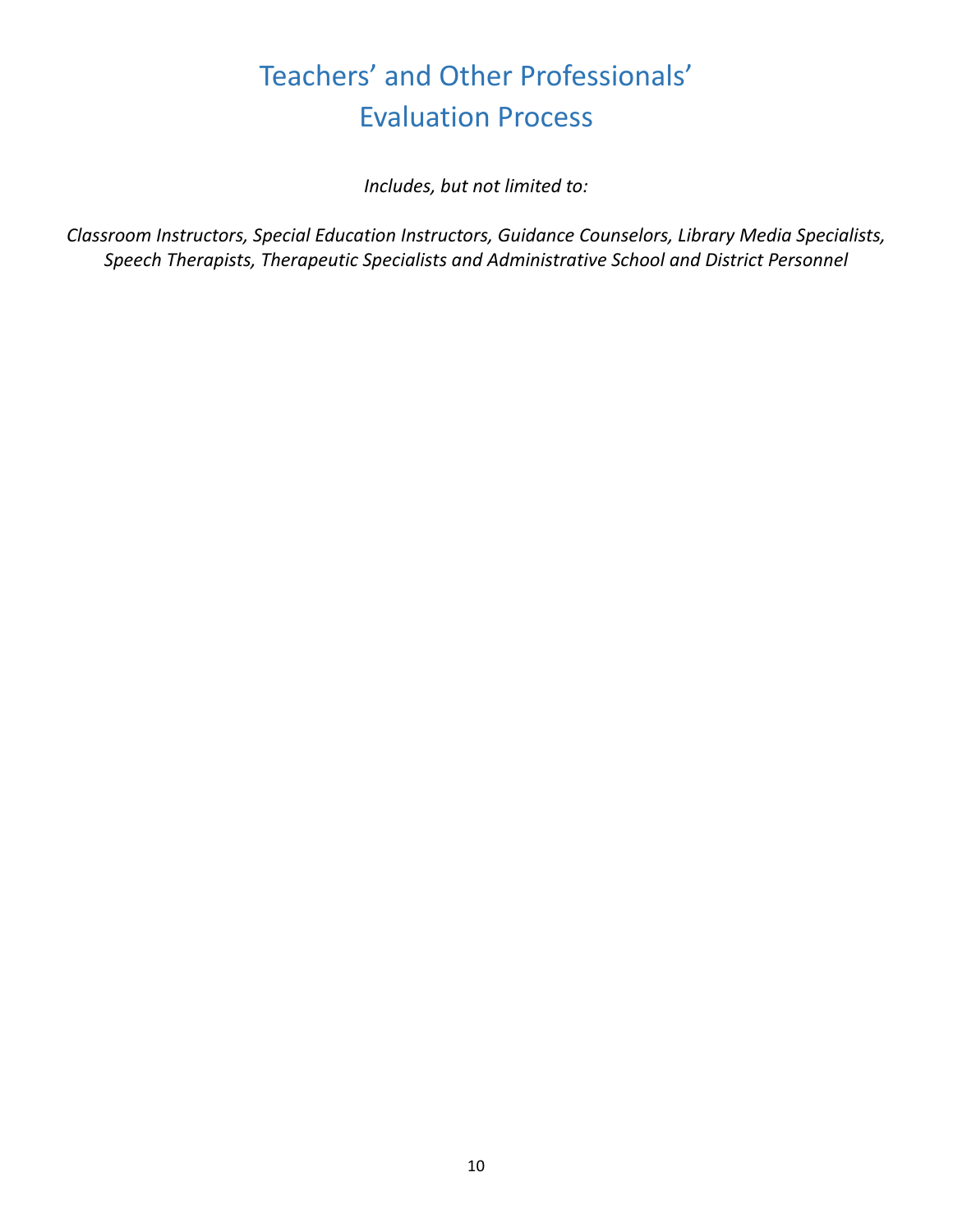# Teachers' and Other Professionals' Evaluation Process

*Includes, but not limited to:*

*Classroom Instructors, Special Education Instructors, Guidance Counselors, Library Media Specialists, Speech Therapists, Therapeutic Specialists and Administrative School and District Personnel*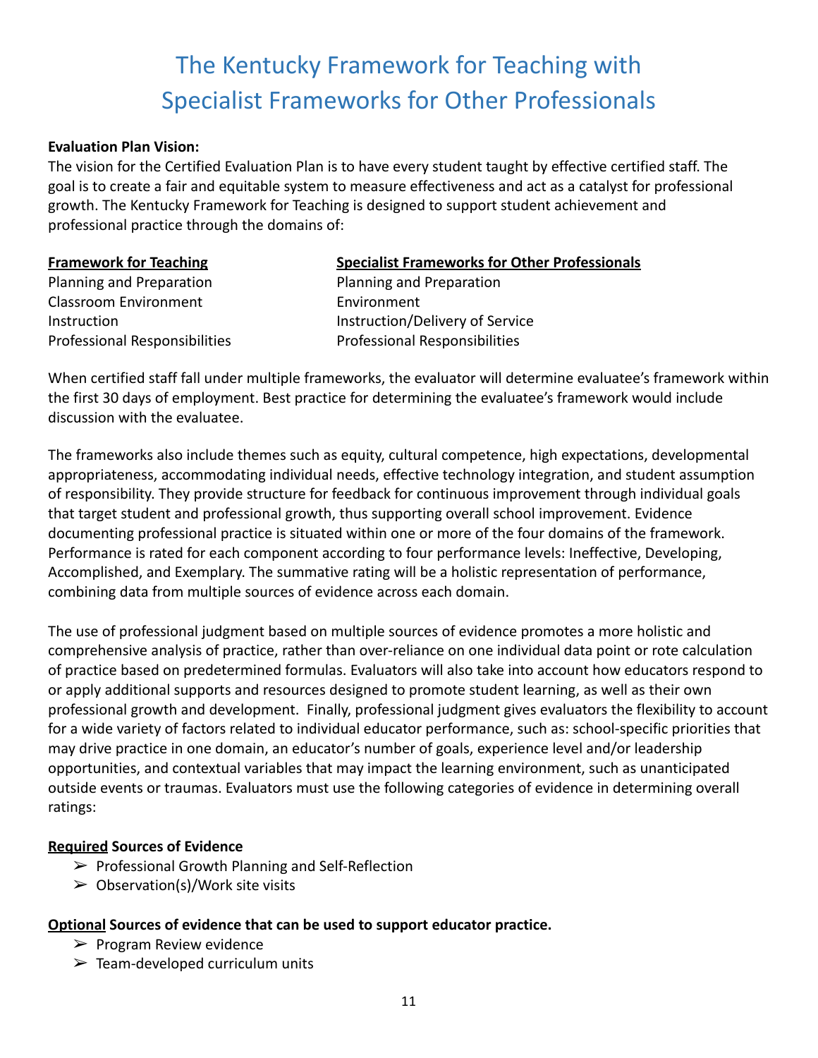# The Kentucky Framework for Teaching with Specialist Frameworks for Other Professionals

**Evaluation Plan Vision:**

The vision for the Certified Evaluation Plan is to have every student taught by effective certified staff. The goal is to create a fair and equitable system to measure effectiveness and act as a catalyst for professional growth. The Kentucky Framework for Teaching is designed to support student achievement and professional practice through the domains of:

| **Framework for Teaching** | **Specialist Frameworks for Other Professionals** |
|---|---|
| Planning and Preparation | Planning and Preparation |
| Classroom Environment | Environment |
| Instruction | Instruction/Delivery of Service |
| Professional Responsibilities | Professional Responsibilities |

When certified staff fall under multiple frameworks, the evaluator will determine evaluatee's framework within the first 30 days of employment. Best practice for determining the evaluatee's framework would include discussion with the evaluatee.

The frameworks also include themes such as equity, cultural competence, high expectations, developmental appropriateness, accommodating individual needs, effective technology integration, and student assumption of responsibility. They provide structure for feedback for continuous improvement through individual goals that target student and professional growth, thus supporting overall school improvement. Evidence documenting professional practice is situated within one or more of the four domains of the framework. Performance is rated for each component according to four performance levels: Ineffective, Developing, Accomplished, and Exemplary. The summative rating will be a holistic representation of performance, combining data from multiple sources of evidence across each domain.

The use of professional judgment based on multiple sources of evidence promotes a more holistic and comprehensive analysis of practice, rather than over-reliance on one individual data point or rote calculation of practice based on predetermined formulas. Evaluators will also take into account how educators respond to or apply additional supports and resources designed to promote student learning, as well as their own professional growth and development. Finally, professional judgment gives evaluators the flexibility to account for a wide variety of factors related to individual educator performance, such as: school-specific priorities that may drive practice in one domain, an educator's number of goals, experience level and/or leadership opportunities, and contextual variables that may impact the learning environment, such as unanticipated outside events or traumas. Evaluators must use the following categories of evidence in determining overall ratings:

**Required Sources of Evidence**

- ➢ Professional Growth Planning and Self-Reflection
- ➢ Observation(s)/Work site visits

**Optional Sources of evidence that can be used to support educator practice.**

- ➢ Program Review evidence
- ➢ Team-developed curriculum units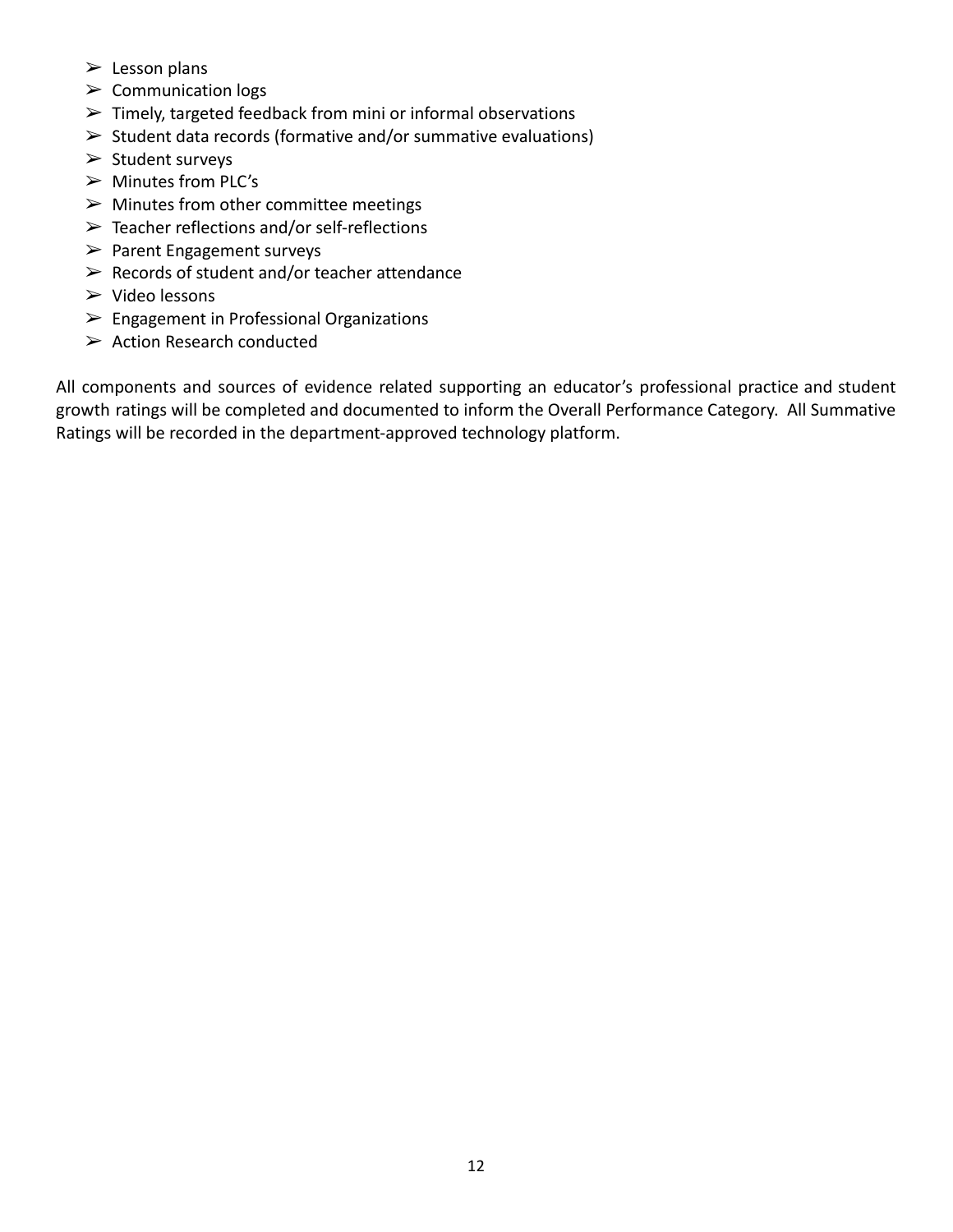- Lesson plans
- Communication logs
- Timely, targeted feedback from mini or informal observations
- Student data records (formative and/or summative evaluations)
- Student surveys
- Minutes from PLC's
- Minutes from other committee meetings
- Teacher reflections and/or self-reflections
- Parent Engagement surveys
- Records of student and/or teacher attendance
- Video lessons
- Engagement in Professional Organizations
- Action Research conducted

All components and sources of evidence related supporting an educator's professional practice and student growth ratings will be completed and documented to inform the Overall Performance Category. All Summative Ratings will be recorded in the department-approved technology platform.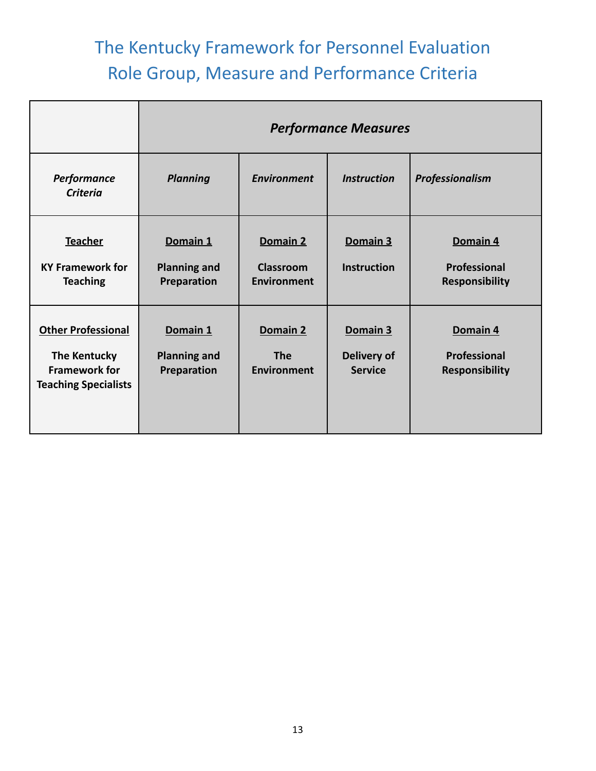# The Kentucky Framework for Personnel Evaluation
# Role Group, Measure and Performance Criteria

| | *Performance Measures* | | | |
|---|---|---|---|---|
| *Performance Criteria* | *Planning* | *Environment* | *Instruction* | *Professionalism* |
| **Teacher**<br><br>**KY Framework for Teaching** | **Domain 1**<br><br>**Planning and Preparation** | **Domain 2**<br><br>**Classroom Environment** | **Domain 3**<br><br>**Instruction** | **Domain 4**<br><br>**Professional Responsibility** |
| **Other Professional**<br><br>**The Kentucky Framework for Teaching Specialists** | **Domain 1**<br><br>**Planning and Preparation** | **Domain 2**<br><br>**The Environment** | **Domain 3**<br><br>**Delivery of Service** | **Domain 4**<br><br>**Professional Responsibility** |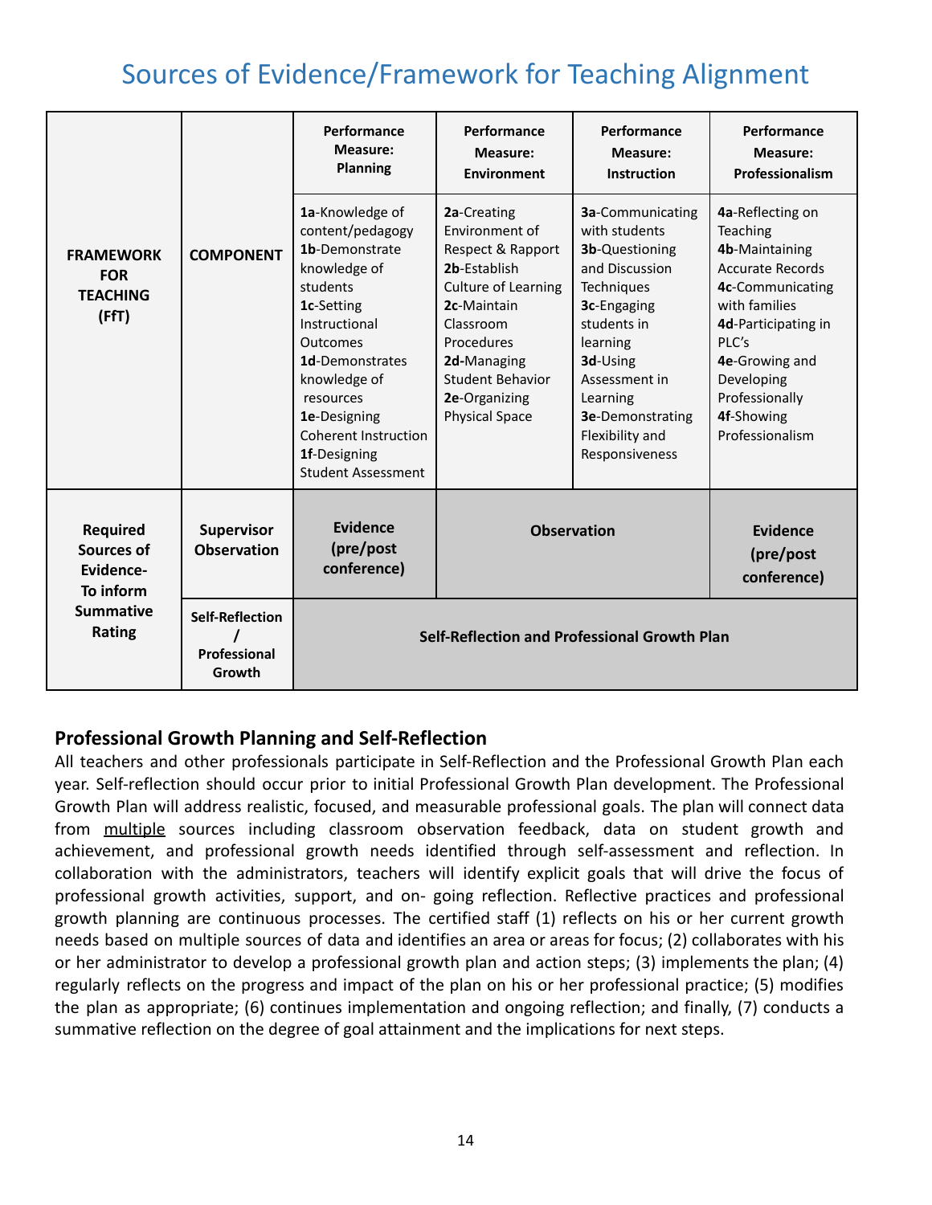# Sources of Evidence/Framework for Teaching Alignment

| FRAMEWORK FOR TEACHING (FfT) | COMPONENT | Performance Measure: Planning | Performance Measure: Environment | Performance Measure: Instruction | Performance Measure: Professionalism |
|---|---|---|---|---|---|
| | | **1a**-Knowledge of content/pedagogy<br>**1b**-Demonstrate knowledge of students<br>**1c**-Setting Instructional Outcomes<br>**1d**-Demonstrates knowledge of resources<br>**1e**-Designing Coherent Instruction<br>**1f**-Designing Student Assessment | **2a**-Creating Environment of Respect & Rapport<br>**2b**-Establish Culture of Learning<br>**2c**-Maintain Classroom Procedures<br>**2d**-Managing Student Behavior<br>**2e**-Organizing Physical Space | **3a**-Communicating with students<br>**3b**-Questioning and Discussion Techniques<br>**3c**-Engaging students in learning<br>**3d**-Using Assessment in Learning<br>**3e**-Demonstrating Flexibility and Responsiveness | **4a**-Reflecting on Teaching<br>**4b**-Maintaining Accurate Records<br>**4c**-Communicating with families<br>**4d**-Participating in PLC's<br>**4e**-Growing and Developing Professionally<br>**4f**-Showing Professionalism |
| **Required Sources of Evidence- To inform Summative Rating** | **Supervisor Observation** | **Evidence (pre/post conference)** | **Observation** | | **Evidence (pre/post conference)** |
| | **Self-Reflection / Professional Growth** | **Self-Reflection and Professional Growth Plan** | | | |

## Professional Growth Planning and Self-Reflection

All teachers and other professionals participate in Self-Reflection and the Professional Growth Plan each year. Self-reflection should occur prior to initial Professional Growth Plan development. The Professional Growth Plan will address realistic, focused, and measurable professional goals. The plan will connect data from <u>multiple</u> sources including classroom observation feedback, data on student growth and achievement, and professional growth needs identified through self-assessment and reflection. In collaboration with the administrators, teachers will identify explicit goals that will drive the focus of professional growth activities, support, and on- going reflection. Reflective practices and professional growth planning are continuous processes. The certified staff (1) reflects on his or her current growth needs based on multiple sources of data and identifies an area or areas for focus; (2) collaborates with his or her administrator to develop a professional growth plan and action steps; (3) implements the plan; (4) regularly reflects on the progress and impact of the plan on his or her professional practice; (5) modifies the plan as appropriate; (6) continues implementation and ongoing reflection; and finally, (7) conducts a summative reflection on the degree of goal attainment and the implications for next steps.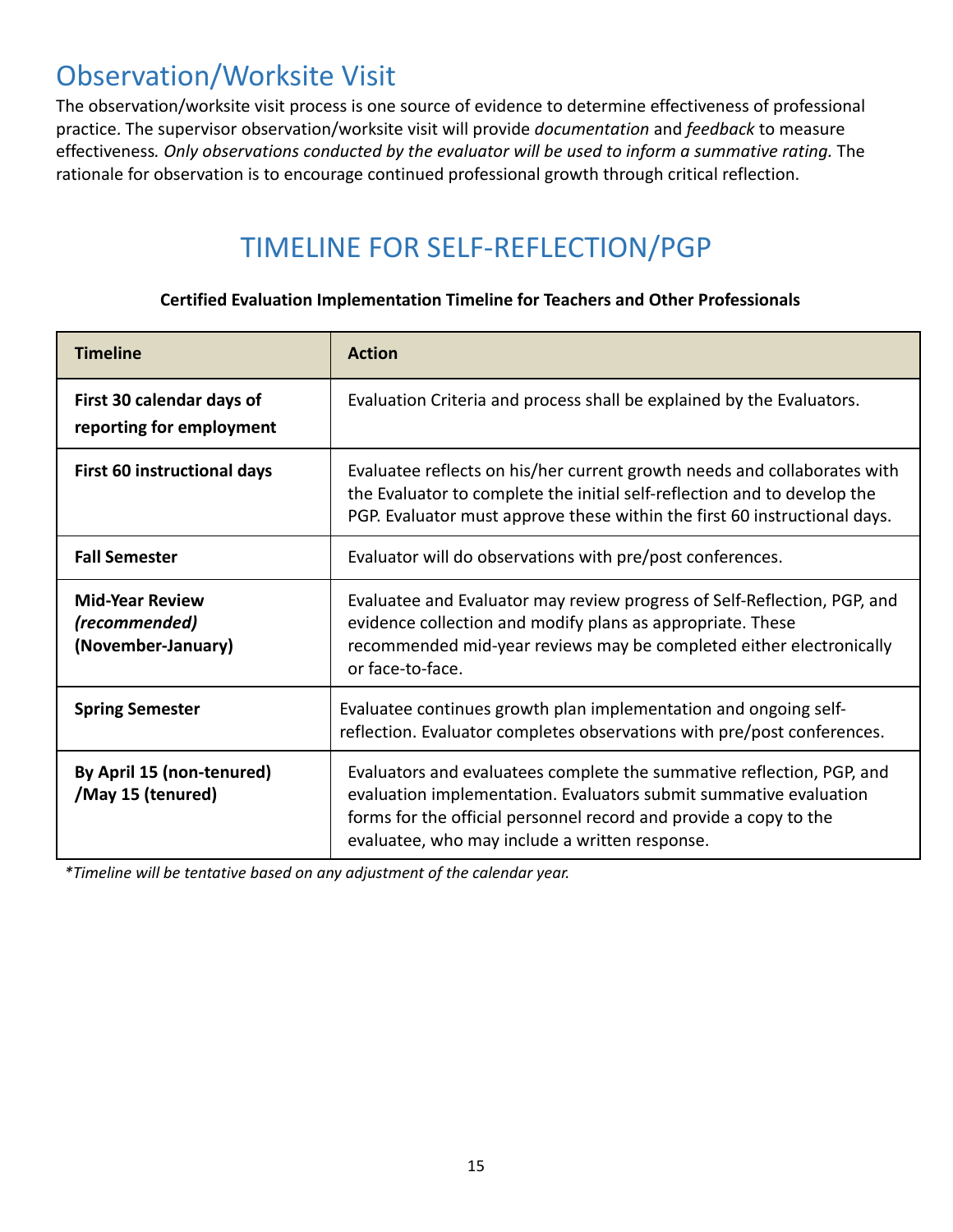## Observation/Worksite Visit

The observation/worksite visit process is one source of evidence to determine effectiveness of professional practice. The supervisor observation/worksite visit will provide *documentation* and *feedback* to measure effectiveness*. Only observations conducted by the evaluator will be used to inform a summative rating.* The rationale for observation is to encourage continued professional growth through critical reflection.

## TIMELINE FOR SELF-REFLECTION/PGP

**Certified Evaluation Implementation Timeline for Teachers and Other Professionals**

| Timeline | Action |
|---|---|
| **First 30 calendar days of reporting for employment** | Evaluation Criteria and process shall be explained by the Evaluators. |
| **First 60 instructional days** | Evaluatee reflects on his/her current growth needs and collaborates with the Evaluator to complete the initial self-reflection and to develop the PGP. Evaluator must approve these within the first 60 instructional days. |
| **Fall Semester** | Evaluator will do observations with pre/post conferences. |
| **Mid-Year Review *(recommended)* (November-January)** | Evaluatee and Evaluator may review progress of Self-Reflection, PGP, and evidence collection and modify plans as appropriate. These recommended mid-year reviews may be completed either electronically or face-to-face. |
| **Spring Semester** | Evaluatee continues growth plan implementation and ongoing self-reflection. Evaluator completes observations with pre/post conferences. |
| **By April 15 (non-tenured) /May 15 (tenured)** | Evaluators and evaluatees complete the summative reflection, PGP, and evaluation implementation. Evaluators submit summative evaluation forms for the official personnel record and provide a copy to the evaluatee, who may include a written response. |

*\*Timeline will be tentative based on any adjustment of the calendar year.*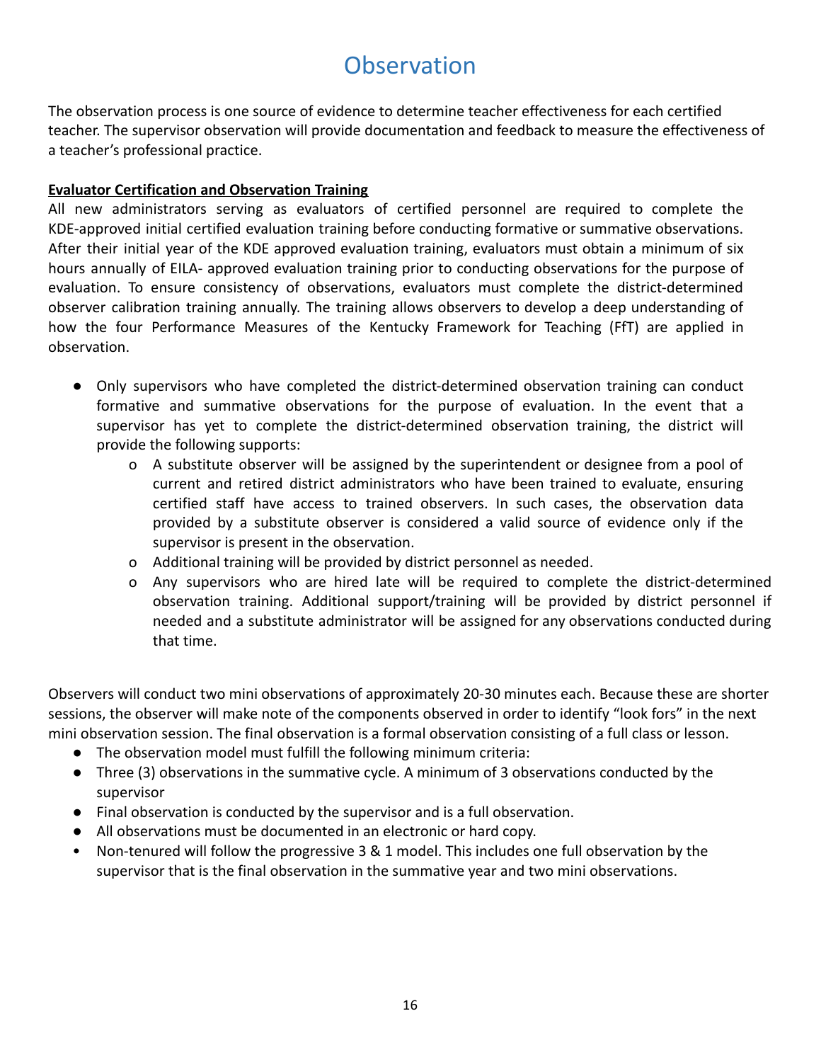# Observation

The observation process is one source of evidence to determine teacher effectiveness for each certified teacher. The supervisor observation will provide documentation and feedback to measure the effectiveness of a teacher's professional practice.

**Evaluator Certification and Observation Training**

All new administrators serving as evaluators of certified personnel are required to complete the KDE-approved initial certified evaluation training before conducting formative or summative observations. After their initial year of the KDE approved evaluation training, evaluators must obtain a minimum of six hours annually of EILA- approved evaluation training prior to conducting observations for the purpose of evaluation. To ensure consistency of observations, evaluators must complete the district-determined observer calibration training annually. The training allows observers to develop a deep understanding of how the four Performance Measures of the Kentucky Framework for Teaching (FfT) are applied in observation.

- Only supervisors who have completed the district-determined observation training can conduct formative and summative observations for the purpose of evaluation. In the event that a supervisor has yet to complete the district-determined observation training, the district will provide the following supports:
  - A substitute observer will be assigned by the superintendent or designee from a pool of current and retired district administrators who have been trained to evaluate, ensuring certified staff have access to trained observers. In such cases, the observation data provided by a substitute observer is considered a valid source of evidence only if the supervisor is present in the observation.
  - Additional training will be provided by district personnel as needed.
  - Any supervisors who are hired late will be required to complete the district-determined observation training. Additional support/training will be provided by district personnel if needed and a substitute administrator will be assigned for any observations conducted during that time.

Observers will conduct two mini observations of approximately 20-30 minutes each. Because these are shorter sessions, the observer will make note of the components observed in order to identify "look fors" in the next mini observation session. The final observation is a formal observation consisting of a full class or lesson.

- The observation model must fulfill the following minimum criteria:
- Three (3) observations in the summative cycle. A minimum of 3 observations conducted by the supervisor
- Final observation is conducted by the supervisor and is a full observation.
- All observations must be documented in an electronic or hard copy.
- Non-tenured will follow the progressive 3 & 1 model. This includes one full observation by the supervisor that is the final observation in the summative year and two mini observations.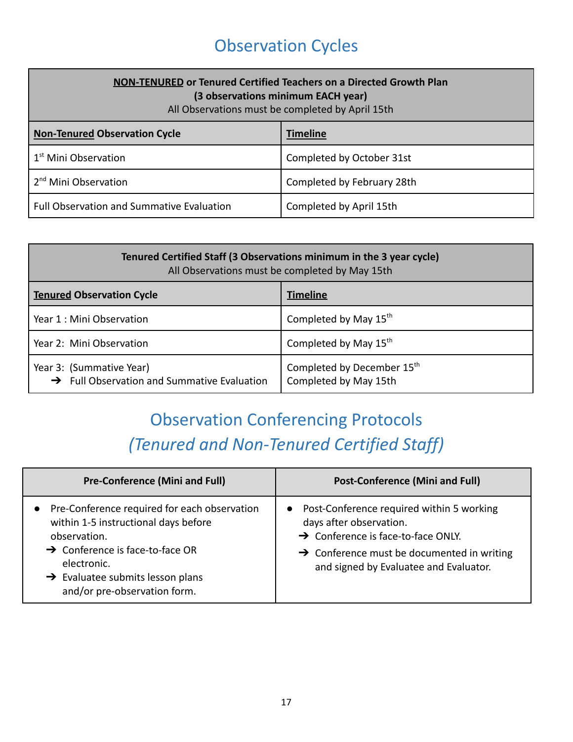# Observation Cycles

| **<u>NON-TENURED</u> or Tenured Certified Teachers on a Directed Growth Plan (3 observations minimum EACH year)** All Observations must be completed by April 15th | |
|---|---|
| **<u>Non-Tenured</u> Observation Cycle** | **<u>Timeline</u>** |
| 1st Mini Observation | Completed by October 31st |
| 2nd Mini Observation | Completed by February 28th |
| Full Observation and Summative Evaluation | Completed by April 15th |

| **Tenured Certified Staff (3 Observations minimum in the 3 year cycle)** All Observations must be completed by May 15th | |
|---|---|
| **<u>Tenured</u> Observation Cycle** | **<u>Timeline</u>** |
| Year 1 : Mini Observation | Completed by May 15th |
| Year 2: Mini Observation | Completed by May 15th |
| Year 3: (Summative Year) ➔ Full Observation and Summative Evaluation | Completed by December 15th Completed by May 15th |

# Observation Conferencing Protocols
## *(Tenured and Non-Tenured Certified Staff)*

| Pre-Conference (Mini and Full) | Post-Conference (Mini and Full) |
|---|---|
| • Pre-Conference required for each observation within 1-5 instructional days before observation. ➔ Conference is face-to-face OR electronic. ➔ Evaluatee submits lesson plans and/or pre-observation form. | • Post-Conference required within 5 working days after observation. ➔ Conference is face-to-face ONLY. ➔ Conference must be documented in writing and signed by Evaluatee and Evaluator. |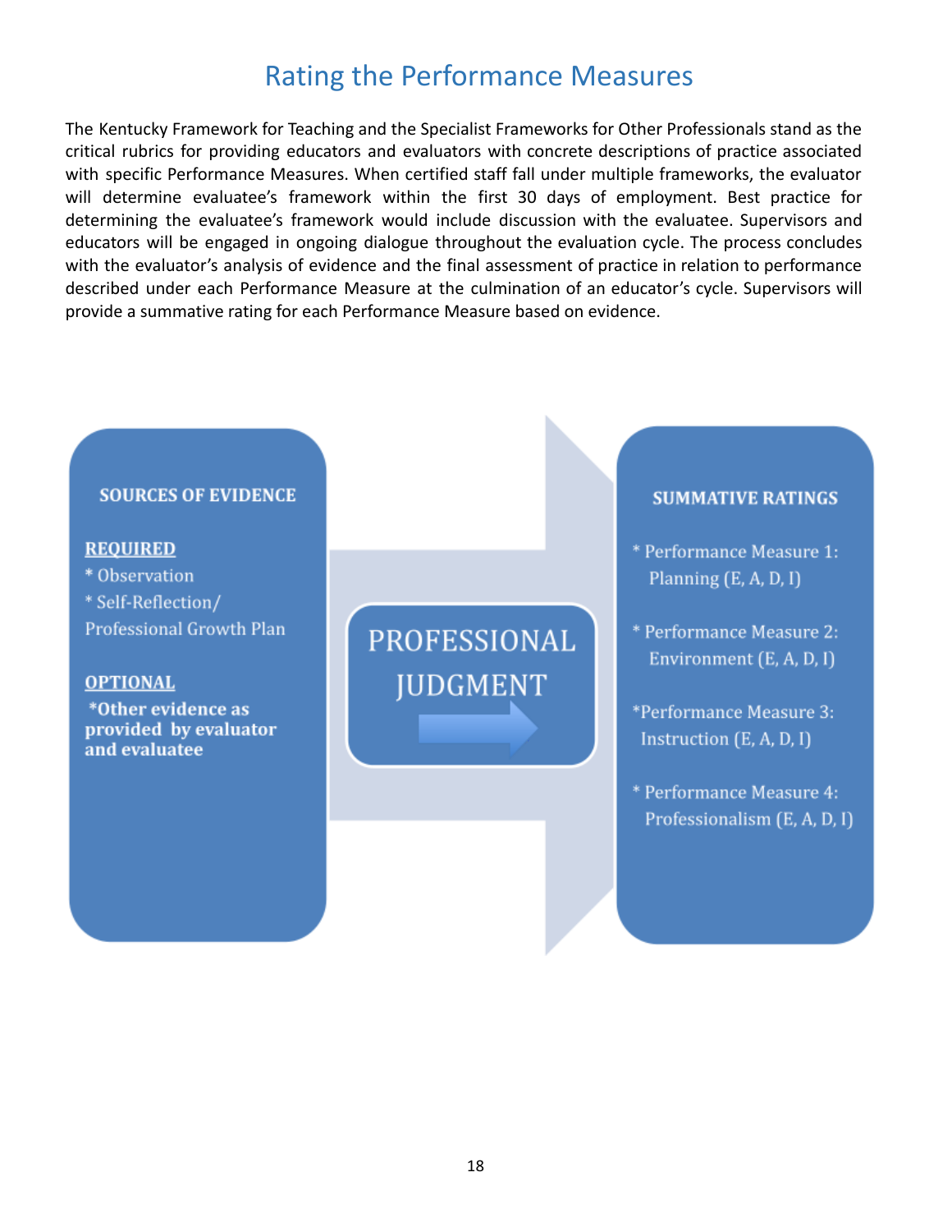# Rating the Performance Measures

The Kentucky Framework for Teaching and the Specialist Frameworks for Other Professionals stand as the critical rubrics for providing educators and evaluators with concrete descriptions of practice associated with specific Performance Measures. When certified staff fall under multiple frameworks, the evaluator will determine evaluatee's framework within the first 30 days of employment. Best practice for determining the evaluatee's framework would include discussion with the evaluatee. Supervisors and educators will be engaged in ongoing dialogue throughout the evaluation cycle. The process concludes with the evaluator's analysis of evidence and the final assessment of practice in relation to performance described under each Performance Measure at the culmination of an educator's cycle. Supervisors will provide a summative rating for each Performance Measure based on evidence.

**SOURCES OF EVIDENCE**

**REQUIRED**

* Observation
* Self-Reflection/ Professional Growth Plan

**OPTIONAL**

***Other evidence as provided by evaluator and evaluatee**

**PROFESSIONAL JUDGMENT**

**SUMMATIVE RATINGS**

* Performance Measure 1: Planning (E, A, D, I)
* Performance Measure 2: Environment (E, A, D, I)
* Performance Measure 3: Instruction (E, A, D, I)
* Performance Measure 4: Professionalism (E, A, D, I)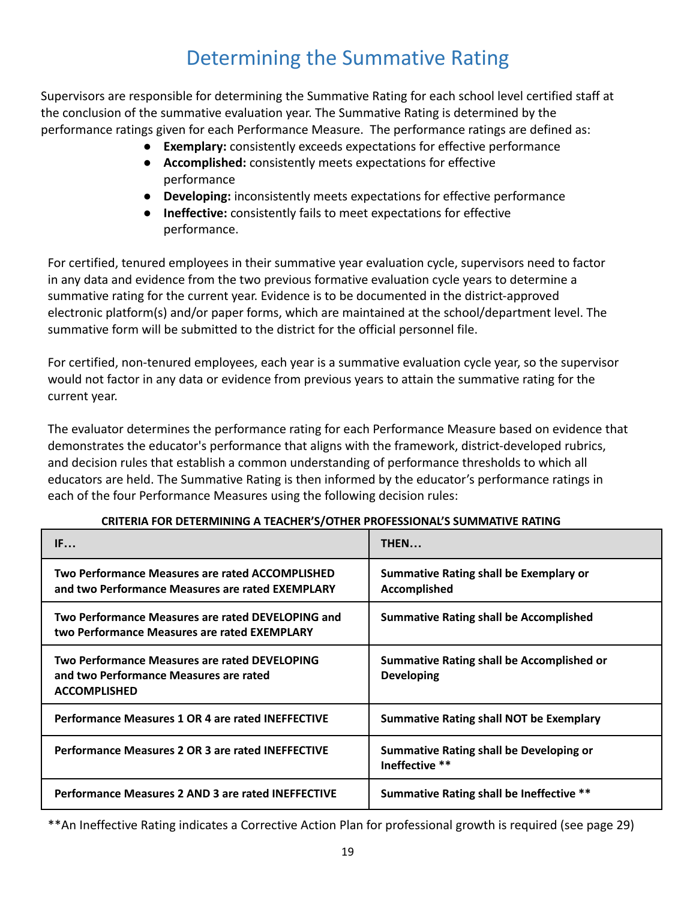# Determining the Summative Rating

Supervisors are responsible for determining the Summative Rating for each school level certified staff at the conclusion of the summative evaluation year. The Summative Rating is determined by the performance ratings given for each Performance Measure. The performance ratings are defined as:

- **Exemplary:** consistently exceeds expectations for effective performance
- **Accomplished:** consistently meets expectations for effective performance
- **Developing:** inconsistently meets expectations for effective performance
- **Ineffective:** consistently fails to meet expectations for effective performance.

For certified, tenured employees in their summative year evaluation cycle, supervisors need to factor in any data and evidence from the two previous formative evaluation cycle years to determine a summative rating for the current year. Evidence is to be documented in the district-approved electronic platform(s) and/or paper forms, which are maintained at the school/department level. The summative form will be submitted to the district for the official personnel file.

For certified, non-tenured employees, each year is a summative evaluation cycle year, so the supervisor would not factor in any data or evidence from previous years to attain the summative rating for the current year.

The evaluator determines the performance rating for each Performance Measure based on evidence that demonstrates the educator's performance that aligns with the framework, district-developed rubrics, and decision rules that establish a common understanding of performance thresholds to which all educators are held. The Summative Rating is then informed by the educator's performance ratings in each of the four Performance Measures using the following decision rules:

**CRITERIA FOR DETERMINING A TEACHER'S/OTHER PROFESSIONAL'S SUMMATIVE RATING**

| IF… | THEN… |
|---|---|
| **Two Performance Measures are rated ACCOMPLISHED and two Performance Measures are rated EXEMPLARY** | **Summative Rating shall be Exemplary or Accomplished** |
| **Two Performance Measures are rated DEVELOPING and two Performance Measures are rated EXEMPLARY** | **Summative Rating shall be Accomplished** |
| **Two Performance Measures are rated DEVELOPING and two Performance Measures are rated ACCOMPLISHED** | **Summative Rating shall be Accomplished or Developing** |
| **Performance Measures 1 OR 4 are rated INEFFECTIVE** | **Summative Rating shall NOT be Exemplary** |
| **Performance Measures 2 OR 3 are rated INEFFECTIVE** | **Summative Rating shall be Developing or Ineffective \*\*** |
| **Performance Measures 2 AND 3 are rated INEFFECTIVE** | **Summative Rating shall be Ineffective \*\*** |

**An Ineffective Rating indicates a Corrective Action Plan for professional growth is required (see page 29)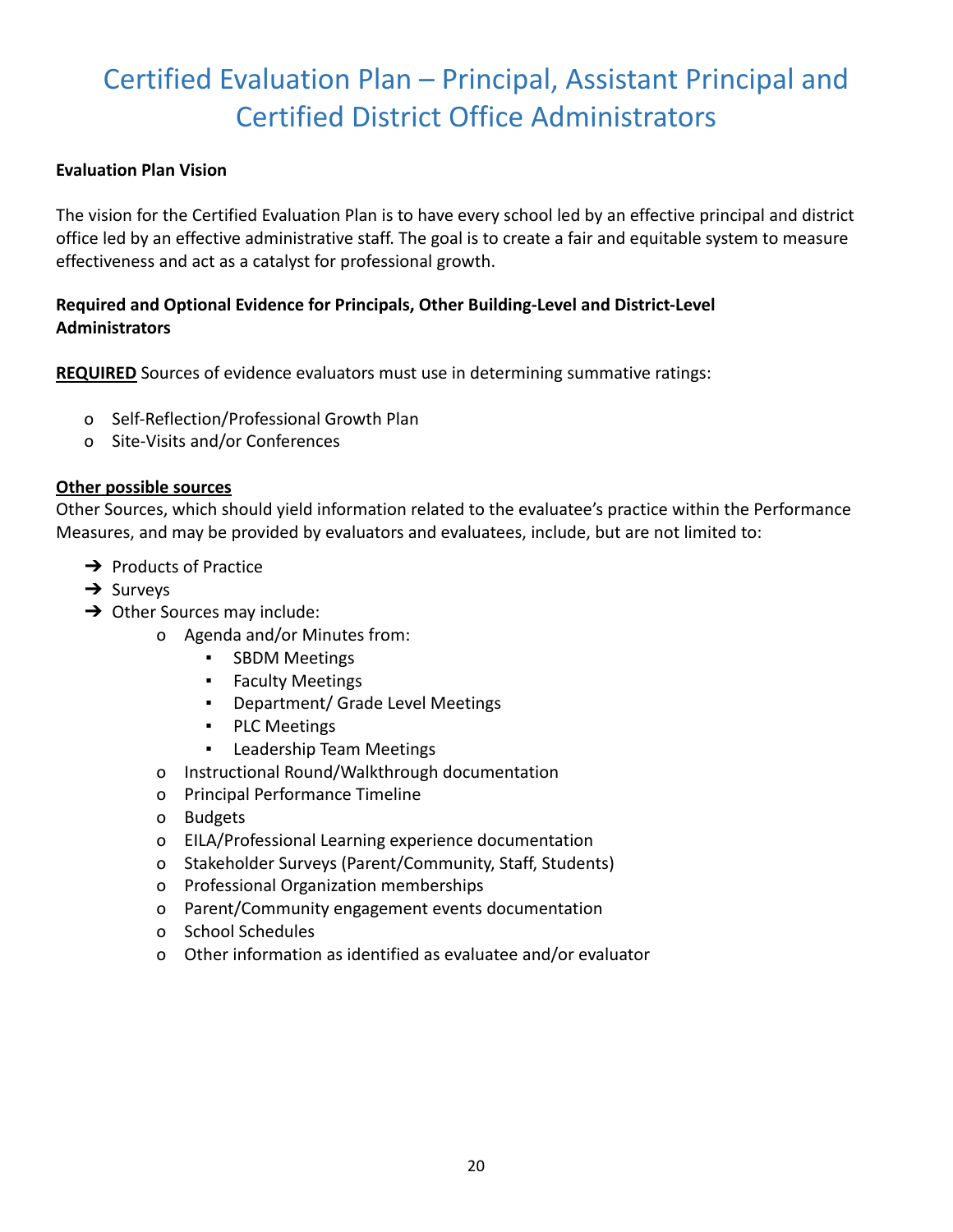# Certified Evaluation Plan – Principal, Assistant Principal and Certified District Office Administrators

**Evaluation Plan Vision**

The vision for the Certified Evaluation Plan is to have every school led by an effective principal and district office led by an effective administrative staff. The goal is to create a fair and equitable system to measure effectiveness and act as a catalyst for professional growth.

**Required and Optional Evidence for Principals, Other Building-Level and District-Level Administrators**

**REQUIRED** Sources of evidence evaluators must use in determining summative ratings:

- Self-Reflection/Professional Growth Plan
- Site-Visits and/or Conferences

**Other possible sources**

Other Sources, which should yield information related to the evaluatee's practice within the Performance Measures, and may be provided by evaluators and evaluatees, include, but are not limited to:

- Products of Practice
- Surveys
- Other Sources may include:
  - Agenda and/or Minutes from:
    - SBDM Meetings
    - Faculty Meetings
    - Department/ Grade Level Meetings
    - PLC Meetings
    - Leadership Team Meetings
  - Instructional Round/Walkthrough documentation
  - Principal Performance Timeline
  - Budgets
  - EILA/Professional Learning experience documentation
  - Stakeholder Surveys (Parent/Community, Staff, Students)
  - Professional Organization memberships
  - Parent/Community engagement events documentation
  - School Schedules
  - Other information as identified as evaluatee and/or evaluator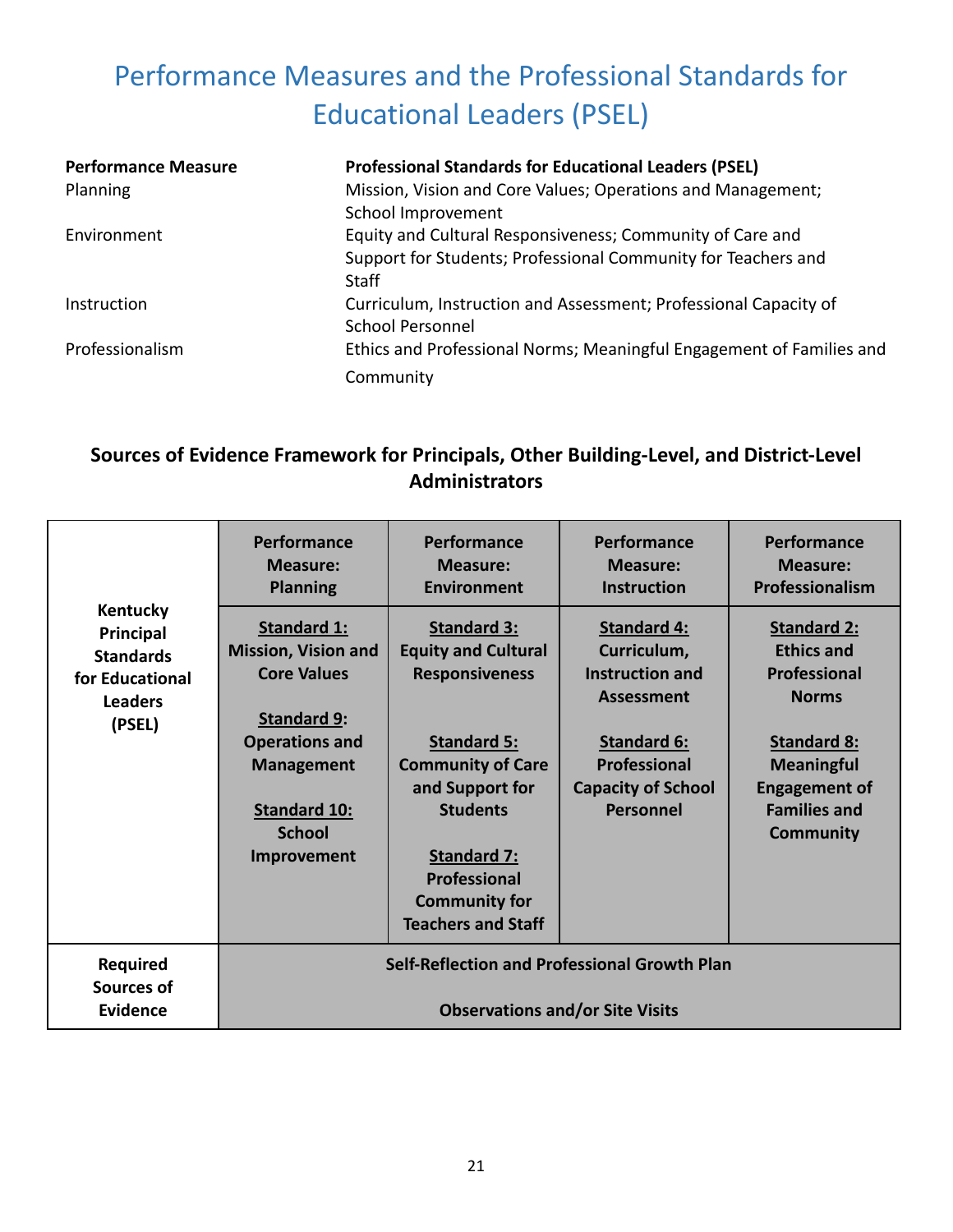# Performance Measures and the Professional Standards for Educational Leaders (PSEL)

| Performance Measure | Professional Standards for Educational Leaders (PSEL) |
|---|---|
| Planning | Mission, Vision and Core Values; Operations and Management; School Improvement |
| Environment | Equity and Cultural Responsiveness; Community of Care and Support for Students; Professional Community for Teachers and Staff |
| Instruction | Curriculum, Instruction and Assessment; Professional Capacity of School Personnel |
| Professionalism | Ethics and Professional Norms; Meaningful Engagement of Families and Community |

### Sources of Evidence Framework for Principals, Other Building-Level, and District-Level Administrators

| Kentucky Principal Standards for Educational Leaders (PSEL) | Performance Measure: Planning | Performance Measure: Environment | Performance Measure: Instruction | Performance Measure: Professionalism |
|---|---|---|---|---|
| | **Standard 1:** Mission, Vision and Core Values<br><br>**Standard 9:** Operations and Management<br><br>**Standard 10:** School Improvement | **Standard 3:** Equity and Cultural Responsiveness<br><br>**Standard 5:** Community of Care and Support for Students<br><br>**Standard 7:** Professional Community for Teachers and Staff | **Standard 4:** Curriculum, Instruction and Assessment<br><br>**Standard 6:** Professional Capacity of School Personnel | **Standard 2:** Ethics and Professional Norms<br><br>**Standard 8:** Meaningful Engagement of Families and Community |
| **Required Sources of Evidence** | **Self-Reflection and Professional Growth Plan**<br><br>**Observations and/or Site Visits** | | | |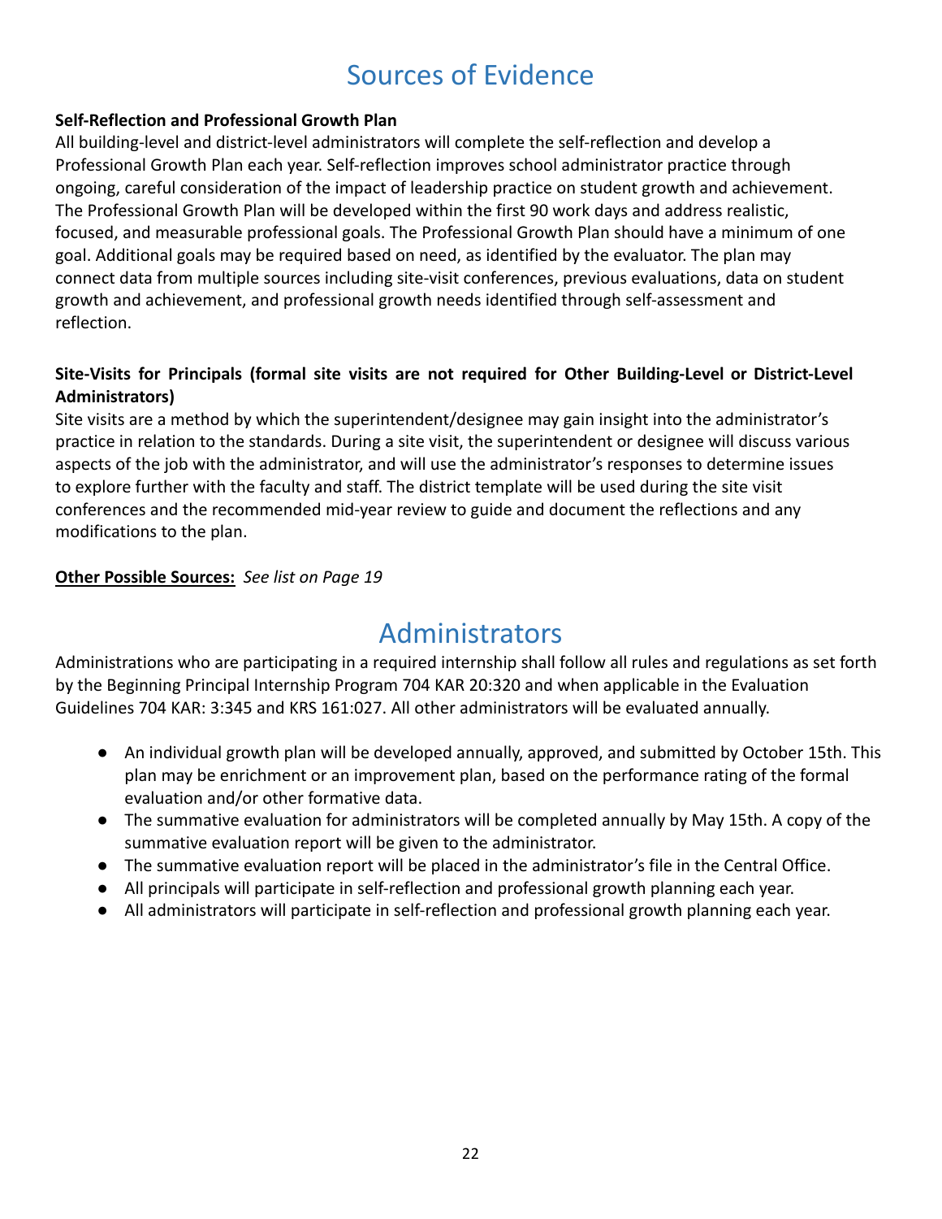# Sources of Evidence

**Self-Reflection and Professional Growth Plan**

All building-level and district-level administrators will complete the self-reflection and develop a Professional Growth Plan each year. Self-reflection improves school administrator practice through ongoing, careful consideration of the impact of leadership practice on student growth and achievement. The Professional Growth Plan will be developed within the first 90 work days and address realistic, focused, and measurable professional goals. The Professional Growth Plan should have a minimum of one goal. Additional goals may be required based on need, as identified by the evaluator. The plan may connect data from multiple sources including site-visit conferences, previous evaluations, data on student growth and achievement, and professional growth needs identified through self-assessment and reflection.

**Site-Visits for Principals (formal site visits are not required for Other Building-Level or District-Level Administrators)**

Site visits are a method by which the superintendent/designee may gain insight into the administrator's practice in relation to the standards. During a site visit, the superintendent or designee will discuss various aspects of the job with the administrator, and will use the administrator's responses to determine issues to explore further with the faculty and staff. The district template will be used during the site visit conferences and the recommended mid-year review to guide and document the reflections and any modifications to the plan.

**Other Possible Sources:** *See list on Page 19*

# Administrators

Administrations who are participating in a required internship shall follow all rules and regulations as set forth by the Beginning Principal Internship Program 704 KAR 20:320 and when applicable in the Evaluation Guidelines 704 KAR: 3:345 and KRS 161:027. All other administrators will be evaluated annually.

- An individual growth plan will be developed annually, approved, and submitted by October 15th. This plan may be enrichment or an improvement plan, based on the performance rating of the formal evaluation and/or other formative data.
- The summative evaluation for administrators will be completed annually by May 15th. A copy of the summative evaluation report will be given to the administrator.
- The summative evaluation report will be placed in the administrator's file in the Central Office.
- All principals will participate in self-reflection and professional growth planning each year.
- All administrators will participate in self-reflection and professional growth planning each year.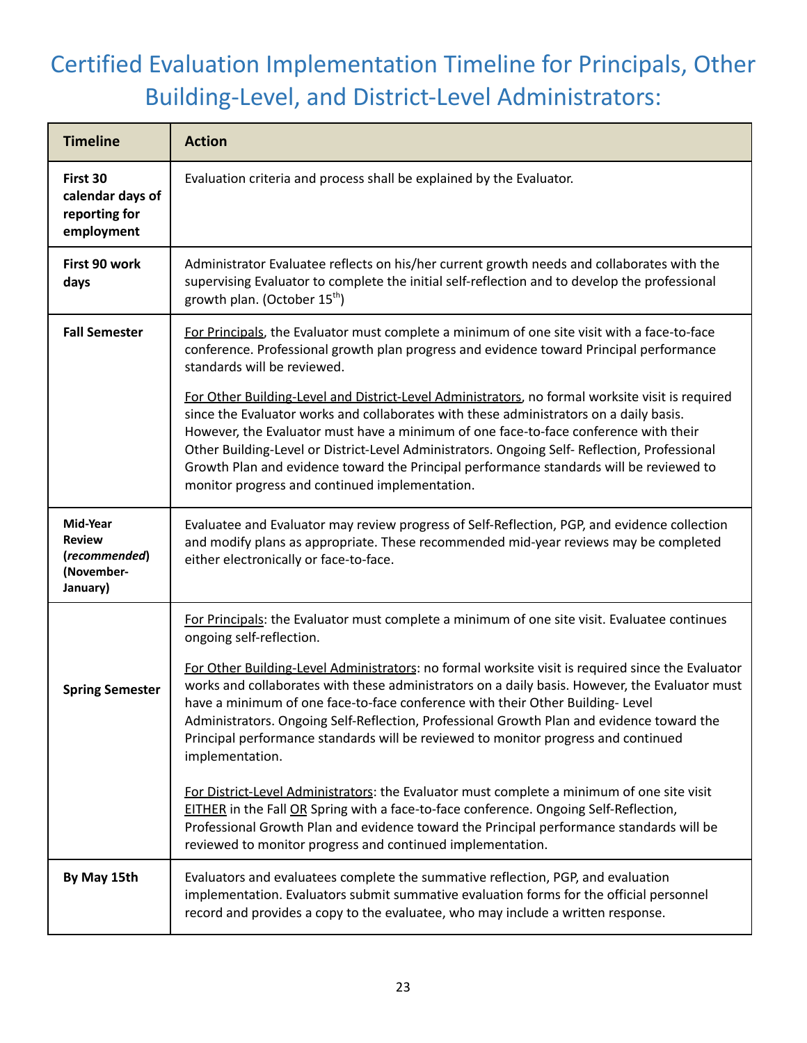# Certified Evaluation Implementation Timeline for Principals, Other Building-Level, and District-Level Administrators:

| Timeline | Action |
|---|---|
| **First 30 calendar days of reporting for employment** | Evaluation criteria and process shall be explained by the Evaluator. |
| **First 90 work days** | Administrator Evaluatee reflects on his/her current growth needs and collaborates with the supervising Evaluator to complete the initial self-reflection and to develop the professional growth plan. (October 15th) |
| **Fall Semester** | For Principals, the Evaluator must complete a minimum of one site visit with a face-to-face conference. Professional growth plan progress and evidence toward Principal performance standards will be reviewed.<br><br>For Other Building-Level and District-Level Administrators, no formal worksite visit is required since the Evaluator works and collaborates with these administrators on a daily basis. However, the Evaluator must have a minimum of one face-to-face conference with their Other Building-Level or District-Level Administrators. Ongoing Self- Reflection, Professional Growth Plan and evidence toward the Principal performance standards will be reviewed to monitor progress and continued implementation. |
| **Mid-Year Review (*recommended*) (November-January)** | Evaluatee and Evaluator may review progress of Self-Reflection, PGP, and evidence collection and modify plans as appropriate. These recommended mid-year reviews may be completed either electronically or face-to-face. |
| **Spring Semester** | For Principals: the Evaluator must complete a minimum of one site visit. Evaluatee continues ongoing self-reflection.<br><br>For Other Building-Level Administrators: no formal worksite visit is required since the Evaluator works and collaborates with these administrators on a daily basis. However, the Evaluator must have a minimum of one face-to-face conference with their Other Building- Level Administrators. Ongoing Self-Reflection, Professional Growth Plan and evidence toward the Principal performance standards will be reviewed to monitor progress and continued implementation.<br><br>For District-Level Administrators: the Evaluator must complete a minimum of one site visit EITHER in the Fall OR Spring with a face-to-face conference. Ongoing Self-Reflection, Professional Growth Plan and evidence toward the Principal performance standards will be reviewed to monitor progress and continued implementation. |
| **By May 15th** | Evaluators and evaluatees complete the summative reflection, PGP, and evaluation implementation. Evaluators submit summative evaluation forms for the official personnel record and provides a copy to the evaluatee, who may include a written response. |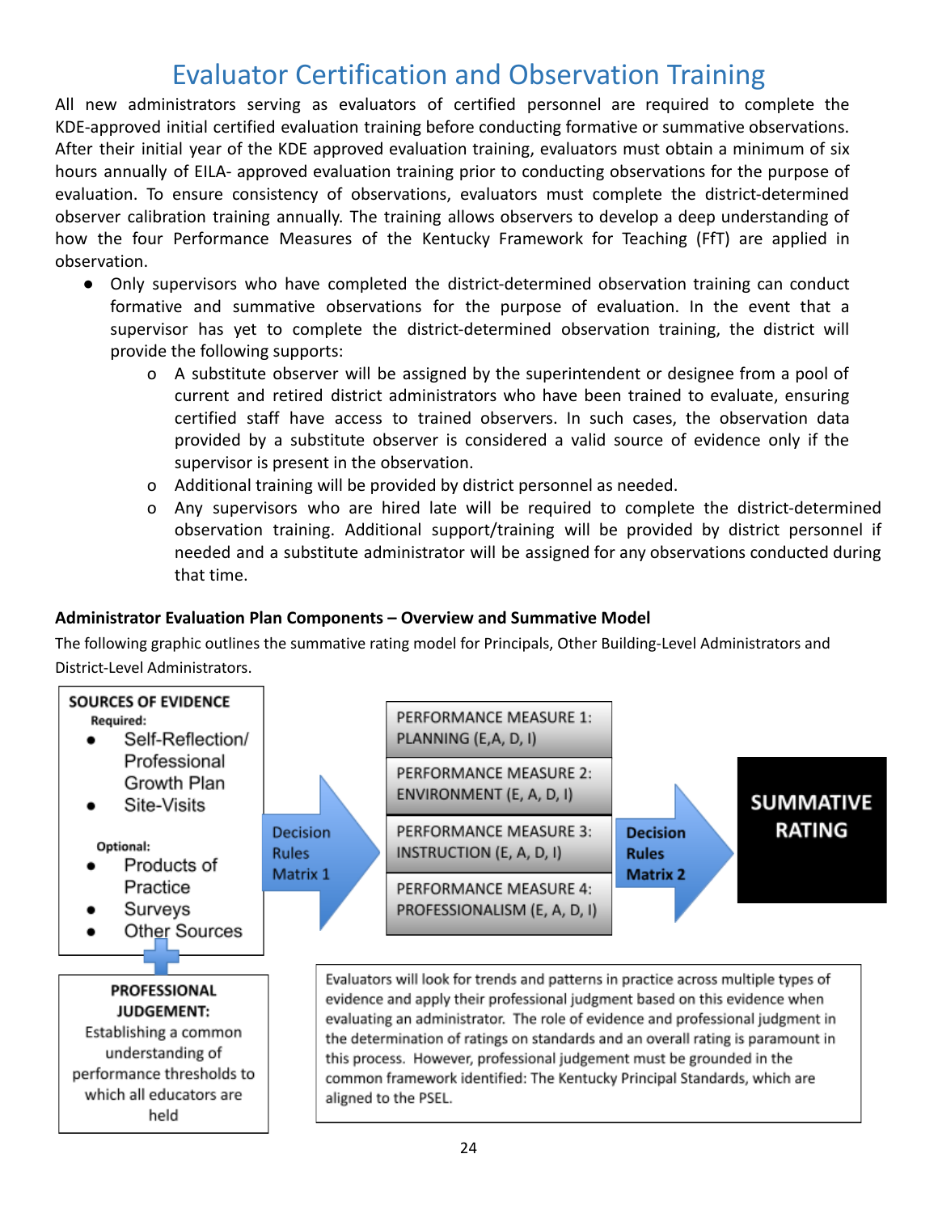# Evaluator Certification and Observation Training

All new administrators serving as evaluators of certified personnel are required to complete the KDE-approved initial certified evaluation training before conducting formative or summative observations. After their initial year of the KDE approved evaluation training, evaluators must obtain a minimum of six hours annually of EILA- approved evaluation training prior to conducting observations for the purpose of evaluation. To ensure consistency of observations, evaluators must complete the district-determined observer calibration training annually. The training allows observers to develop a deep understanding of how the four Performance Measures of the Kentucky Framework for Teaching (FfT) are applied in observation.

- Only supervisors who have completed the district-determined observation training can conduct formative and summative observations for the purpose of evaluation. In the event that a supervisor has yet to complete the district-determined observation training, the district will provide the following supports:
    - o A substitute observer will be assigned by the superintendent or designee from a pool of current and retired district administrators who have been trained to evaluate, ensuring certified staff have access to trained observers. In such cases, the observation data provided by a substitute observer is considered a valid source of evidence only if the supervisor is present in the observation.
    - o Additional training will be provided by district personnel as needed.
    - o Any supervisors who are hired late will be required to complete the district-determined observation training. Additional support/training will be provided by district personnel if needed and a substitute administrator will be assigned for any observations conducted during that time.

**Administrator Evaluation Plan Components – Overview and Summative Model**

The following graphic outlines the summative rating model for Principals, Other Building-Level Administrators and District-Level Administrators.

**SOURCES OF EVIDENCE**

Required:
- Self-Reflection/ Professional Growth Plan
- Site-Visits

Optional:
- Products of Practice
- Surveys
- Other Sources

Decision Rules Matrix 1

PERFORMANCE MEASURE 1: PLANNING (E,A, D, I)

PERFORMANCE MEASURE 2: ENVIRONMENT (E, A, D, I)

PERFORMANCE MEASURE 3: INSTRUCTION (E, A, D, I)

PERFORMANCE MEASURE 4: PROFESSIONALISM (E, A, D, I)

**Decision Rules Matrix 2**

**SUMMATIVE RATING**

**PROFESSIONAL JUDGEMENT:** Establishing a common understanding of performance thresholds to which all educators are held

Evaluators will look for trends and patterns in practice across multiple types of evidence and apply their professional judgment based on this evidence when evaluating an administrator. The role of evidence and professional judgment in the determination of ratings on standards and an overall rating is paramount in this process. However, professional judgement must be grounded in the common framework identified: The Kentucky Principal Standards, which are aligned to the PSEL.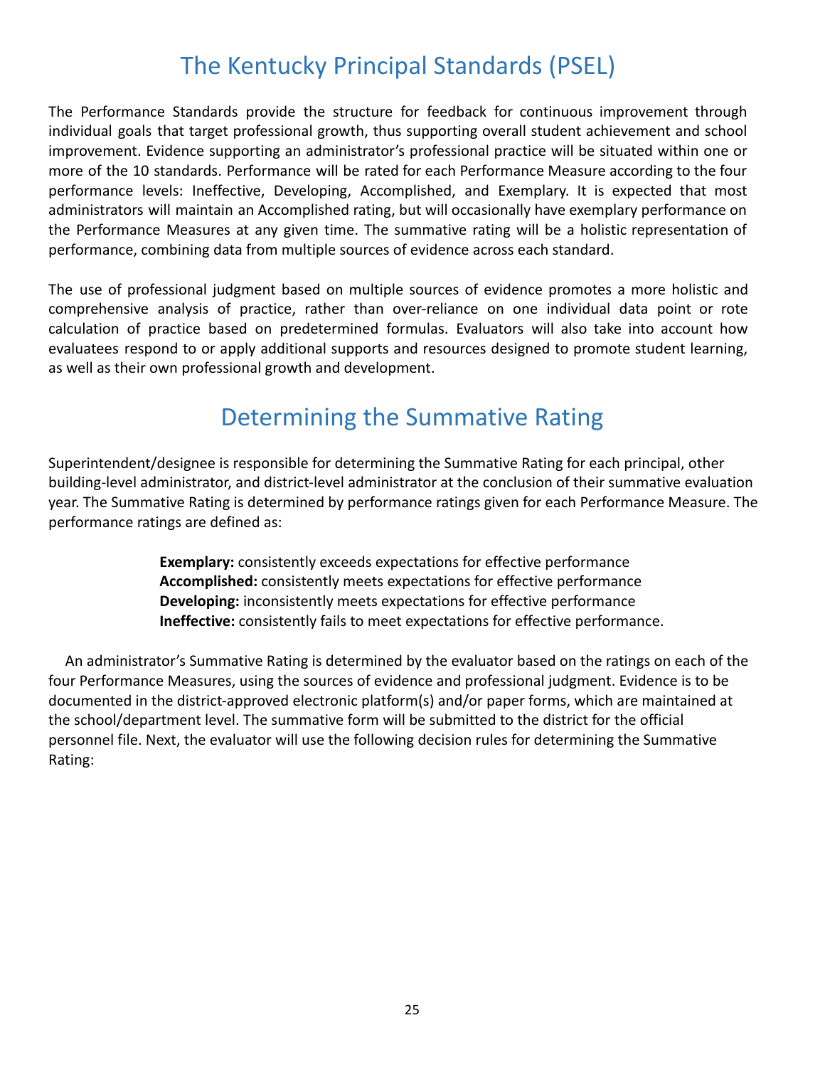# The Kentucky Principal Standards (PSEL)

The Performance Standards provide the structure for feedback for continuous improvement through individual goals that target professional growth, thus supporting overall student achievement and school improvement. Evidence supporting an administrator's professional practice will be situated within one or more of the 10 standards. Performance will be rated for each Performance Measure according to the four performance levels: Ineffective, Developing, Accomplished, and Exemplary. It is expected that most administrators will maintain an Accomplished rating, but will occasionally have exemplary performance on the Performance Measures at any given time. The summative rating will be a holistic representation of performance, combining data from multiple sources of evidence across each standard.

The use of professional judgment based on multiple sources of evidence promotes a more holistic and comprehensive analysis of practice, rather than over-reliance on one individual data point or rote calculation of practice based on predetermined formulas. Evaluators will also take into account how evaluatees respond to or apply additional supports and resources designed to promote student learning, as well as their own professional growth and development.

# Determining the Summative Rating

Superintendent/designee is responsible for determining the Summative Rating for each principal, other building-level administrator, and district-level administrator at the conclusion of their summative evaluation year. The Summative Rating is determined by performance ratings given for each Performance Measure. The performance ratings are defined as:

**Exemplary:** consistently exceeds expectations for effective performance
**Accomplished:** consistently meets expectations for effective performance
**Developing:** inconsistently meets expectations for effective performance
**Ineffective:** consistently fails to meet expectations for effective performance.

An administrator's Summative Rating is determined by the evaluator based on the ratings on each of the four Performance Measures, using the sources of evidence and professional judgment. Evidence is to be documented in the district-approved electronic platform(s) and/or paper forms, which are maintained at the school/department level. The summative form will be submitted to the district for the official personnel file. Next, the evaluator will use the following decision rules for determining the Summative Rating: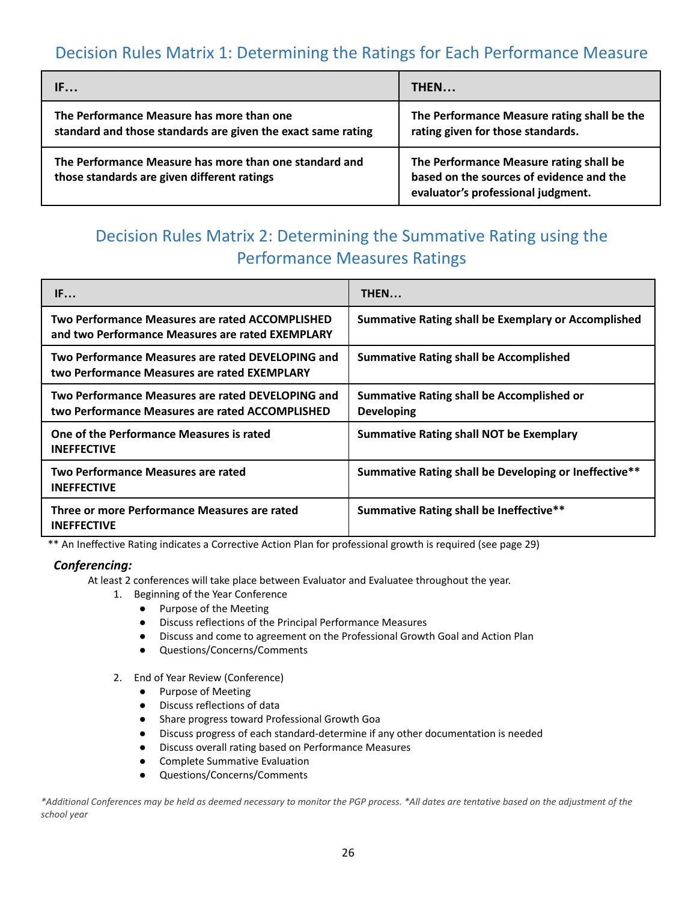## Decision Rules Matrix 1: Determining the Ratings for Each Performance Measure

| IF… | THEN… |
|---|---|
| **The Performance Measure has more than one standard and those standards are given the exact same rating** | **The Performance Measure rating shall be the rating given for those standards.** |
| **The Performance Measure has more than one standard and those standards are given different ratings** | **The Performance Measure rating shall be based on the sources of evidence and the evaluator's professional judgment.** |

## Decision Rules Matrix 2: Determining the Summative Rating using the Performance Measures Ratings

| IF… | THEN… |
|---|---|
| **Two Performance Measures are rated ACCOMPLISHED and two Performance Measures are rated EXEMPLARY** | **Summative Rating shall be Exemplary or Accomplished** |
| **Two Performance Measures are rated DEVELOPING and two Performance Measures are rated EXEMPLARY** | **Summative Rating shall be Accomplished** |
| **Two Performance Measures are rated DEVELOPING and two Performance Measures are rated ACCOMPLISHED** | **Summative Rating shall be Accomplished or Developing** |
| **One of the Performance Measures is rated INEFFECTIVE** | **Summative Rating shall NOT be Exemplary** |
| **Two Performance Measures are rated INEFFECTIVE** | **Summative Rating shall be Developing or Ineffective\*\*** |
| **Three or more Performance Measures are rated INEFFECTIVE** | **Summative Rating shall be Ineffective\*\*** |

** An Ineffective Rating indicates a Corrective Action Plan for professional growth is required (see page 29)

### *Conferencing:*

At least 2 conferences will take place between Evaluator and Evaluatee throughout the year.

1. Beginning of the Year Conference
   - Purpose of the Meeting
   - Discuss reflections of the Principal Performance Measures
   - Discuss and come to agreement on the Professional Growth Goal and Action Plan
   - Questions/Concerns/Comments

2. End of Year Review (Conference)
   - Purpose of Meeting
   - Discuss reflections of data
   - Share progress toward Professional Growth Goa
   - Discuss progress of each standard-determine if any other documentation is needed
   - Discuss overall rating based on Performance Measures
   - Complete Summative Evaluation
   - Questions/Concerns/Comments

*\*Additional Conferences may be held as deemed necessary to monitor the PGP process. \*All dates are tentative based on the adjustment of the school year*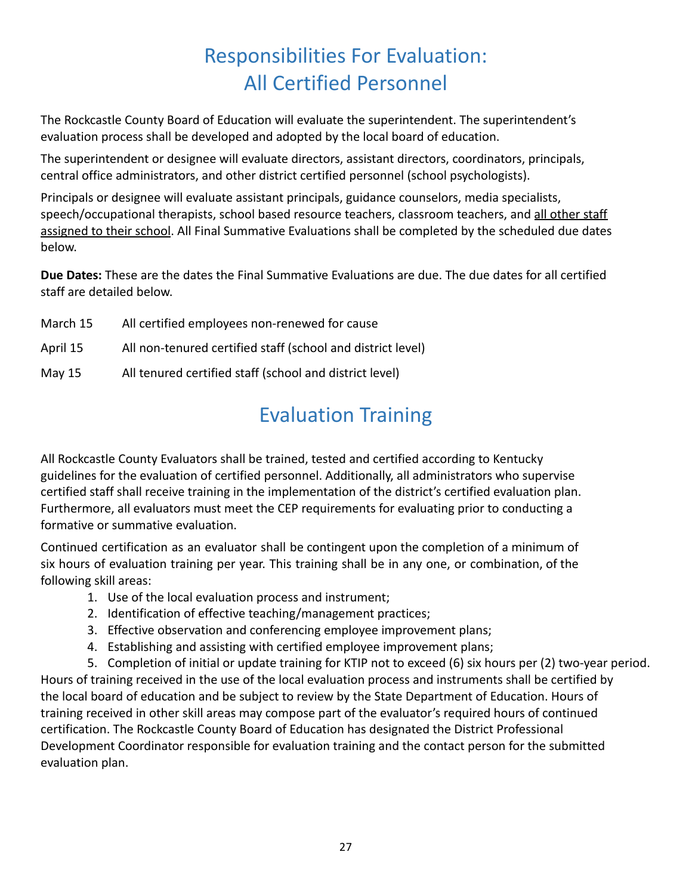# Responsibilities For Evaluation: All Certified Personnel

The Rockcastle County Board of Education will evaluate the superintendent. The superintendent's evaluation process shall be developed and adopted by the local board of education.

The superintendent or designee will evaluate directors, assistant directors, coordinators, principals, central office administrators, and other district certified personnel (school psychologists).

Principals or designee will evaluate assistant principals, guidance counselors, media specialists, speech/occupational therapists, school based resource teachers, classroom teachers, and <u>all other staff assigned to their school</u>. All Final Summative Evaluations shall be completed by the scheduled due dates below.

**Due Dates:** These are the dates the Final Summative Evaluations are due. The due dates for all certified staff are detailed below.

| | |
|---|---|
| March 15 | All certified employees non-renewed for cause |
| April 15 | All non-tenured certified staff (school and district level) |
| May 15 | All tenured certified staff (school and district level) |

# Evaluation Training

All Rockcastle County Evaluators shall be trained, tested and certified according to Kentucky guidelines for the evaluation of certified personnel. Additionally, all administrators who supervise certified staff shall receive training in the implementation of the district's certified evaluation plan. Furthermore, all evaluators must meet the CEP requirements for evaluating prior to conducting a formative or summative evaluation.

Continued certification as an evaluator shall be contingent upon the completion of a minimum of six hours of evaluation training per year. This training shall be in any one, or combination, of the following skill areas:

1. Use of the local evaluation process and instrument;
2. Identification of effective teaching/management practices;
3. Effective observation and conferencing employee improvement plans;
4. Establishing and assisting with certified employee improvement plans;
5. Completion of initial or update training for KTIP not to exceed (6) six hours per (2) two-year period.

Hours of training received in the use of the local evaluation process and instruments shall be certified by the local board of education and be subject to review by the State Department of Education. Hours of training received in other skill areas may compose part of the evaluator's required hours of continued certification. The Rockcastle County Board of Education has designated the District Professional Development Coordinator responsible for evaluation training and the contact person for the submitted evaluation plan.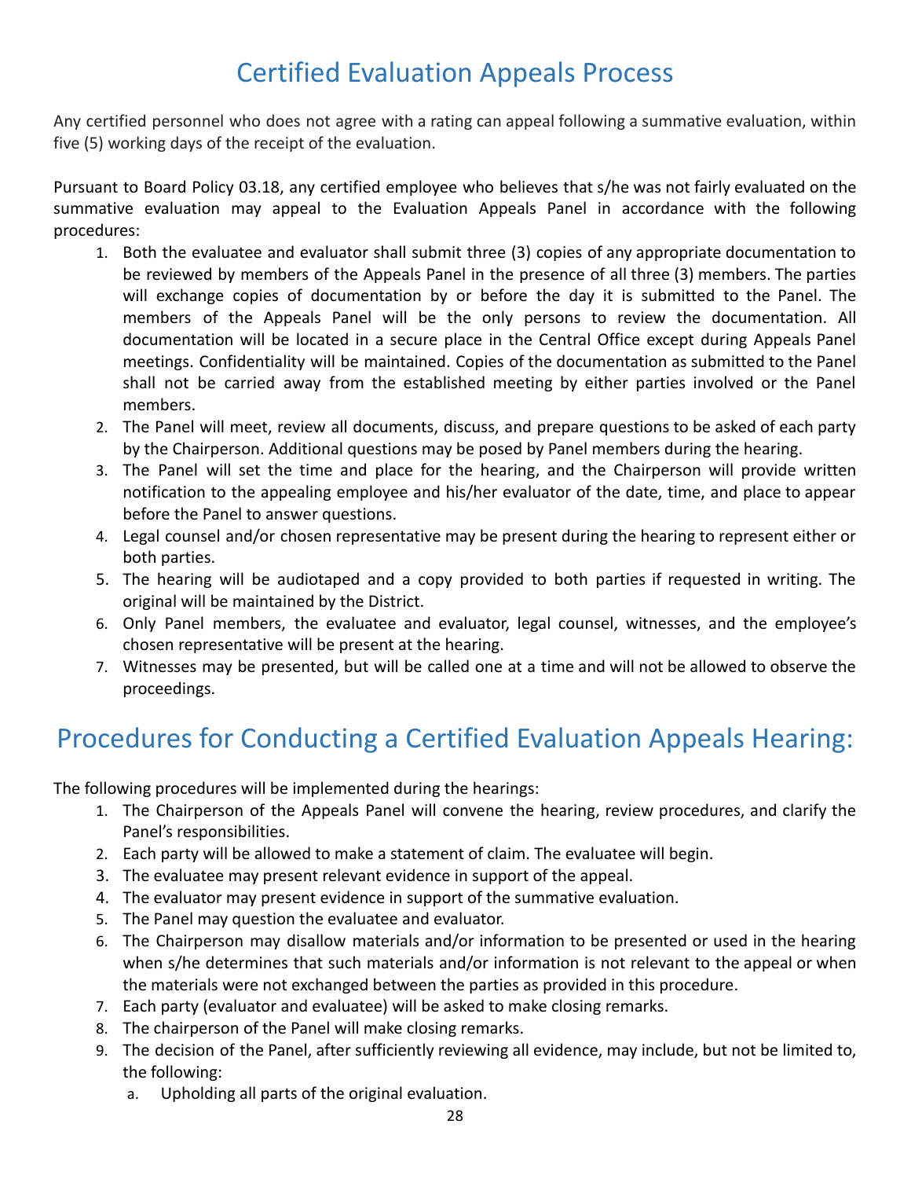# Certified Evaluation Appeals Process

Any certified personnel who does not agree with a rating can appeal following a summative evaluation, within five (5) working days of the receipt of the evaluation.

Pursuant to Board Policy 03.18, any certified employee who believes that s/he was not fairly evaluated on the summative evaluation may appeal to the Evaluation Appeals Panel in accordance with the following procedures:

1. Both the evaluatee and evaluator shall submit three (3) copies of any appropriate documentation to be reviewed by members of the Appeals Panel in the presence of all three (3) members. The parties will exchange copies of documentation by or before the day it is submitted to the Panel. The members of the Appeals Panel will be the only persons to review the documentation. All documentation will be located in a secure place in the Central Office except during Appeals Panel meetings. Confidentiality will be maintained. Copies of the documentation as submitted to the Panel shall not be carried away from the established meeting by either parties involved or the Panel members.
2. The Panel will meet, review all documents, discuss, and prepare questions to be asked of each party by the Chairperson. Additional questions may be posed by Panel members during the hearing.
3. The Panel will set the time and place for the hearing, and the Chairperson will provide written notification to the appealing employee and his/her evaluator of the date, time, and place to appear before the Panel to answer questions.
4. Legal counsel and/or chosen representative may be present during the hearing to represent either or both parties.
5. The hearing will be audiotaped and a copy provided to both parties if requested in writing. The original will be maintained by the District.
6. Only Panel members, the evaluatee and evaluator, legal counsel, witnesses, and the employee's chosen representative will be present at the hearing.
7. Witnesses may be presented, but will be called one at a time and will not be allowed to observe the proceedings.

# Procedures for Conducting a Certified Evaluation Appeals Hearing:

The following procedures will be implemented during the hearings:

1. The Chairperson of the Appeals Panel will convene the hearing, review procedures, and clarify the Panel's responsibilities.
2. Each party will be allowed to make a statement of claim. The evaluatee will begin.
3. The evaluatee may present relevant evidence in support of the appeal.
4. The evaluator may present evidence in support of the summative evaluation.
5. The Panel may question the evaluatee and evaluator.
6. The Chairperson may disallow materials and/or information to be presented or used in the hearing when s/he determines that such materials and/or information is not relevant to the appeal or when the materials were not exchanged between the parties as provided in this procedure.
7. Each party (evaluator and evaluatee) will be asked to make closing remarks.
8. The chairperson of the Panel will make closing remarks.
9. The decision of the Panel, after sufficiently reviewing all evidence, may include, but not be limited to, the following:
   a. Upholding all parts of the original evaluation.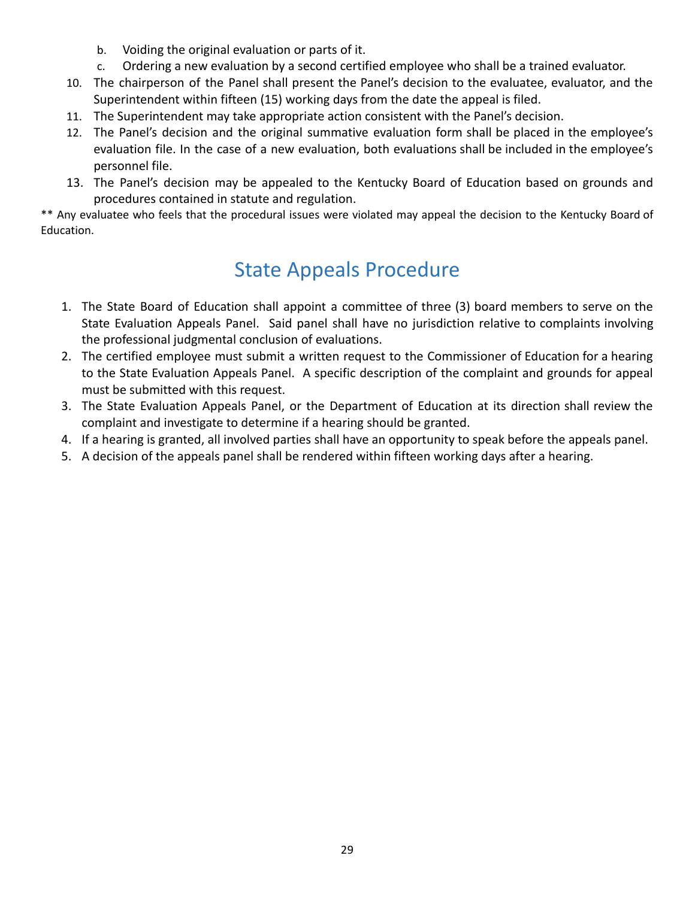b. Voiding the original evaluation or parts of it.
   c. Ordering a new evaluation by a second certified employee who shall be a trained evaluator.

10. The chairperson of the Panel shall present the Panel's decision to the evaluatee, evaluator, and the Superintendent within fifteen (15) working days from the date the appeal is filed.
11. The Superintendent may take appropriate action consistent with the Panel's decision.
12. The Panel's decision and the original summative evaluation form shall be placed in the employee's evaluation file. In the case of a new evaluation, both evaluations shall be included in the employee's personnel file.
13. The Panel's decision may be appealed to the Kentucky Board of Education based on grounds and procedures contained in statute and regulation.

** Any evaluatee who feels that the procedural issues were violated may appeal the decision to the Kentucky Board of Education.

## State Appeals Procedure

1. The State Board of Education shall appoint a committee of three (3) board members to serve on the State Evaluation Appeals Panel. Said panel shall have no jurisdiction relative to complaints involving the professional judgmental conclusion of evaluations.
2. The certified employee must submit a written request to the Commissioner of Education for a hearing to the State Evaluation Appeals Panel. A specific description of the complaint and grounds for appeal must be submitted with this request.
3. The State Evaluation Appeals Panel, or the Department of Education at its direction shall review the complaint and investigate to determine if a hearing should be granted.
4. If a hearing is granted, all involved parties shall have an opportunity to speak before the appeals panel.
5. A decision of the appeals panel shall be rendered within fifteen working days after a hearing.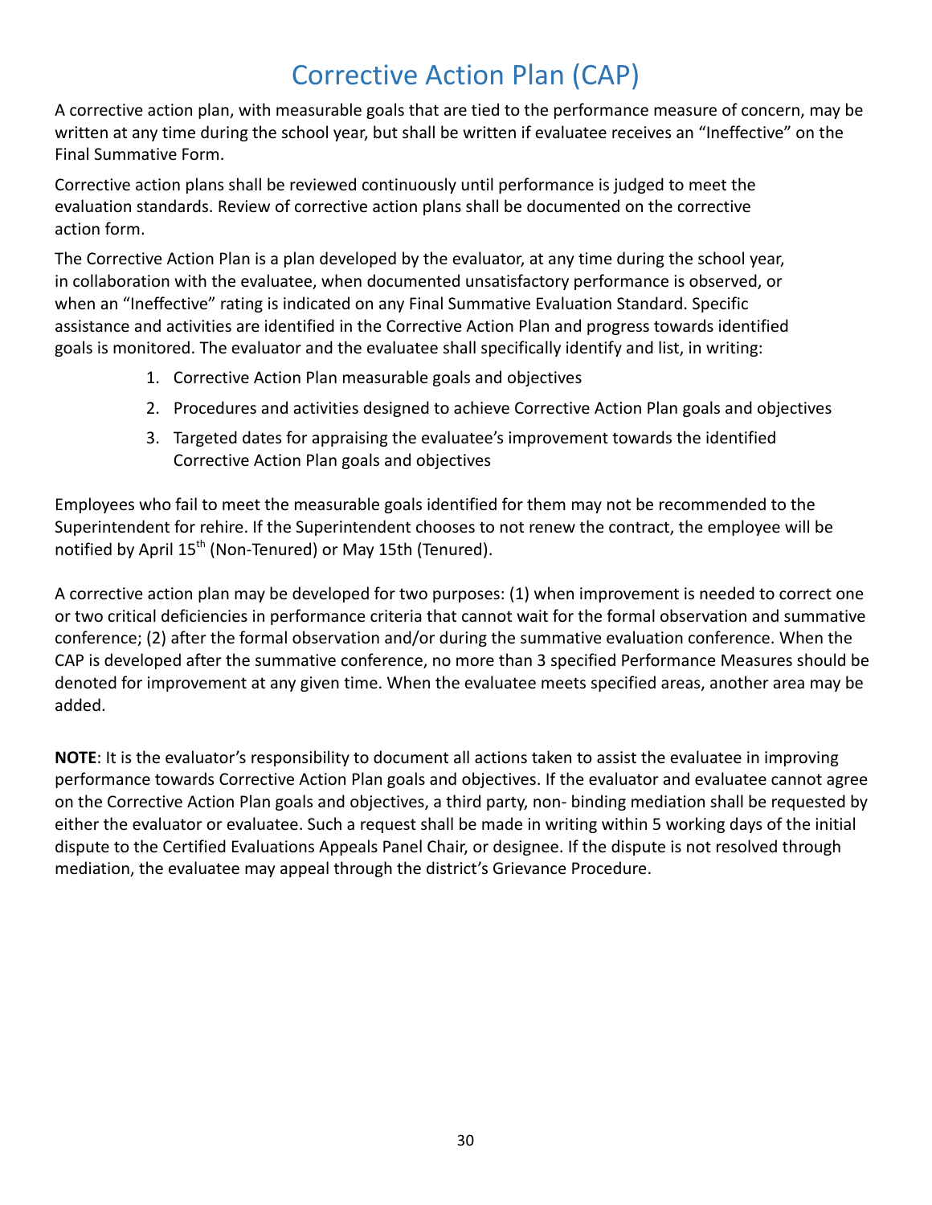# Corrective Action Plan (CAP)

A corrective action plan, with measurable goals that are tied to the performance measure of concern, may be written at any time during the school year, but shall be written if evaluatee receives an "Ineffective" on the Final Summative Form.

Corrective action plans shall be reviewed continuously until performance is judged to meet the evaluation standards. Review of corrective action plans shall be documented on the corrective action form.

The Corrective Action Plan is a plan developed by the evaluator, at any time during the school year, in collaboration with the evaluatee, when documented unsatisfactory performance is observed, or when an "Ineffective" rating is indicated on any Final Summative Evaluation Standard. Specific assistance and activities are identified in the Corrective Action Plan and progress towards identified goals is monitored. The evaluator and the evaluatee shall specifically identify and list, in writing:

1. Corrective Action Plan measurable goals and objectives
2. Procedures and activities designed to achieve Corrective Action Plan goals and objectives
3. Targeted dates for appraising the evaluatee's improvement towards the identified Corrective Action Plan goals and objectives

Employees who fail to meet the measurable goals identified for them may not be recommended to the Superintendent for rehire. If the Superintendent chooses to not renew the contract, the employee will be notified by April 15th (Non-Tenured) or May 15th (Tenured).

A corrective action plan may be developed for two purposes: (1) when improvement is needed to correct one or two critical deficiencies in performance criteria that cannot wait for the formal observation and summative conference; (2) after the formal observation and/or during the summative evaluation conference. When the CAP is developed after the summative conference, no more than 3 specified Performance Measures should be denoted for improvement at any given time. When the evaluatee meets specified areas, another area may be added.

**NOTE**: It is the evaluator's responsibility to document all actions taken to assist the evaluatee in improving performance towards Corrective Action Plan goals and objectives. If the evaluator and evaluatee cannot agree on the Corrective Action Plan goals and objectives, a third party, non- binding mediation shall be requested by either the evaluator or evaluatee. Such a request shall be made in writing within 5 working days of the initial dispute to the Certified Evaluations Appeals Panel Chair, or designee. If the dispute is not resolved through mediation, the evaluatee may appeal through the district's Grievance Procedure.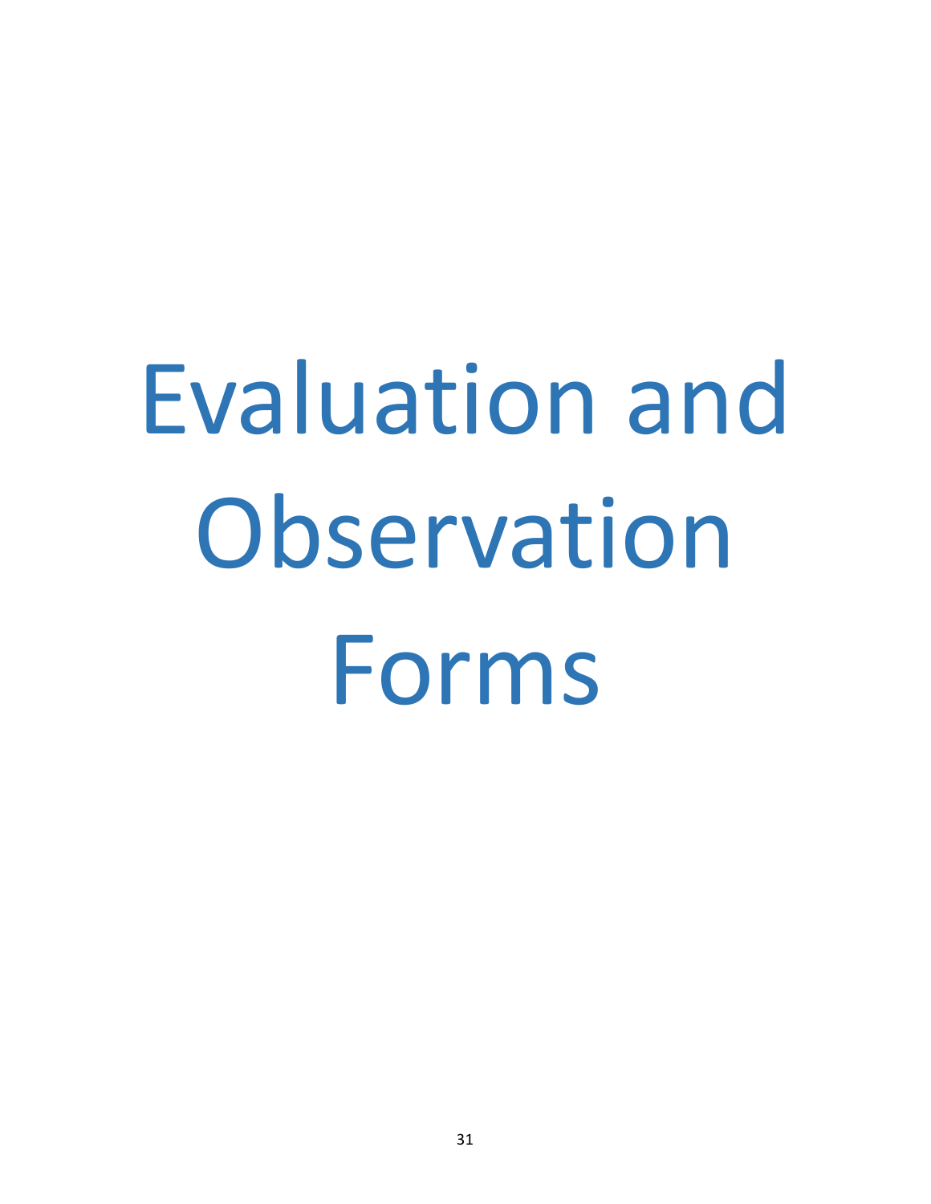# Evaluation and Observation Forms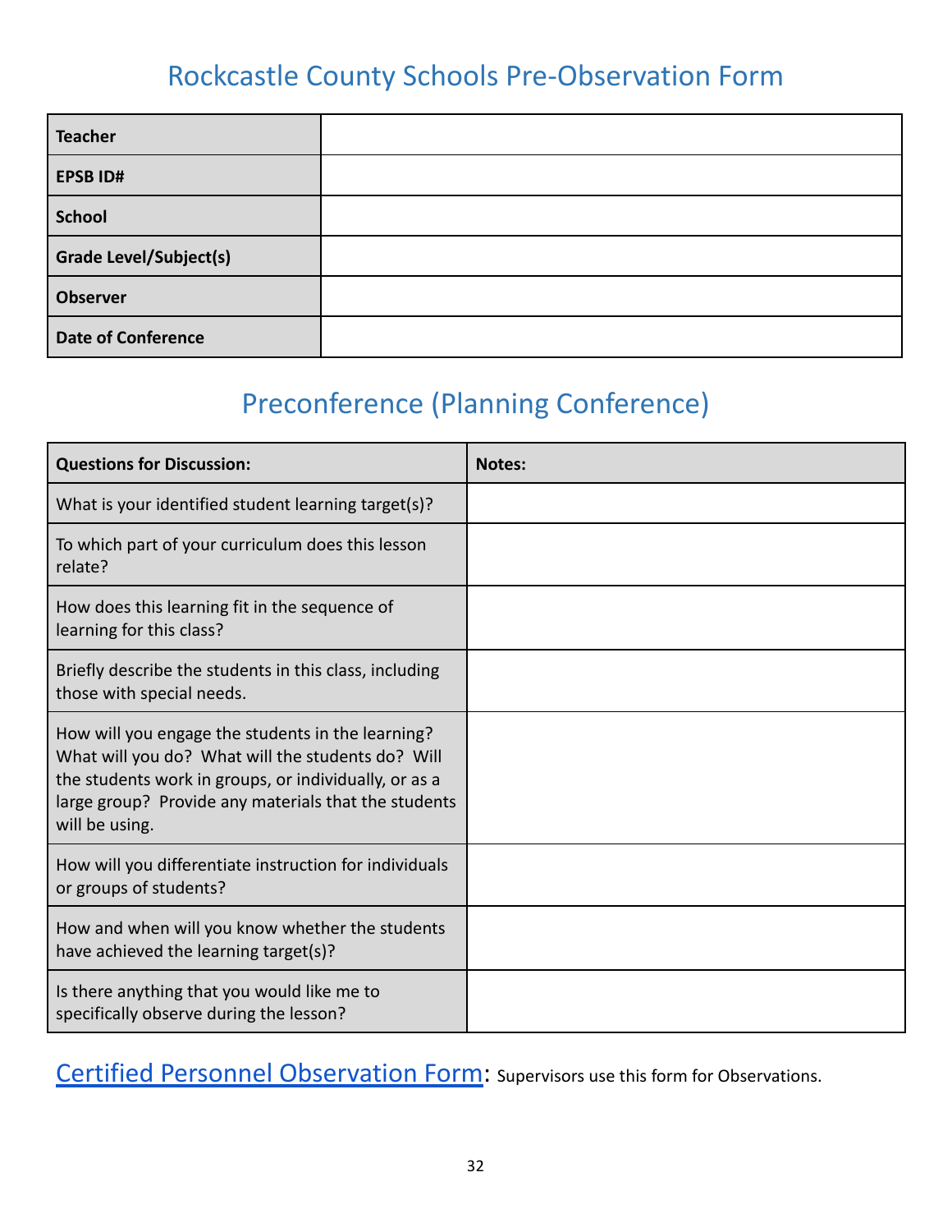# Rockcastle County Schools Pre-Observation Form

| **Teacher** | |
|---|---|
| **EPSB ID#** | |
| **School** | |
| **Grade Level/Subject(s)** | |
| **Observer** | |
| **Date of Conference** | |

## Preconference (Planning Conference)

| **Questions for Discussion:** | **Notes:** |
|---|---|
| What is your identified student learning target(s)? | |
| To which part of your curriculum does this lesson relate? | |
| How does this learning fit in the sequence of learning for this class? | |
| Briefly describe the students in this class, including those with special needs. | |
| How will you engage the students in the learning? What will you do? What will the students do? Will the students work in groups, or individually, or as a large group? Provide any materials that the students will be using. | |
| How will you differentiate instruction for individuals or groups of students? | |
| How and when will you know whether the students have achieved the learning target(s)? | |
| Is there anything that you would like me to specifically observe during the lesson? | |

Certified Personnel Observation Form: Supervisors use this form for Observations.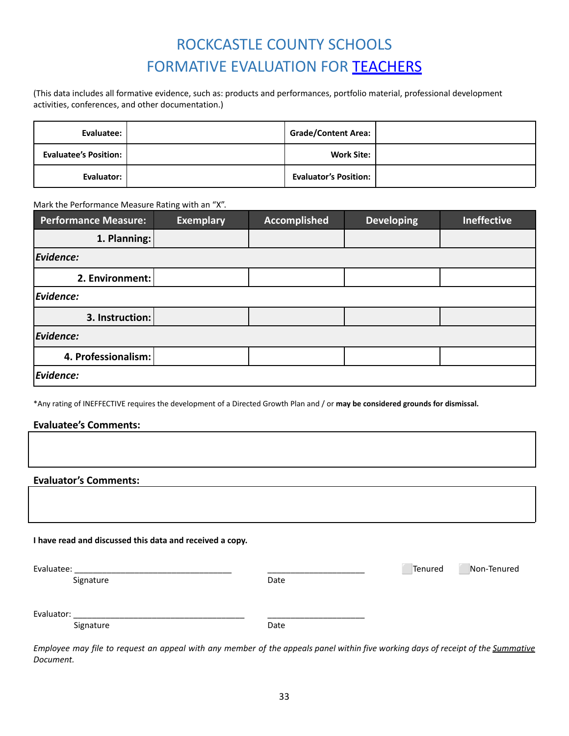# ROCKCASTLE COUNTY SCHOOLS
# FORMATIVE EVALUATION FOR TEACHERS

(This data includes all formative evidence, such as: products and performances, portfolio material, professional development activities, conferences, and other documentation.)

| | | | |
|---|---|---|---|
| **Evaluatee:** | | **Grade/Content Area:** | |
| **Evaluatee's Position:** | | **Work Site:** | |
| **Evaluator:** | | **Evaluator's Position:** | |

Mark the Performance Measure Rating with an "X".

| Performance Measure: | Exemplary | Accomplished | Developing | Ineffective |
|---|---|---|---|---|
| **1. Planning:** | | | | |
| ***Evidence:*** | | | | |
| **2. Environment:** | | | | |
| ***Evidence:*** | | | | |
| **3. Instruction:** | | | | |
| ***Evidence:*** | | | | |
| **4. Professionalism:** | | | | |
| ***Evidence:*** | | | | |

*Any rating of INEFFECTIVE requires the development of a Directed Growth Plan and / or **may be considered grounds for dismissal.**

**Evaluatee's Comments:**

**Evaluator's Comments:**

**I have read and discussed this data and received a copy.**

Evaluatee: ________________________________ ____________________ ☐ Tenured ☐ Non-Tenured
Signature Date

Evaluator: ____________________________________ ____________________
Signature Date

*Employee may file to request an appeal with any member of the appeals panel within five working days of receipt of the Summative Document.*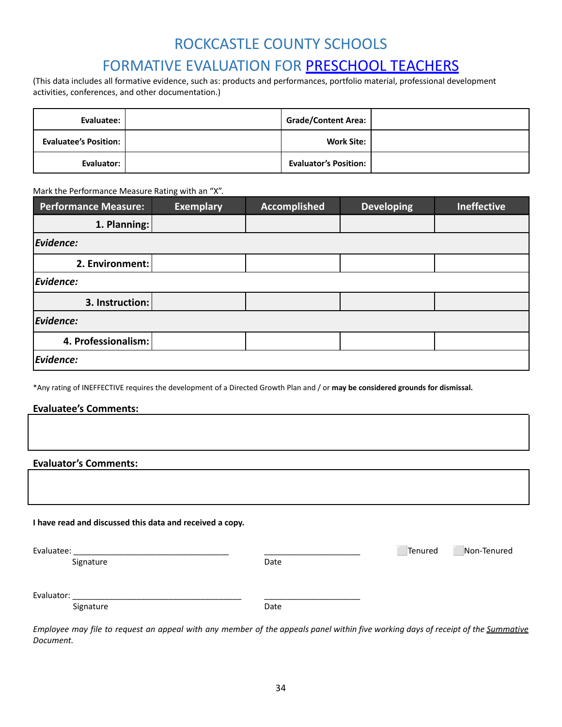# ROCKCASTLE COUNTY SCHOOLS

## FORMATIVE EVALUATION FOR PRESCHOOL TEACHERS

(This data includes all formative evidence, such as: products and performances, portfolio material, professional development activities, conferences, and other documentation.)

| | | | |
|---|---|---|---|
| **Evaluatee:** | | **Grade/Content Area:** | |
| **Evaluatee's Position:** | | **Work Site:** | |
| **Evaluator:** | | **Evaluator's Position:** | |

Mark the Performance Measure Rating with an "X".

| Performance Measure: | Exemplary | Accomplished | Developing | Ineffective |
|---|---|---|---|---|
| **1. Planning:** | | | | |
| ***Evidence:*** | | | | |
| **2. Environment:** | | | | |
| ***Evidence:*** | | | | |
| **3. Instruction:** | | | | |
| ***Evidence:*** | | | | |
| **4. Professionalism:** | | | | |
| ***Evidence:*** | | | | |

*Any rating of INEFFECTIVE requires the development of a Directed Growth Plan and / or **may be considered grounds for dismissal.**

**Evaluatee's Comments:**

**Evaluator's Comments:**

**I have read and discussed this data and received a copy.**

Evaluatee: ________________________________ ____________________ ☐ Tenured ☐ Non-Tenured
Signature Date

Evaluator: ___________________________________ ____________________
Signature Date

*Employee may file to request an appeal with any member of the appeals panel within five working days of receipt of the Summative Document.*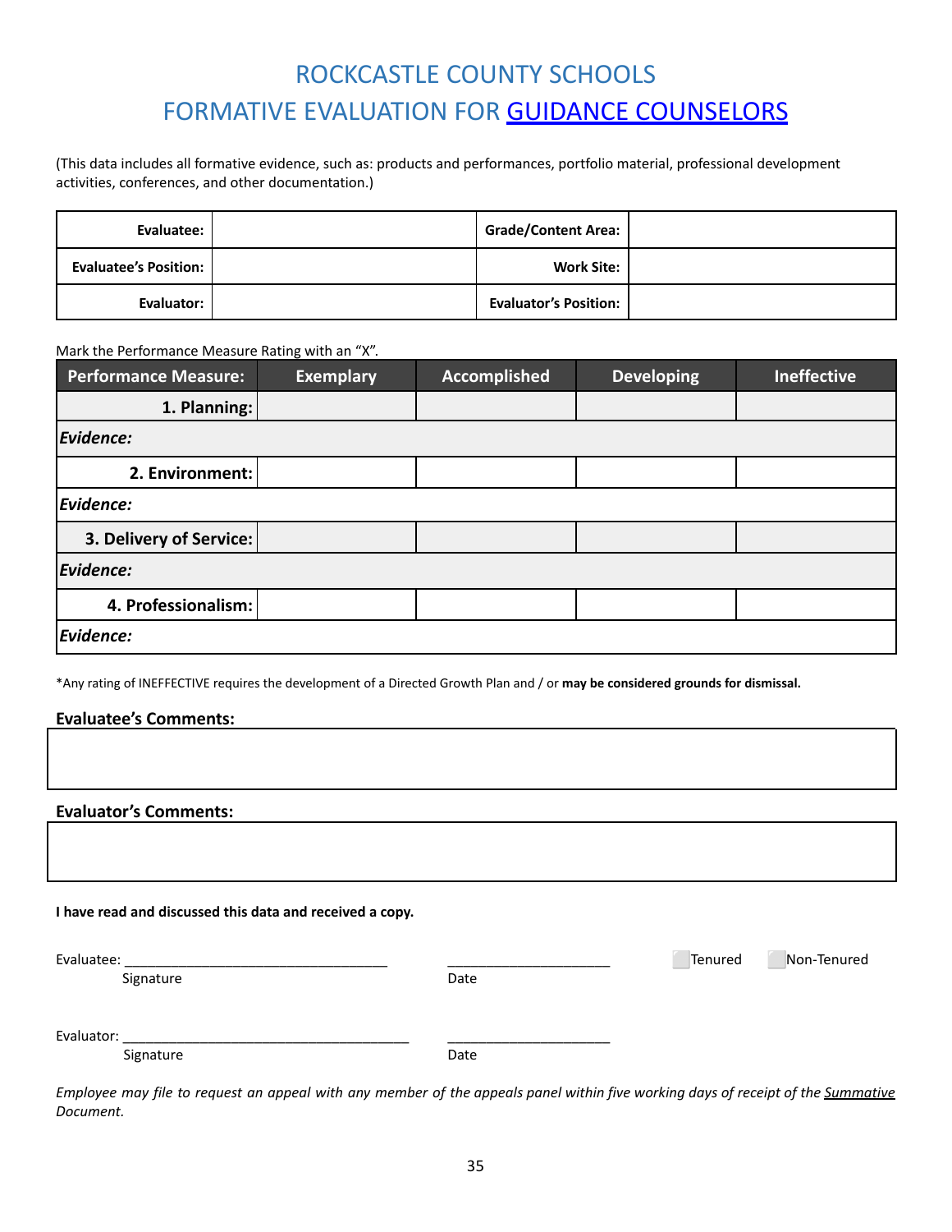# ROCKCASTLE COUNTY SCHOOLS
## FORMATIVE EVALUATION FOR GUIDANCE COUNSELORS

(This data includes all formative evidence, such as: products and performances, portfolio material, professional development activities, conferences, and other documentation.)

| **Evaluatee:** | | **Grade/Content Area:** | |
|---|---|---|---|
| **Evaluatee's Position:** | | **Work Site:** | |
| **Evaluator:** | | **Evaluator's Position:** | |

Mark the Performance Measure Rating with an "X".

| Performance Measure: | Exemplary | Accomplished | Developing | Ineffective |
|---|---|---|---|---|
| **1. Planning:** | | | | |
| ***Evidence:*** | | | | |
| **2. Environment:** | | | | |
| ***Evidence:*** | | | | |
| **3. Delivery of Service:** | | | | |
| ***Evidence:*** | | | | |
| **4. Professionalism:** | | | | |
| ***Evidence:*** | | | | |

*Any rating of INEFFECTIVE requires the development of a Directed Growth Plan and / or **may be considered grounds for dismissal.**

**Evaluatee's Comments:**

**Evaluator's Comments:**

**I have read and discussed this data and received a copy.**

Evaluatee: ___________________________________ &nbsp;&nbsp; _____________________ &nbsp;&nbsp; ☐ Tenured &nbsp;&nbsp; ☐ Non-Tenured
Signature &nbsp;&nbsp; Date

Evaluator: ______________________________________ &nbsp;&nbsp; _____________________
Signature &nbsp;&nbsp; Date

*Employee may file to request an appeal with any member of the appeals panel within five working days of receipt of the Summative Document.*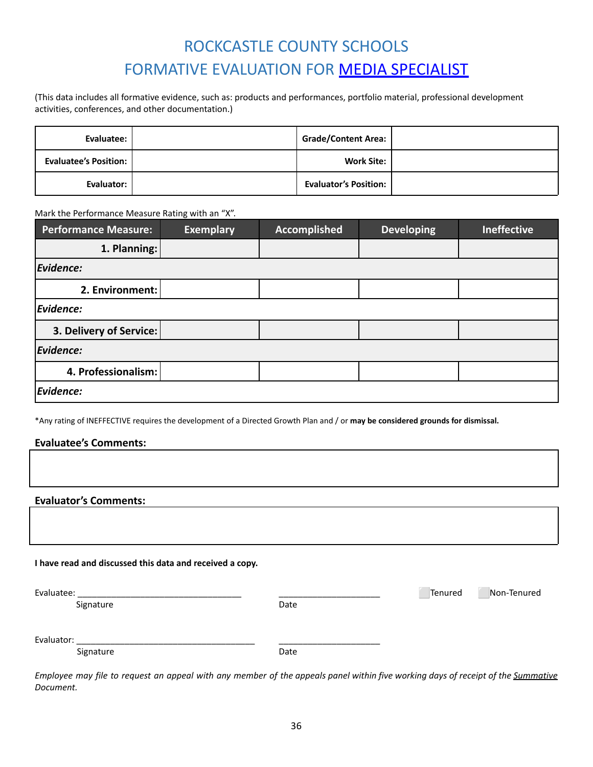# ROCKCASTLE COUNTY SCHOOLS
# FORMATIVE EVALUATION FOR MEDIA SPECIALIST

(This data includes all formative evidence, such as: products and performances, portfolio material, professional development activities, conferences, and other documentation.)

| | | | |
|---|---|---|---|
| **Evaluatee:** | | **Grade/Content Area:** | |
| **Evaluatee's Position:** | | **Work Site:** | |
| **Evaluator:** | | **Evaluator's Position:** | |

Mark the Performance Measure Rating with an "X".

| Performance Measure: | Exemplary | Accomplished | Developing | Ineffective |
|---|---|---|---|---|
| **1. Planning:** | | | | |
| ***Evidence:*** | | | | |
| **2. Environment:** | | | | |
| ***Evidence:*** | | | | |
| **3. Delivery of Service:** | | | | |
| ***Evidence:*** | | | | |
| **4. Professionalism:** | | | | |
| ***Evidence:*** | | | | |

*Any rating of INEFFECTIVE requires the development of a Directed Growth Plan and / or **may be considered grounds for dismissal.**

**Evaluatee's Comments:**

**Evaluator's Comments:**

**I have read and discussed this data and received a copy.**

Evaluatee: ________________________________ ____________________ ☐ Tenured ☐ Non-Tenured
Signature Date

Evaluator: ________________________________ ____________________
Signature Date

*Employee may file to request an appeal with any member of the appeals panel within five working days of receipt of the Summative Document.*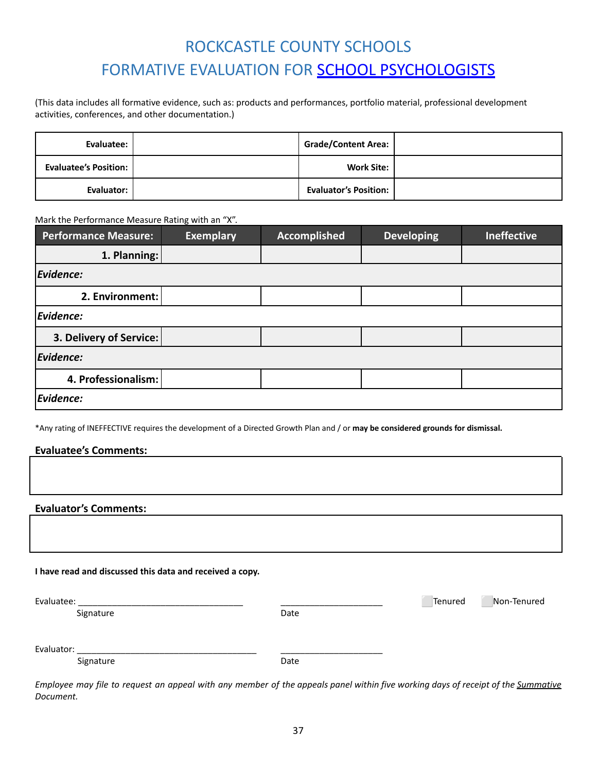# ROCKCASTLE COUNTY SCHOOLS
# FORMATIVE EVALUATION FOR SCHOOL PSYCHOLOGISTS

(This data includes all formative evidence, such as: products and performances, portfolio material, professional development activities, conferences, and other documentation.)

| **Evaluatee:** | | **Grade/Content Area:** | |
|---|---|---|---|
| **Evaluatee's Position:** | | **Work Site:** | |
| **Evaluator:** | | **Evaluator's Position:** | |

Mark the Performance Measure Rating with an "X".

| Performance Measure: | Exemplary | Accomplished | Developing | Ineffective |
|---|---|---|---|---|
| **1. Planning:** | | | | |
| ***Evidence:*** | | | | |
| **2. Environment:** | | | | |
| ***Evidence:*** | | | | |
| **3. Delivery of Service:** | | | | |
| ***Evidence:*** | | | | |
| **4. Professionalism:** | | | | |
| ***Evidence:*** | | | | |

*Any rating of INEFFECTIVE requires the development of a Directed Growth Plan and / or **may be considered grounds for dismissal.**

**Evaluatee's Comments:**

**Evaluator's Comments:**

**I have read and discussed this data and received a copy.**

Evaluatee: ___________________________________ ______________________ ☐ Tenured ☐ Non-Tenured
Signature Date

Evaluator: ___________________________________ ______________________
Signature Date

*Employee may file to request an appeal with any member of the appeals panel within five working days of receipt of the Summative Document.*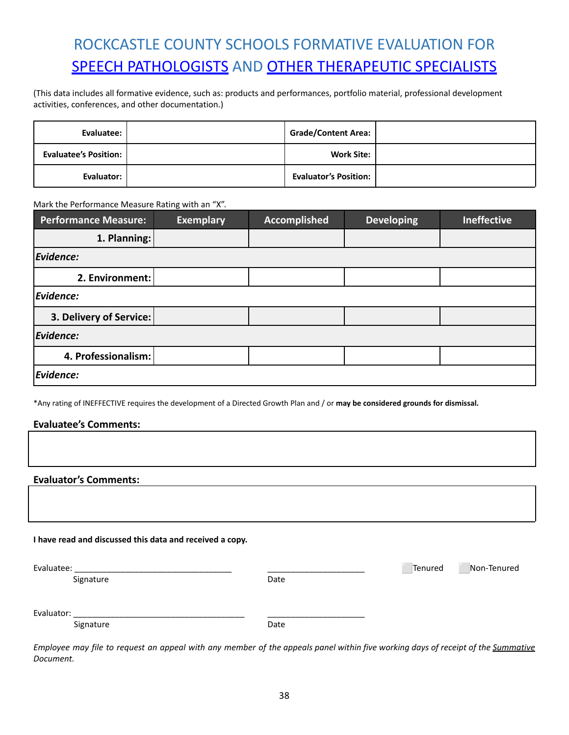# ROCKCASTLE COUNTY SCHOOLS FORMATIVE EVALUATION FOR SPEECH PATHOLOGISTS AND OTHER THERAPEUTIC SPECIALISTS

(This data includes all formative evidence, such as: products and performances, portfolio material, professional development activities, conferences, and other documentation.)

| | | | |
|---|---|---|---|
| **Evaluatee:** | | **Grade/Content Area:** | |
| **Evaluatee's Position:** | | **Work Site:** | |
| **Evaluator:** | | **Evaluator's Position:** | |

Mark the Performance Measure Rating with an "X".

| Performance Measure: | Exemplary | Accomplished | Developing | Ineffective |
|---|---|---|---|---|
| **1. Planning:** | | | | |
| ***Evidence:*** | | | | |
| **2. Environment:** | | | | |
| ***Evidence:*** | | | | |
| **3. Delivery of Service:** | | | | |
| ***Evidence:*** | | | | |
| **4. Professionalism:** | | | | |
| ***Evidence:*** | | | | |

*Any rating of INEFFECTIVE requires the development of a Directed Growth Plan and / or **may be considered grounds for dismissal.**

**Evaluatee's Comments:**

**Evaluator's Comments:**

**I have read and discussed this data and received a copy.**

Evaluatee: ______________________________ ____________________ ⬜Tenured ⬜Non-Tenured
Signature Date

Evaluator: ______________________________ ____________________
Signature Date

*Employee may file to request an appeal with any member of the appeals panel within five working days of receipt of the Summative Document.*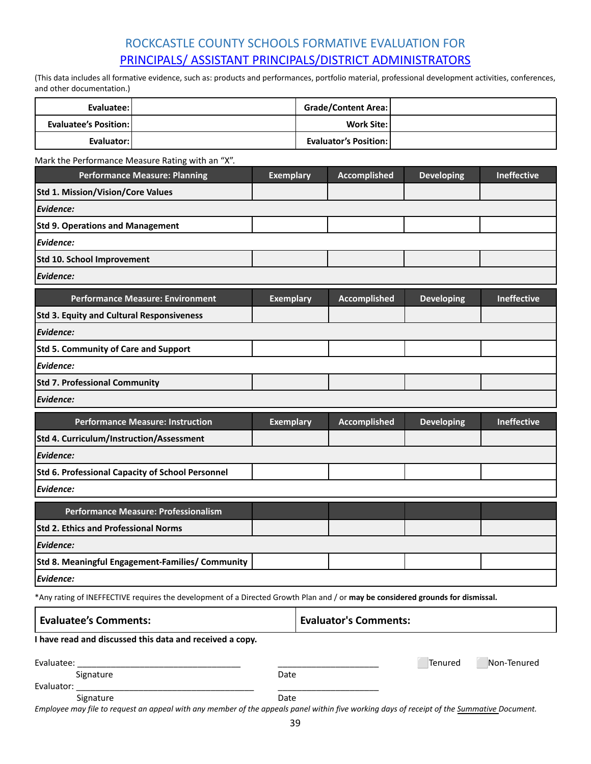# ROCKCASTLE COUNTY SCHOOLS FORMATIVE EVALUATION FOR PRINCIPALS/ ASSISTANT PRINCIPALS/DISTRICT ADMINISTRATORS

(This data includes all formative evidence, such as: products and performances, portfolio material, professional development activities, conferences, and other documentation.)

| | | | |
|---|---|---|---|
| **Evaluatee:** | | **Grade/Content Area:** | |
| **Evaluatee's Position:** | | **Work Site:** | |
| **Evaluator:** | | **Evaluator's Position:** | |

Mark the Performance Measure Rating with an "X".

| Performance Measure: Planning | Exemplary | Accomplished | Developing | Ineffective |
|---|---|---|---|---|
| **Std 1. Mission/Vision/Core Values** | | | | |
| ***Evidence:*** | | | | |
| **Std 9. Operations and Management** | | | | |
| ***Evidence:*** | | | | |
| **Std 10. School Improvement** | | | | |
| ***Evidence:*** | | | | |

| Performance Measure: Environment | Exemplary | Accomplished | Developing | Ineffective |
|---|---|---|---|---|
| **Std 3. Equity and Cultural Responsiveness** | | | | |
| ***Evidence:*** | | | | |
| **Std 5. Community of Care and Support** | | | | |
| ***Evidence:*** | | | | |
| **Std 7. Professional Community** | | | | |
| ***Evidence:*** | | | | |

| Performance Measure: Instruction | Exemplary | Accomplished | Developing | Ineffective |
|---|---|---|---|---|
| **Std 4. Curriculum/Instruction/Assessment** | | | | |
| ***Evidence:*** | | | | |
| **Std 6. Professional Capacity of School Personnel** | | | | |
| ***Evidence:*** | | | | |

| Performance Measure: Professionalism | | | | |
|---|---|---|---|---|
| **Std 2. Ethics and Professional Norms** | | | | |
| ***Evidence:*** | | | | |
| **Std 8. Meaningful Engagement-Families/ Community** | | | | |
| ***Evidence:*** | | | | |

*Any rating of INEFFECTIVE requires the development of a Directed Growth Plan and / or **may be considered grounds for dismissal.**

| **Evaluatee's Comments:** | **Evaluator's Comments:** |
|---|---|

**I have read and discussed this data and received a copy.**

Evaluatee: ______________________________ ____________________ ☐ Tenured ☐ Non-Tenured
Signature Date

Evaluator: ______________________________ ____________________
Signature Date

*Employee may file to request an appeal with any member of the appeals panel within five working days of receipt of the Summative Document.*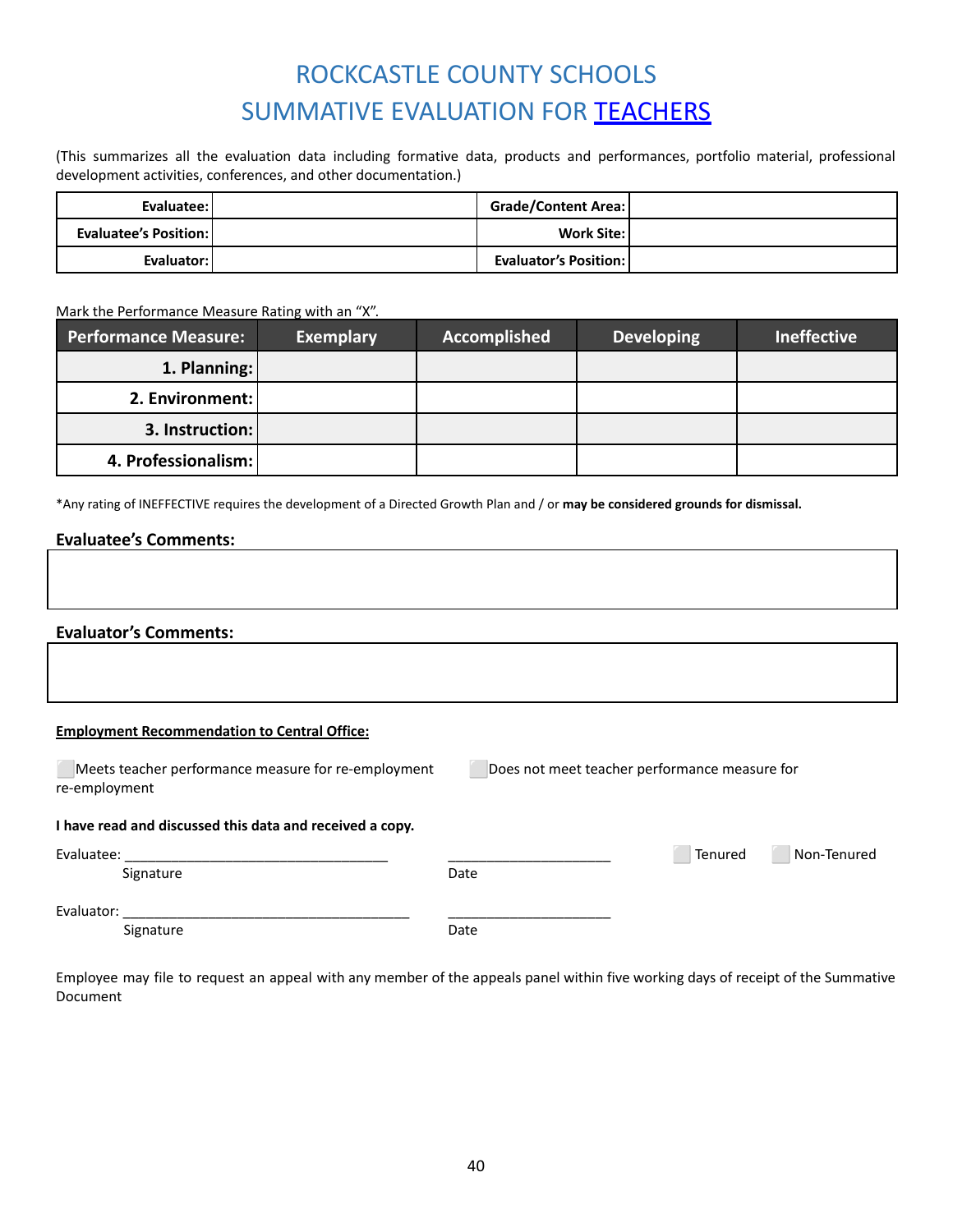# ROCKCASTLE COUNTY SCHOOLS
# SUMMATIVE EVALUATION FOR TEACHERS

(This summarizes all the evaluation data including formative data, products and performances, portfolio material, professional development activities, conferences, and other documentation.)

| Evaluatee: | | Grade/Content Area: | |
|---|---|---|---|
| Evaluatee's Position: | | Work Site: | |
| Evaluator: | | Evaluator's Position: | |

Mark the Performance Measure Rating with an "X".

| Performance Measure: | Exemplary | Accomplished | Developing | Ineffective |
|---|---|---|---|---|
| 1. Planning: | | | | |
| 2. Environment: | | | | |
| 3. Instruction: | | | | |
| 4. Professionalism: | | | | |

*Any rating of INEFFECTIVE requires the development of a Directed Growth Plan and / or **may be considered grounds for dismissal.**

### Evaluatee's Comments:

### Evaluator's Comments:

**Employment Recommendation to Central Office:**

☐ Meets teacher performance measure for re-employment

☐ Does not meet teacher performance measure for re-employment

**I have read and discussed this data and received a copy.**

Evaluatee: ______________________________ ____________________ ☐ Tenured ☐ Non-Tenured
Signature Date

Evaluator: ______________________________ ____________________
Signature Date

Employee may file to request an appeal with any member of the appeals panel within five working days of receipt of the Summative Document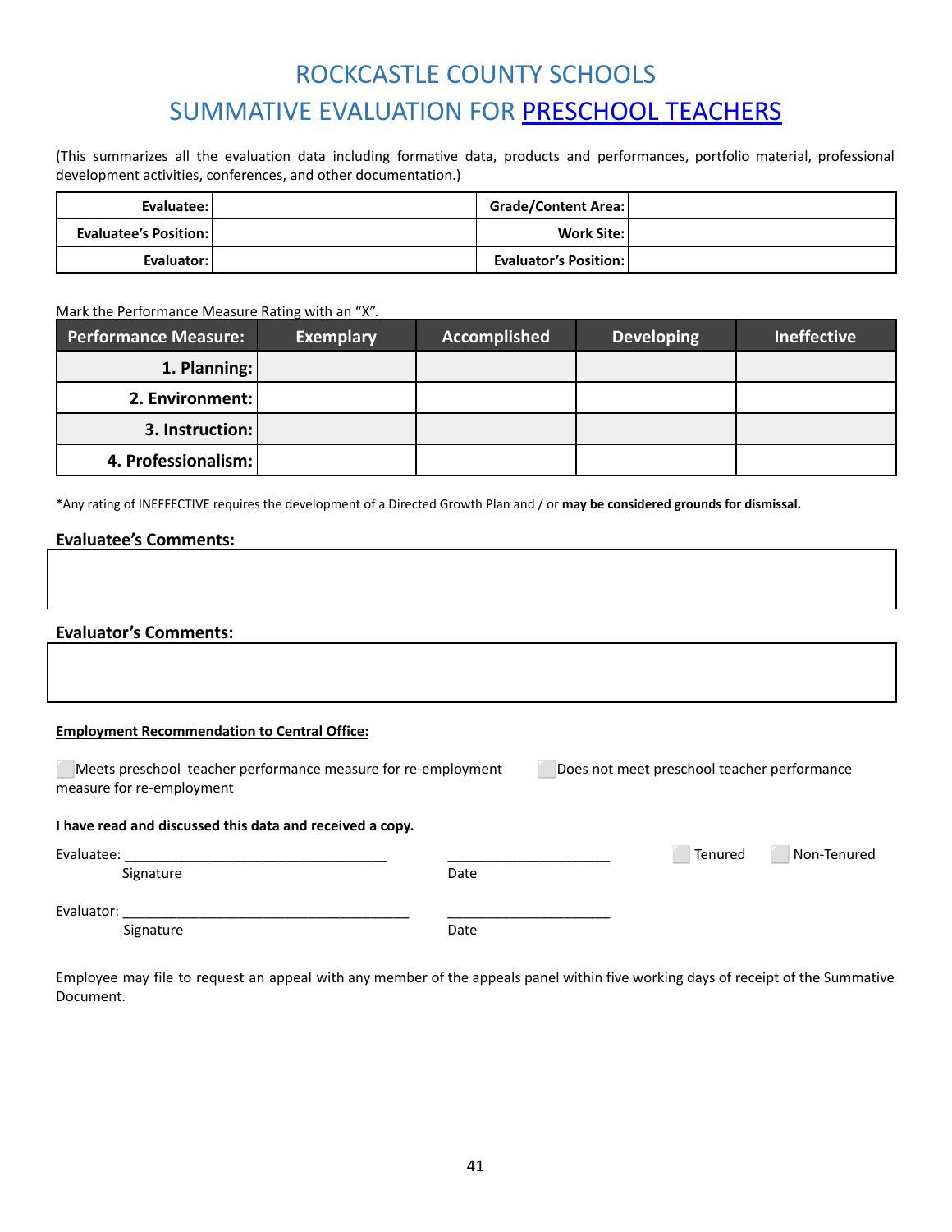# ROCKCASTLE COUNTY SCHOOLS

# SUMMATIVE EVALUATION FOR PRESCHOOL TEACHERS

(This summarizes all the evaluation data including formative data, products and performances, portfolio material, professional development activities, conferences, and other documentation.)

| Evaluatee: | | Grade/Content Area: | |
|---|---|---|---|
| Evaluatee's Position: | | Work Site: | |
| Evaluator: | | Evaluator's Position: | |

Mark the Performance Measure Rating with an "X".

| Performance Measure: | Exemplary | Accomplished | Developing | Ineffective |
|---|---|---|---|---|
| 1. Planning: | | | | |
| 2. Environment: | | | | |
| 3. Instruction: | | | | |
| 4. Professionalism: | | | | |

*Any rating of INEFFECTIVE requires the development of a Directed Growth Plan and / or **may be considered grounds for dismissal.**

**Evaluatee's Comments:**

**Evaluator's Comments:**

**Employment Recommendation to Central Office:**

☐ Meets preschool teacher performance measure for re-employment

☐ Does not meet preschool teacher performance measure for re-employment

**I have read and discussed this data and received a copy.**

Evaluatee: ________________________________ Signature    ____________________ Date    ☐ Tenured    ☐ Non-Tenured

Evaluator: ____________________________________ Signature    ____________________ Date

Employee may file to request an appeal with any member of the appeals panel within five working days of receipt of the Summative Document.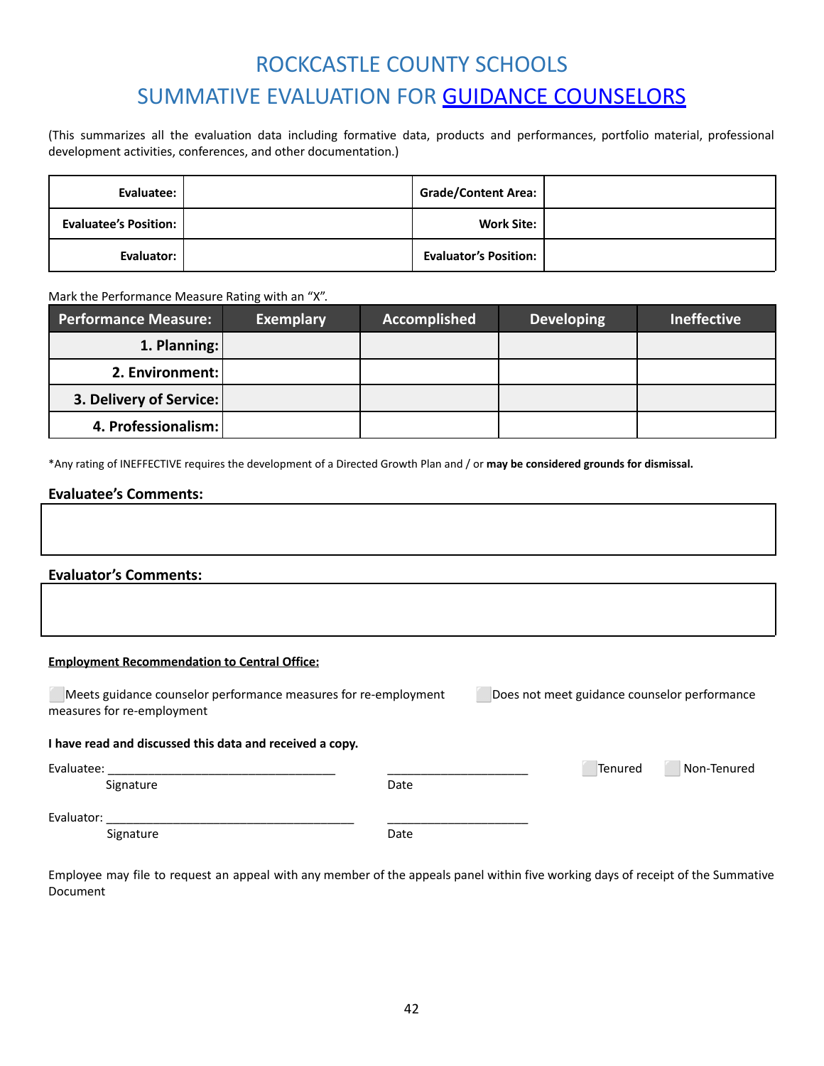# ROCKCASTLE COUNTY SCHOOLS

## SUMMATIVE EVALUATION FOR GUIDANCE COUNSELORS

(This summarizes all the evaluation data including formative data, products and performances, portfolio material, professional development activities, conferences, and other documentation.)

| **Evaluatee:** | | **Grade/Content Area:** | |
|---|---|---|---|
| **Evaluatee's Position:** | | **Work Site:** | |
| **Evaluator:** | | **Evaluator's Position:** | |

Mark the Performance Measure Rating with an "X".

| Performance Measure: | Exemplary | Accomplished | Developing | Ineffective |
|---|---|---|---|---|
| **1. Planning:** | | | | |
| **2. Environment:** | | | | |
| **3. Delivery of Service:** | | | | |
| **4. Professionalism:** | | | | |

*Any rating of INEFFECTIVE requires the development of a Directed Growth Plan and / or **may be considered grounds for dismissal.**

### Evaluatee's Comments:

### Evaluator's Comments:

**Employment Recommendation to Central Office:**

☐ Meets guidance counselor performance measures for re-employment

☐ Does not meet guidance counselor performance measures for re-employment

**I have read and discussed this data and received a copy.**

Evaluatee: ______________________________ ____________________ ☐ Tenured ☐ Non-Tenured
Signature Date

Evaluator: ______________________________ ____________________
Signature Date

Employee may file to request an appeal with any member of the appeals panel within five working days of receipt of the Summative Document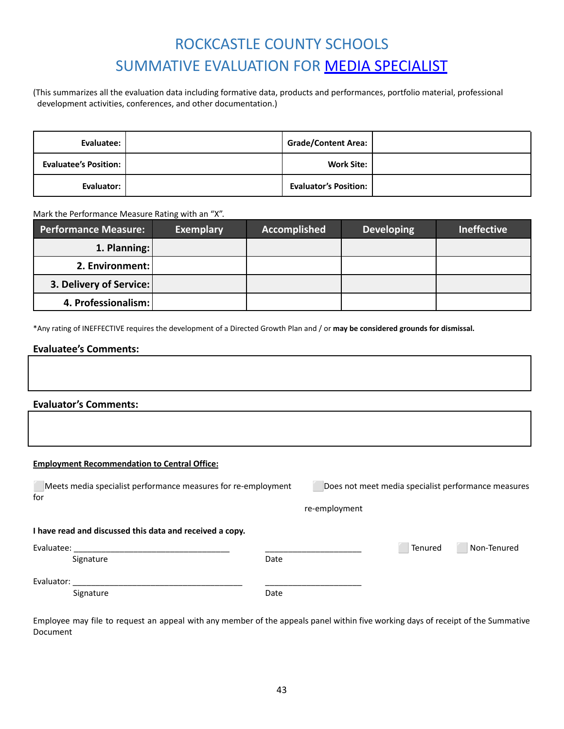# ROCKCASTLE COUNTY SCHOOLS
# SUMMATIVE EVALUATION FOR MEDIA SPECIALIST

(This summarizes all the evaluation data including formative data, products and performances, portfolio material, professional development activities, conferences, and other documentation.)

| | | | |
|---|---|---|---|
| **Evaluatee:** | | **Grade/Content Area:** | |
| **Evaluatee's Position:** | | **Work Site:** | |
| **Evaluator:** | | **Evaluator's Position:** | |

Mark the Performance Measure Rating with an "X".

| Performance Measure: | Exemplary | Accomplished | Developing | Ineffective |
|---|---|---|---|---|
| **1. Planning:** | | | | |
| **2. Environment:** | | | | |
| **3. Delivery of Service:** | | | | |
| **4. Professionalism:** | | | | |

*Any rating of INEFFECTIVE requires the development of a Directed Growth Plan and / or **may be considered grounds for dismissal.**

**Evaluatee's Comments:**

**Evaluator's Comments:**

**Employment Recommendation to Central Office:**

⬜ Meets media specialist performance measures for re-employment for

⬜ Does not meet media specialist performance measures re-employment

**I have read and discussed this data and received a copy.**

Evaluatee: ___________________________________ ______________________ ⬜ Tenured ⬜ Non-Tenured
Signature Date

Evaluator: ______________________________________ ______________________
Signature Date

Employee may file to request an appeal with any member of the appeals panel within five working days of receipt of the Summative Document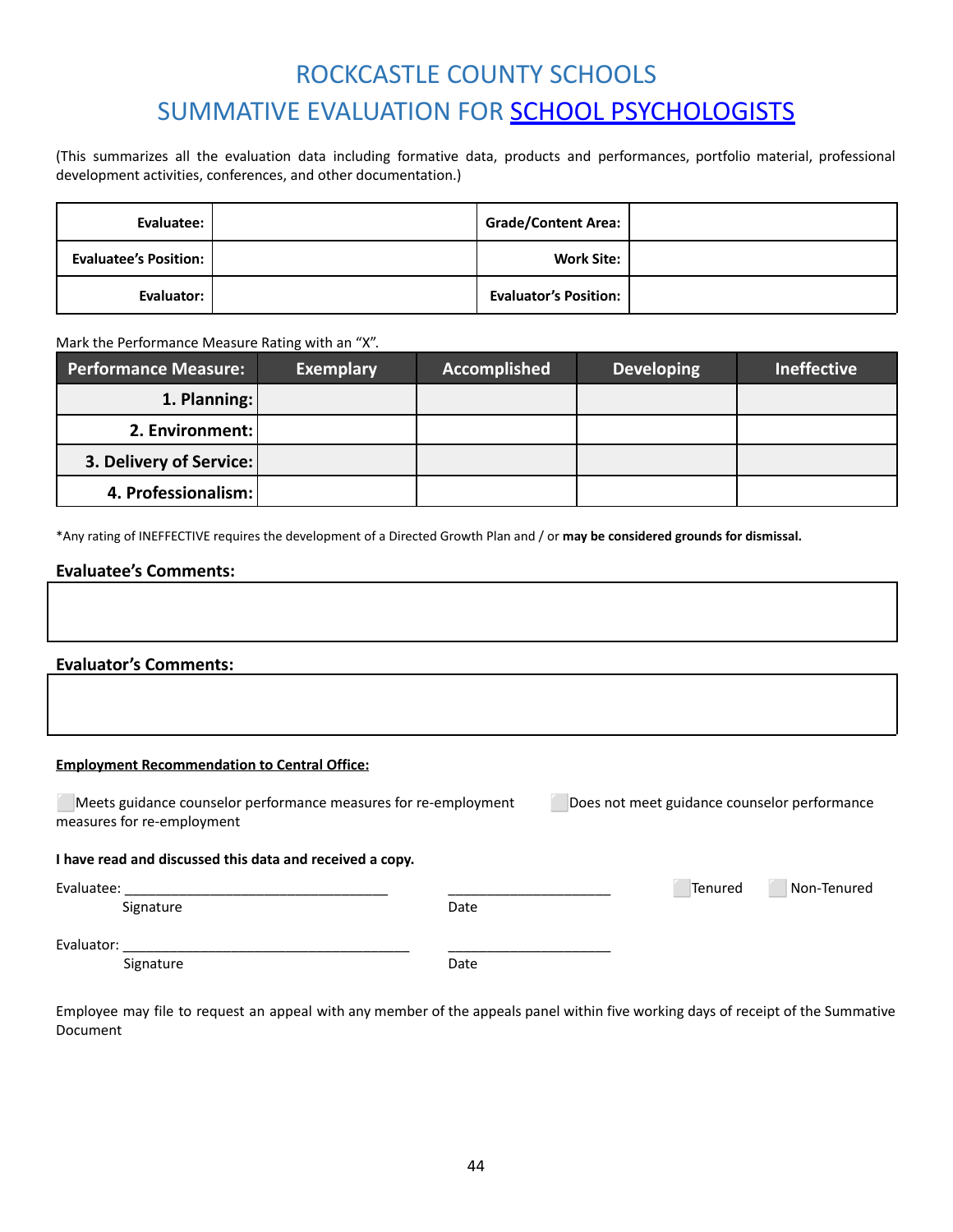# ROCKCASTLE COUNTY SCHOOLS
# SUMMATIVE EVALUATION FOR SCHOOL PSYCHOLOGISTS

(This summarizes all the evaluation data including formative data, products and performances, portfolio material, professional development activities, conferences, and other documentation.)

| **Evaluatee:** | | **Grade/Content Area:** | |
|---|---|---|---|
| **Evaluatee's Position:** | | **Work Site:** | |
| **Evaluator:** | | **Evaluator's Position:** | |

Mark the Performance Measure Rating with an "X".

| Performance Measure: | Exemplary | Accomplished | Developing | Ineffective |
|---|---|---|---|---|
| **1. Planning:** | | | | |
| **2. Environment:** | | | | |
| **3. Delivery of Service:** | | | | |
| **4. Professionalism:** | | | | |

*Any rating of INEFFECTIVE requires the development of a Directed Growth Plan and / or **may be considered grounds for dismissal.**

**Evaluatee's Comments:**

**Evaluator's Comments:**

**Employment Recommendation to Central Office:**

⬜ Meets guidance counselor performance measures for re-employment    ⬜ Does not meet guidance counselor performance measures for re-employment

**I have read and discussed this data and received a copy.**

Evaluatee: ________________________________    ____________________    ⬜ Tenured    ⬜ Non-Tenured
Signature    Date

Evaluator: ____________________________________    ____________________
Signature    Date

Employee may file to request an appeal with any member of the appeals panel within five working days of receipt of the Summative Document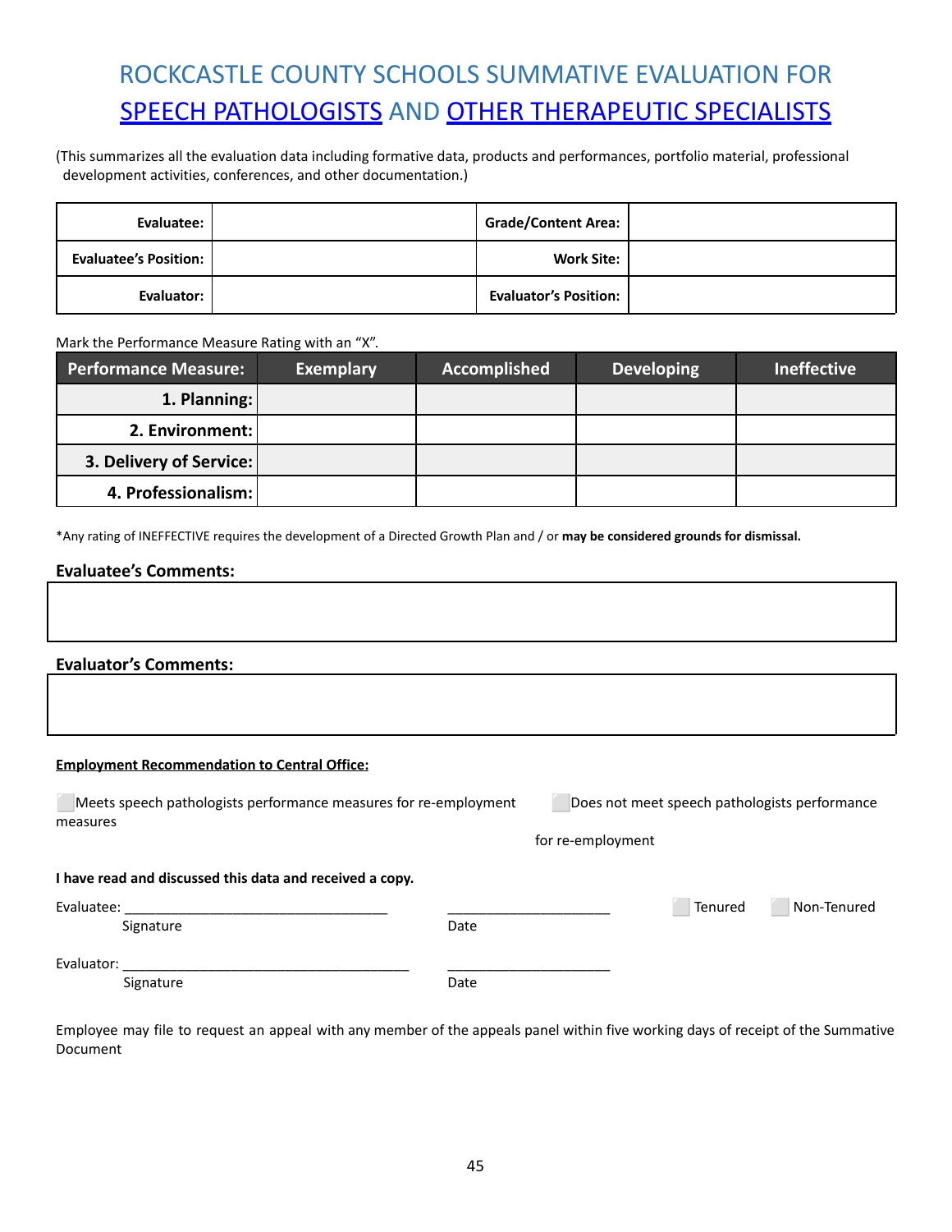# ROCKCASTLE COUNTY SCHOOLS SUMMATIVE EVALUATION FOR SPEECH PATHOLOGISTS AND OTHER THERAPEUTIC SPECIALISTS

(This summarizes all the evaluation data including formative data, products and performances, portfolio material, professional development activities, conferences, and other documentation.)

| | | | |
|---|---|---|---|
| **Evaluatee:** | | **Grade/Content Area:** | |
| **Evaluatee's Position:** | | **Work Site:** | |
| **Evaluator:** | | **Evaluator's Position:** | |

Mark the Performance Measure Rating with an "X".

| Performance Measure: | Exemplary | Accomplished | Developing | Ineffective |
|---|---|---|---|---|
| **1. Planning:** | | | | |
| **2. Environment:** | | | | |
| **3. Delivery of Service:** | | | | |
| **4. Professionalism:** | | | | |

*Any rating of INEFFECTIVE requires the development of a Directed Growth Plan and / or **may be considered grounds for dismissal.**

### Evaluatee's Comments:

### Evaluator's Comments:

**Employment Recommendation to Central Office:**

☐ Meets speech pathologists performance measures for re-employment measures

☐ Does not meet speech pathologists performance for re-employment

**I have read and discussed this data and received a copy.**

Evaluatee: ________________________________ ____________________ ☐ Tenured ☐ Non-Tenured
Signature Date

Evaluator: ________________________________ ____________________
Signature Date

Employee may file to request an appeal with any member of the appeals panel within five working days of receipt of the Summative Document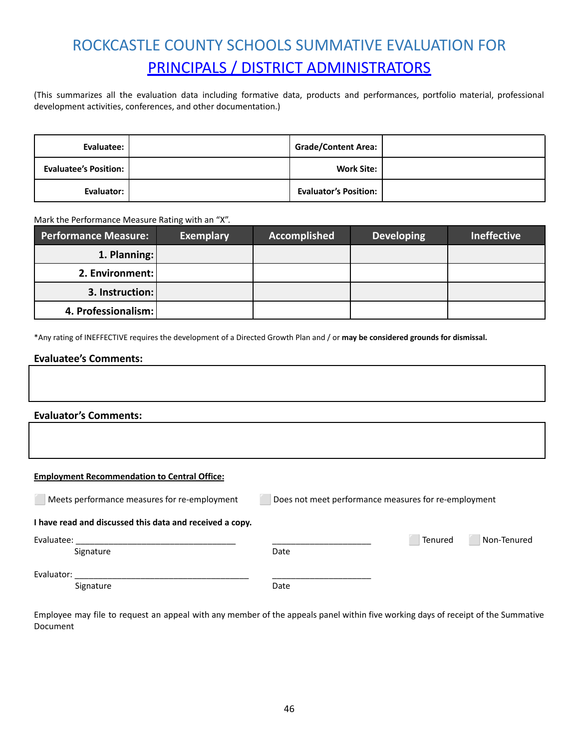# ROCKCASTLE COUNTY SCHOOLS SUMMATIVE EVALUATION FOR PRINCIPALS / DISTRICT ADMINISTRATORS

(This summarizes all the evaluation data including formative data, products and performances, portfolio material, professional development activities, conferences, and other documentation.)

| | | | |
|---|---|---|---|
| **Evaluatee:** | | **Grade/Content Area:** | |
| **Evaluatee's Position:** | | **Work Site:** | |
| **Evaluator:** | | **Evaluator's Position:** | |

Mark the Performance Measure Rating with an "X".

| Performance Measure: | Exemplary | Accomplished | Developing | Ineffective |
|---|---|---|---|---|
| **1. Planning:** | | | | |
| **2. Environment:** | | | | |
| **3. Instruction:** | | | | |
| **4. Professionalism:** | | | | |

*Any rating of INEFFECTIVE requires the development of a Directed Growth Plan and / or **may be considered grounds for dismissal.**

**Evaluatee's Comments:**

**Evaluator's Comments:**

**Employment Recommendation to Central Office:**

☐ Meets performance measures for re-employment ☐ Does not meet performance measures for re-employment

**I have read and discussed this data and received a copy.**

Evaluatee: ___________________________________ ______________________ ☐ Tenured ☐ Non-Tenured
Signature Date

Evaluator: ______________________________________ ______________________
Signature Date

Employee may file to request an appeal with any member of the appeals panel within five working days of receipt of the Summative Document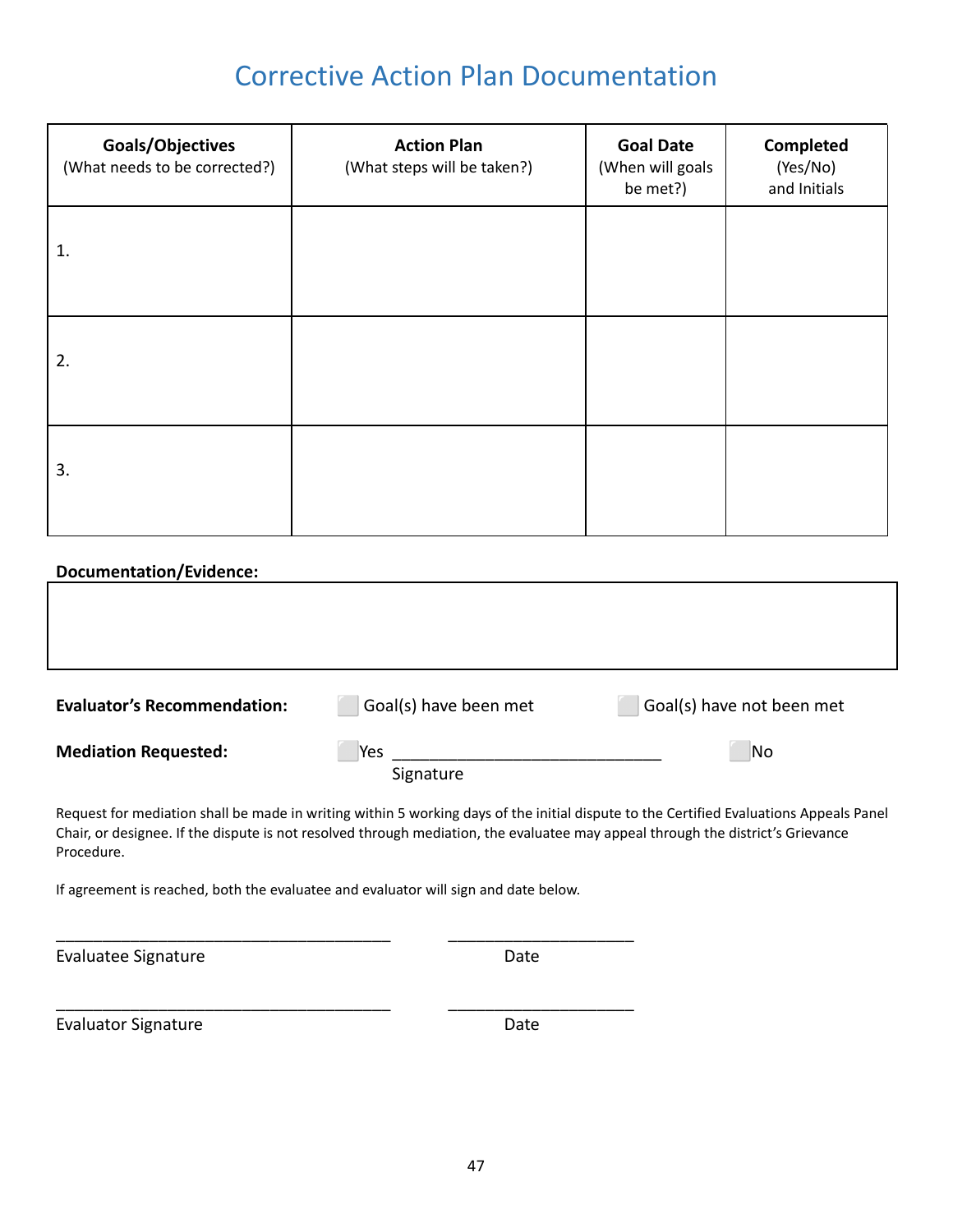# Corrective Action Plan Documentation

| **Goals/Objectives** (What needs to be corrected?) | **Action Plan** (What steps will be taken?) | **Goal Date** (When will goals be met?) | **Completed** (Yes/No) and Initials |
|---|---|---|---|
| 1. | | | |
| 2. | | | |
| 3. | | | |

**Documentation/Evidence:**

| |
|---|
| |

**Evaluator's Recommendation:** ☐ Goal(s) have been met ☐ Goal(s) have not been met

**Mediation Requested:** ☐ Yes ______________________________ ☐ No
Signature

Request for mediation shall be made in writing within 5 working days of the initial dispute to the Certified Evaluations Appeals Panel Chair, or designee. If the dispute is not resolved through mediation, the evaluatee may appeal through the district's Grievance Procedure.

If agreement is reached, both the evaluatee and evaluator will sign and date below.

______________________________________ ____________________

Evaluatee Signature Date

______________________________________ ____________________

Evaluator Signature Date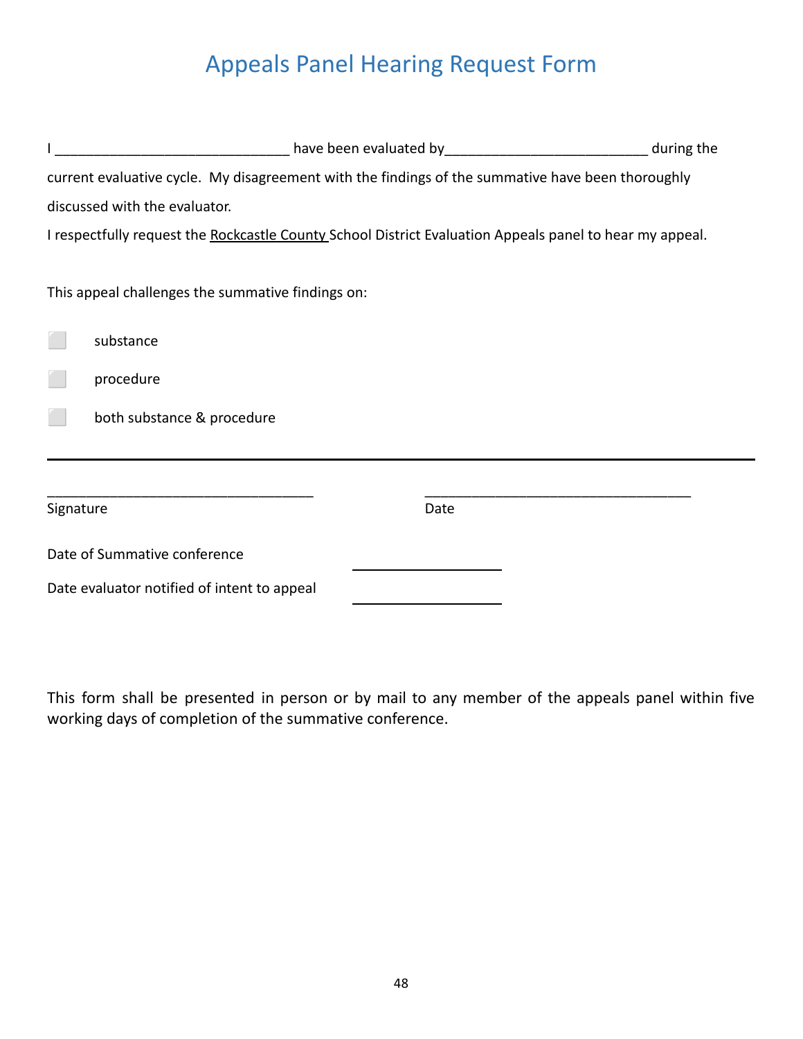# Appeals Panel Hearing Request Form

I ______________________________ have been evaluated by__________________________ during the current evaluative cycle. My disagreement with the findings of the summative have been thoroughly discussed with the evaluator.

I respectfully request the Rockcastle County School District Evaluation Appeals panel to hear my appeal.

This appeal challenges the summative findings on:

- ☐ substance
- ☐ procedure
- ☐ both substance & procedure

---

__________________________________ &nbsp;&nbsp;&nbsp;&nbsp;&nbsp;&nbsp;&nbsp;&nbsp; __________________________________

Signature &nbsp;&nbsp;&nbsp;&nbsp;&nbsp;&nbsp;&nbsp;&nbsp;&nbsp;&nbsp;&nbsp;&nbsp;&nbsp;&nbsp;&nbsp;&nbsp;&nbsp;&nbsp;&nbsp;&nbsp;&nbsp;&nbsp;&nbsp;&nbsp;&nbsp;&nbsp;&nbsp;&nbsp;&nbsp;&nbsp;&nbsp;&nbsp;&nbsp;&nbsp;&nbsp;&nbsp;&nbsp;&nbsp;&nbsp;&nbsp; Date

Date of Summative conference ____________________

Date evaluator notified of intent to appeal ____________________

This form shall be presented in person or by mail to any member of the appeals panel within five working days of completion of the summative conference.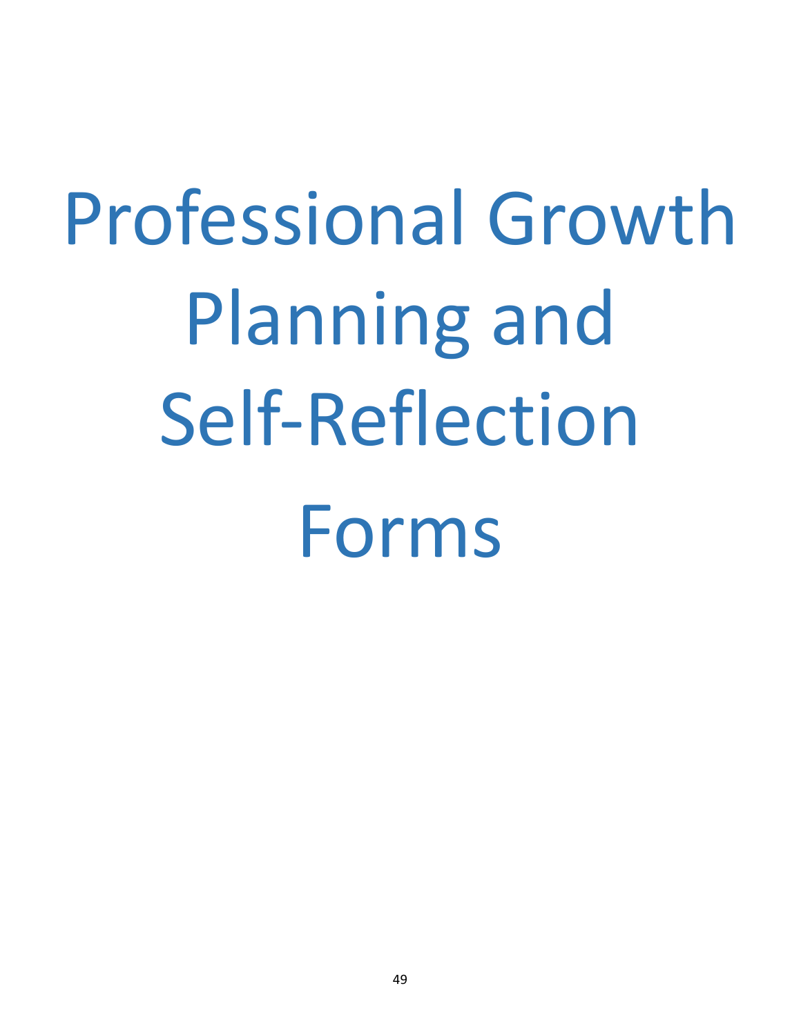# Professional Growth Planning and Self-Reflection Forms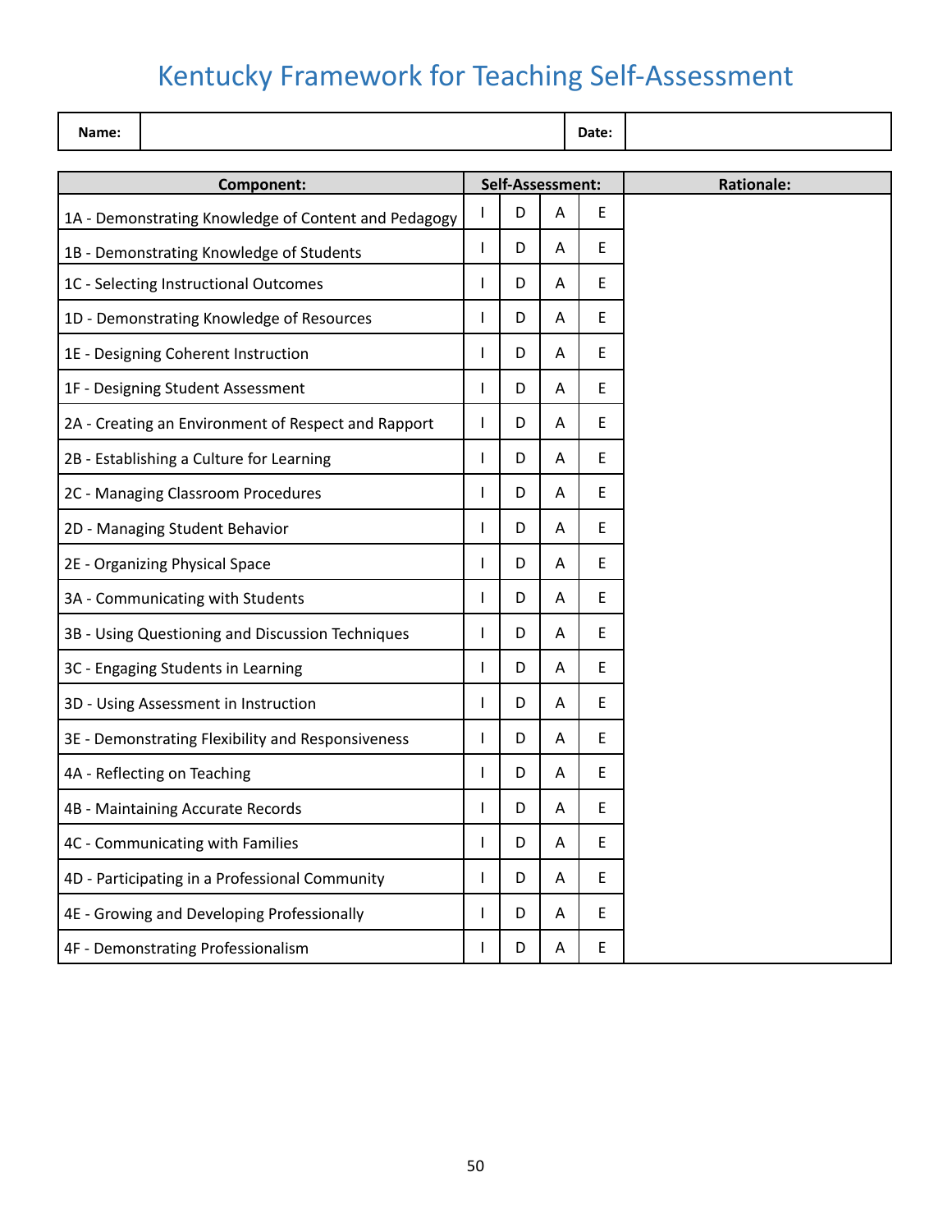# Kentucky Framework for Teaching Self-Assessment

| **Name:** | | **Date:** | |
|---|---|---|---|

| **Component:** | **Self-Assessment:** | | | | **Rationale:** |
|---|---|---|---|---|---|
| 1A - Demonstrating Knowledge of Content and Pedagogy | I | D | A | E | |
| 1B - Demonstrating Knowledge of Students | I | D | A | E | |
| 1C - Selecting Instructional Outcomes | I | D | A | E | |
| 1D - Demonstrating Knowledge of Resources | I | D | A | E | |
| 1E - Designing Coherent Instruction | I | D | A | E | |
| 1F - Designing Student Assessment | I | D | A | E | |
| 2A - Creating an Environment of Respect and Rapport | I | D | A | E | |
| 2B - Establishing a Culture for Learning | I | D | A | E | |
| 2C - Managing Classroom Procedures | I | D | A | E | |
| 2D - Managing Student Behavior | I | D | A | E | |
| 2E - Organizing Physical Space | I | D | A | E | |
| 3A - Communicating with Students | I | D | A | E | |
| 3B - Using Questioning and Discussion Techniques | I | D | A | E | |
| 3C - Engaging Students in Learning | I | D | A | E | |
| 3D - Using Assessment in Instruction | I | D | A | E | |
| 3E - Demonstrating Flexibility and Responsiveness | I | D | A | E | |
| 4A - Reflecting on Teaching | I | D | A | E | |
| 4B - Maintaining Accurate Records | I | D | A | E | |
| 4C - Communicating with Families | I | D | A | E | |
| 4D - Participating in a Professional Community | I | D | A | E | |
| 4E - Growing and Developing Professionally | I | D | A | E | |
| 4F - Demonstrating Professionalism | I | D | A | E | |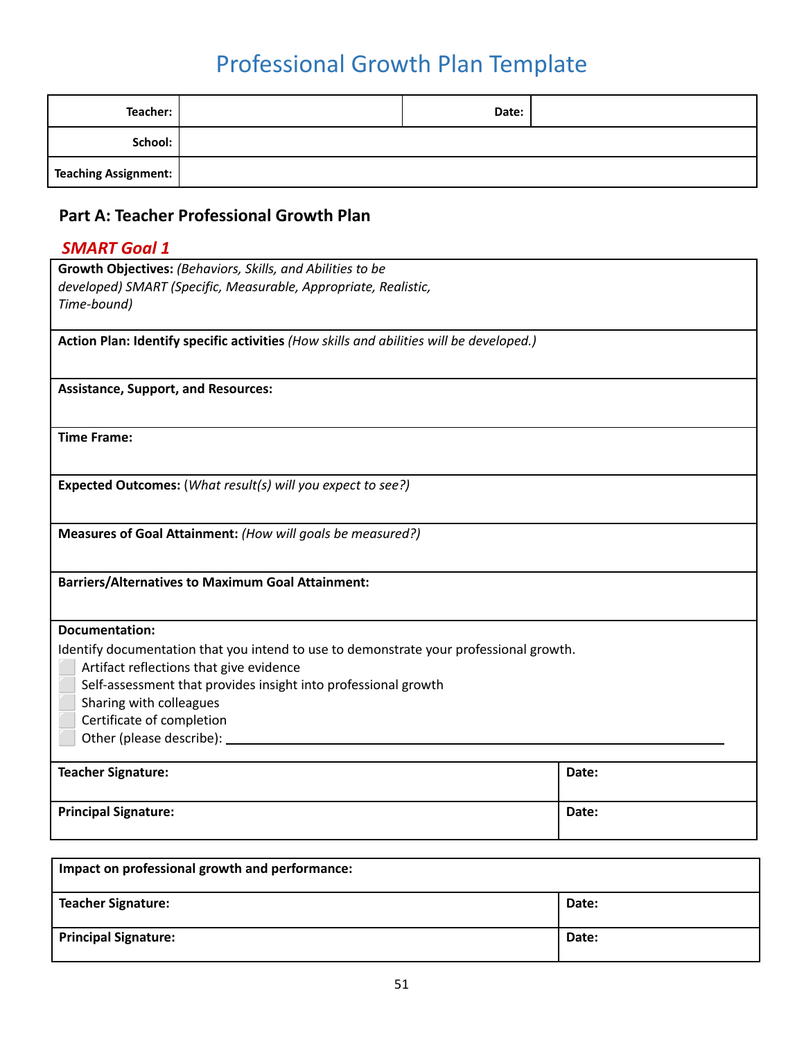# Professional Growth Plan Template

| Teacher: | | Date: | |
|---|---|---|---|
| School: | | | |
| Teaching Assignment: | | | |

## Part A: Teacher Professional Growth Plan

### *SMART Goal 1*

| |
|---|
| **Growth Objectives:** *(Behaviors, Skills, and Abilities to be developed) SMART (Specific, Measurable, Appropriate, Realistic, Time-bound)* |
| **Action Plan: Identify specific activities** *(How skills and abilities will be developed.)* |
| **Assistance, Support, and Resources:** |
| **Time Frame:** |
| **Expected Outcomes:** (*What result(s) will you expect to see?)* |
| **Measures of Goal Attainment:** *(How will goals be measured?)* |
| **Barriers/Alternatives to Maximum Goal Attainment:** |

**Documentation:**

Identify documentation that you intend to use to demonstrate your professional growth.

- ☐ Artifact reflections that give evidence
- ☐ Self-assessment that provides insight into professional growth
- ☐ Sharing with colleagues
- ☐ Certificate of completion
- ☐ Other (please describe): ____________________

| Teacher Signature: | Date: |
|---|---|
| Principal Signature: | Date: |

| Impact on professional growth and performance: | |
|---|---|
| Teacher Signature: | Date: |
| Principal Signature: | Date: |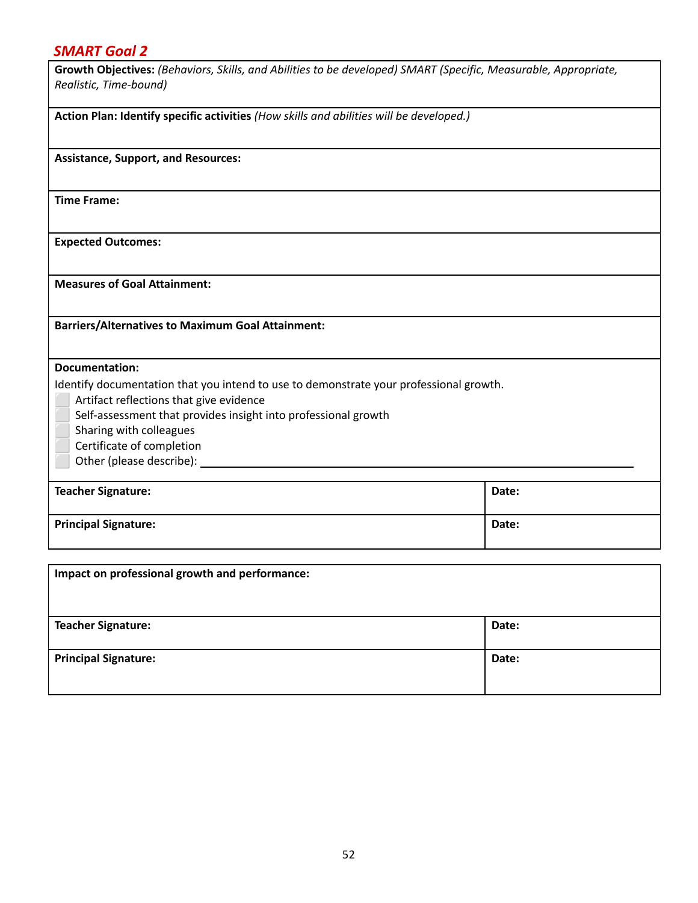## *SMART Goal 2*

| **Growth Objectives:** *(Behaviors, Skills, and Abilities to be developed) SMART (Specific, Measurable, Appropriate, Realistic, Time-bound)* | |
|---|---|
| **Action Plan: Identify specific activities** *(How skills and abilities will be developed.)* | |
| **Assistance, Support, and Resources:** | |
| **Time Frame:** | |
| **Expected Outcomes:** | |
| **Measures of Goal Attainment:** | |
| **Barriers/Alternatives to Maximum Goal Attainment:** | |
| **Documentation:**<br>Identify documentation that you intend to use to demonstrate your professional growth.<br>☐ Artifact reflections that give evidence<br>☐ Self-assessment that provides insight into professional growth<br>☐ Sharing with colleagues<br>☐ Certificate of completion<br>☐ Other (please describe): ______________________________ | |
| **Teacher Signature:** | **Date:** |
| **Principal Signature:** | **Date:** |

| **Impact on professional growth and performance:** | |
|---|---|
| **Teacher Signature:** | **Date:** |
| **Principal Signature:** | **Date:** |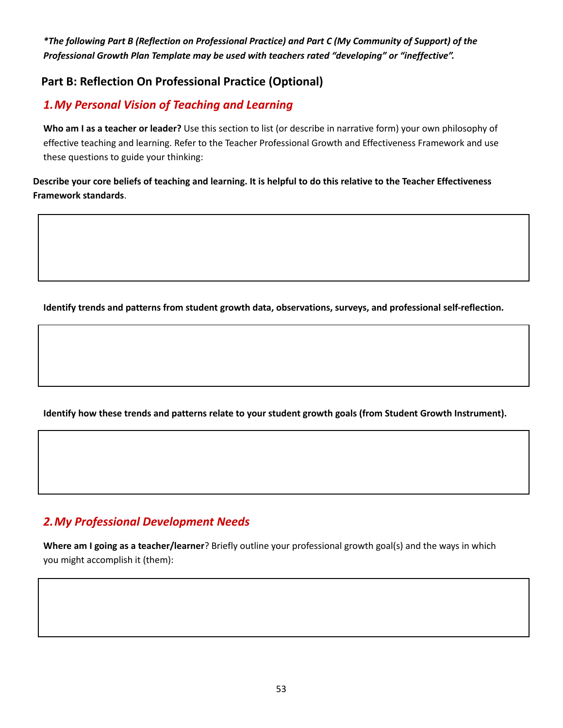***The following Part B (Reflection on Professional Practice) and Part C (My Community of Support) of the Professional Growth Plan Template may be used with teachers rated "developing" or "ineffective".***

## Part B: Reflection On Professional Practice (Optional)

### *1. My Personal Vision of Teaching and Learning*

**Who am I as a teacher or leader?** Use this section to list (or describe in narrative form) your own philosophy of effective teaching and learning. Refer to the Teacher Professional Growth and Effectiveness Framework and use these questions to guide your thinking:

**Describe your core beliefs of teaching and learning. It is helpful to do this relative to the Teacher Effectiveness Framework standards**.

| |
|---|
| |

**Identify trends and patterns from student growth data, observations, surveys, and professional self-reflection.**

| |
|---|
| |

**Identify how these trends and patterns relate to your student growth goals (from Student Growth Instrument).**

| |
|---|
| |

### *2. My Professional Development Needs*

**Where am I going as a teacher/learner**? Briefly outline your professional growth goal(s) and the ways in which you might accomplish it (them):

| |
|---|
| |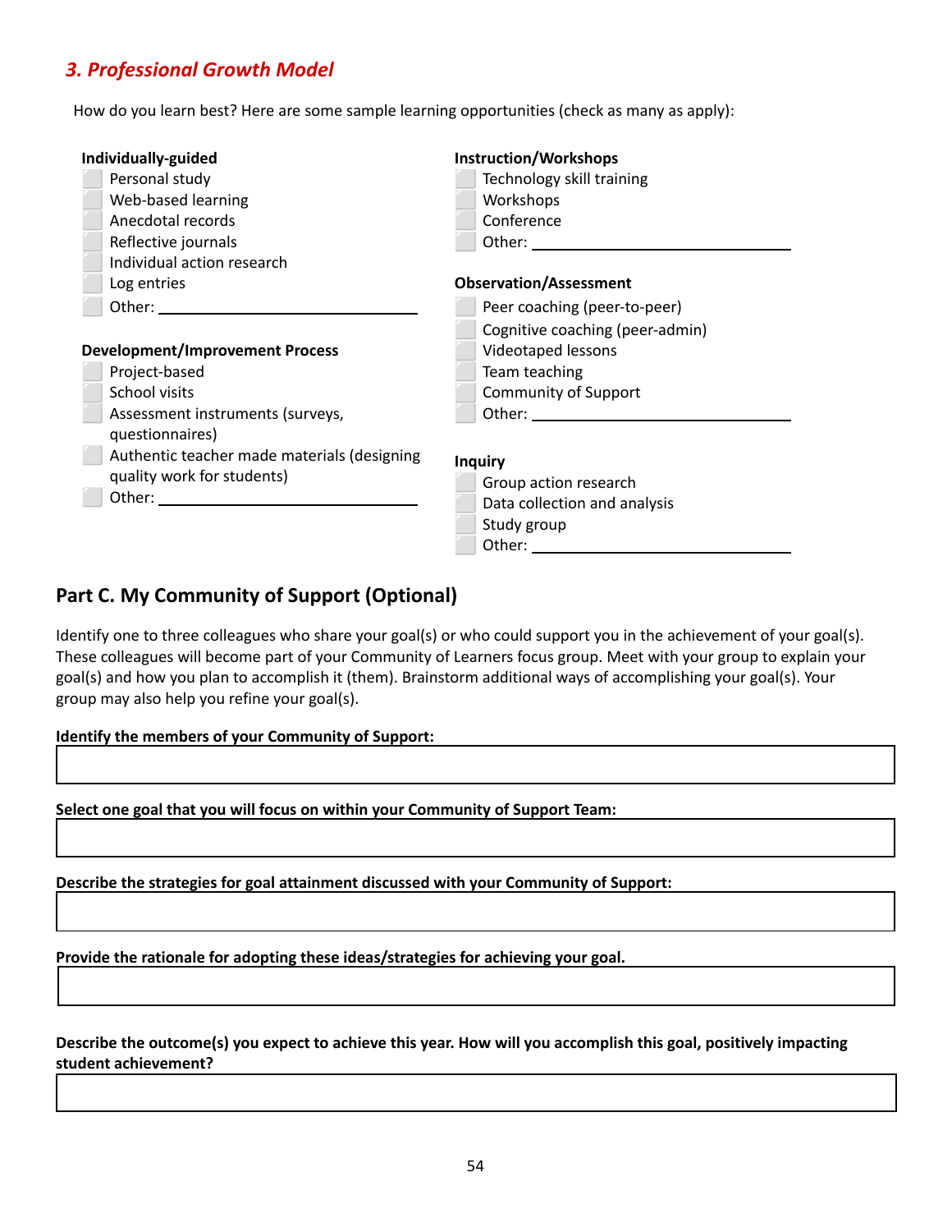### *3. Professional Growth Model*

How do you learn best? Here are some sample learning opportunities (check as many as apply):

**Individually-guided**

- ☐ Personal study
- ☐ Web-based learning
- ☐ Anecdotal records
- ☐ Reflective journals
- ☐ Individual action research
- ☐ Log entries
- ☐ Other: ______________________________

**Development/Improvement Process**

- ☐ Project-based
- ☐ School visits
- ☐ Assessment instruments (surveys, questionnaires)
- ☐ Authentic teacher made materials (designing quality work for students)
- ☐ Other: ______________________________

**Instruction/Workshops**

- ☐ Technology skill training
- ☐ Workshops
- ☐ Conference
- ☐ Other: ______________________________

**Observation/Assessment**

- ☐ Peer coaching (peer-to-peer)
- ☐ Cognitive coaching (peer-admin)
- ☐ Videotaped lessons
- ☐ Team teaching
- ☐ Community of Support
- ☐ Other: ______________________________

**Inquiry**

- ☐ Group action research
- ☐ Data collection and analysis
- ☐ Study group
- ☐ Other: ______________________________

## Part C. My Community of Support (Optional)

Identify one to three colleagues who share your goal(s) or who could support you in the achievement of your goal(s). These colleagues will become part of your Community of Learners focus group. Meet with your group to explain your goal(s) and how you plan to accomplish it (them). Brainstorm additional ways of accomplishing your goal(s). Your group may also help you refine your goal(s).

**Identify the members of your Community of Support:**

| |
|---|
| |

**Select one goal that you will focus on within your Community of Support Team:**

| |
|---|
| |

**Describe the strategies for goal attainment discussed with your Community of Support:**

| |
|---|
| |

**Provide the rationale for adopting these ideas/strategies for achieving your goal.**

| |
|---|
| |

**Describe the outcome(s) you expect to achieve this year. How will you accomplish this goal, positively impacting student achievement?**

| |
|---|
| |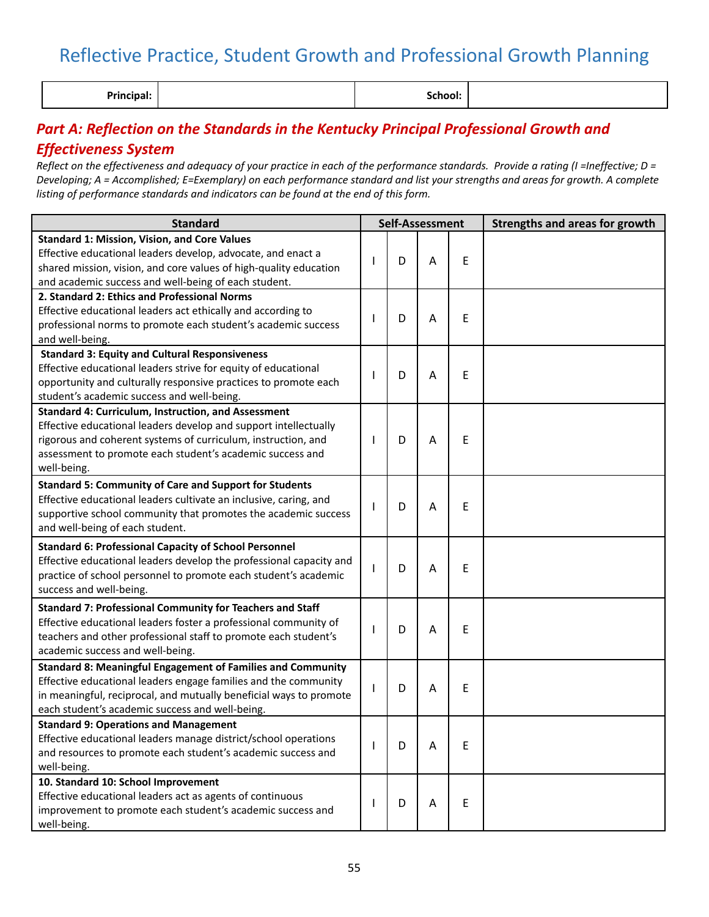# Reflective Practice, Student Growth and Professional Growth Planning

| Principal: | | School: | |
|---|---|---|---|

## *Part A: Reflection on the Standards in the Kentucky Principal Professional Growth and Effectiveness System*

*Reflect on the effectiveness and adequacy of your practice in each of the performance standards. Provide a rating (I =Ineffective; D = Developing; A = Accomplished; E=Exemplary) on each performance standard and list your strengths and areas for growth. A complete listing of performance standards and indicators can be found at the end of this form.*

| Standard | Self-Assessment | | | | Strengths and areas for growth |
|---|---|---|---|---|---|
| **Standard 1: Mission, Vision, and Core Values** Effective educational leaders develop, advocate, and enact a shared mission, vision, and core values of high-quality education and academic success and well-being of each student. | I | D | A | E | |
| **2. Standard 2: Ethics and Professional Norms** Effective educational leaders act ethically and according to professional norms to promote each student's academic success and well-being. | I | D | A | E | |
| **Standard 3: Equity and Cultural Responsiveness** Effective educational leaders strive for equity of educational opportunity and culturally responsive practices to promote each student's academic success and well-being. | I | D | A | E | |
| **Standard 4: Curriculum, Instruction, and Assessment** Effective educational leaders develop and support intellectually rigorous and coherent systems of curriculum, instruction, and assessment to promote each student's academic success and well-being. | I | D | A | E | |
| **Standard 5: Community of Care and Support for Students** Effective educational leaders cultivate an inclusive, caring, and supportive school community that promotes the academic success and well-being of each student. | I | D | A | E | |
| **Standard 6: Professional Capacity of School Personnel** Effective educational leaders develop the professional capacity and practice of school personnel to promote each student's academic success and well-being. | I | D | A | E | |
| **Standard 7: Professional Community for Teachers and Staff** Effective educational leaders foster a professional community of teachers and other professional staff to promote each student's academic success and well-being. | I | D | A | E | |
| **Standard 8: Meaningful Engagement of Families and Community** Effective educational leaders engage families and the community in meaningful, reciprocal, and mutually beneficial ways to promote each student's academic success and well-being. | I | D | A | E | |
| **Standard 9: Operations and Management** Effective educational leaders manage district/school operations and resources to promote each student's academic success and well-being. | I | D | A | E | |
| **10. Standard 10: School Improvement** Effective educational leaders act as agents of continuous improvement to promote each student's academic success and well-being. | I | D | A | E | |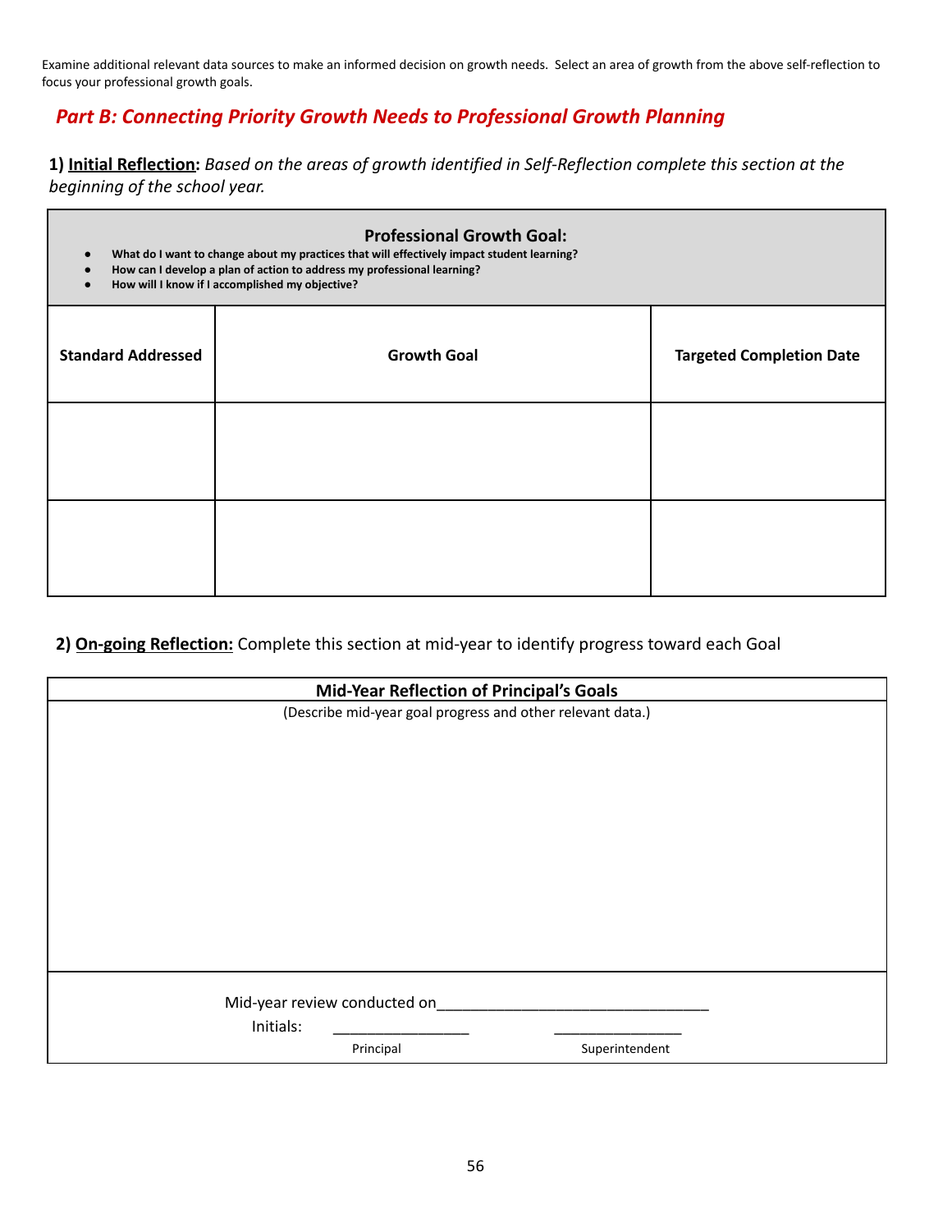Examine additional relevant data sources to make an informed decision on growth needs. Select an area of growth from the above self-reflection to focus your professional growth goals.

## *Part B: Connecting Priority Growth Needs to Professional Growth Planning*

**1) <u>Initial Reflection</u>:** *Based on the areas of growth identified in Self-Reflection complete this section at the beginning of the school year.*

| **Professional Growth Goal:**<br>• What do I want to change about my practices that will effectively impact student learning?<br>• How can I develop a plan of action to address my professional learning?<br>• How will I know if I accomplished my objective? | | |
|---|---|---|
| **Standard Addressed** | **Growth Goal** | **Targeted Completion Date** |
| | | |
| | | |

**2) <u>On-going Reflection:</u>** Complete this section at mid-year to identify progress toward each Goal

| **Mid-Year Reflection of Principal's Goals** |
|---|
| (Describe mid-year goal progress and other relevant data.) |
| Mid-year review conducted on________________________________<br>Initials: ________________ (Principal) _______________ (Superintendent) |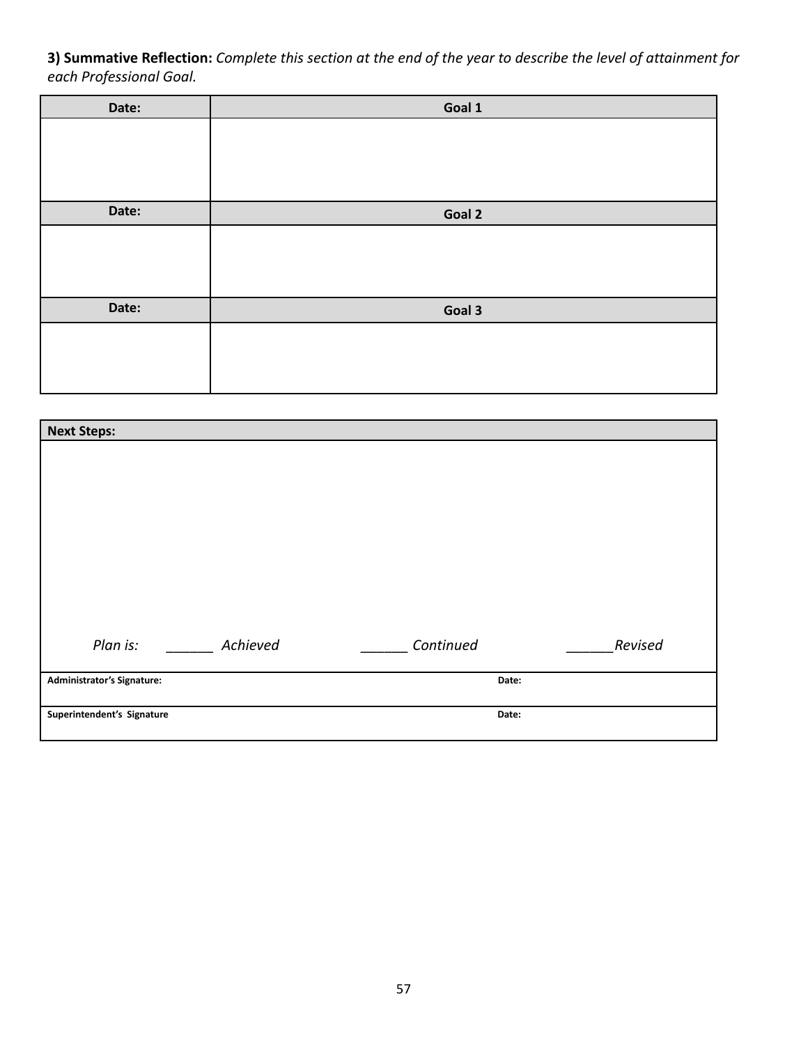**3) Summative Reflection:** *Complete this section at the end of the year to describe the level of attainment for each Professional Goal.*

| Date: | Goal 1 |
|---|---|
| | |
| **Date:** | **Goal 2** |
| | |
| **Date:** | **Goal 3** |
| | |

| Next Steps: | |
|---|---|
| *Plan is: ______ Achieved ______ Continued ______Revised* | |
| **Administrator's Signature:** | **Date:** |
| **Superintendent's Signature** | **Date:** |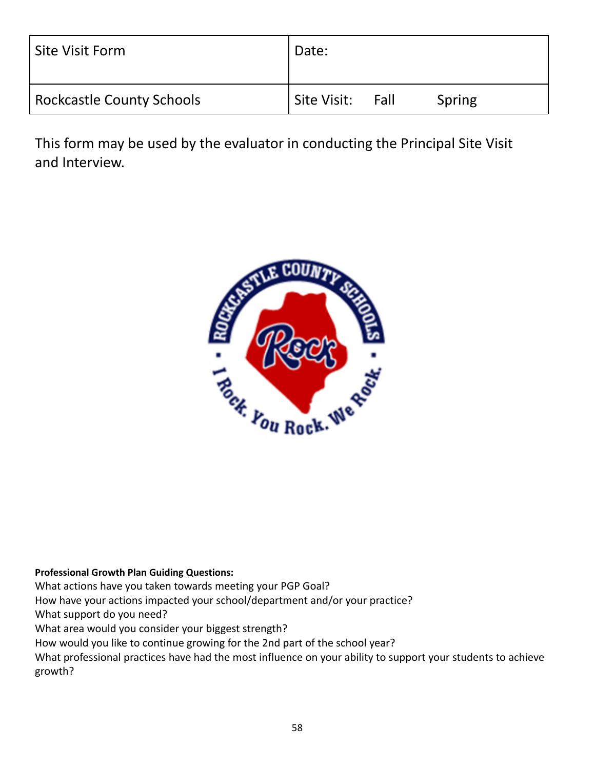| Site Visit Form | Date: |
| --- | --- |
| Rockcastle County Schools | Site Visit: Fall Spring |

This form may be used by the evaluator in conducting the Principal Site Visit and Interview.

**Professional Growth Plan Guiding Questions:**

What actions have you taken towards meeting your PGP Goal?
How have your actions impacted your school/department and/or your practice?
What support do you need?
What area would you consider your biggest strength?
How would you like to continue growing for the 2nd part of the school year?
What professional practices have had the most influence on your ability to support your students to achieve growth?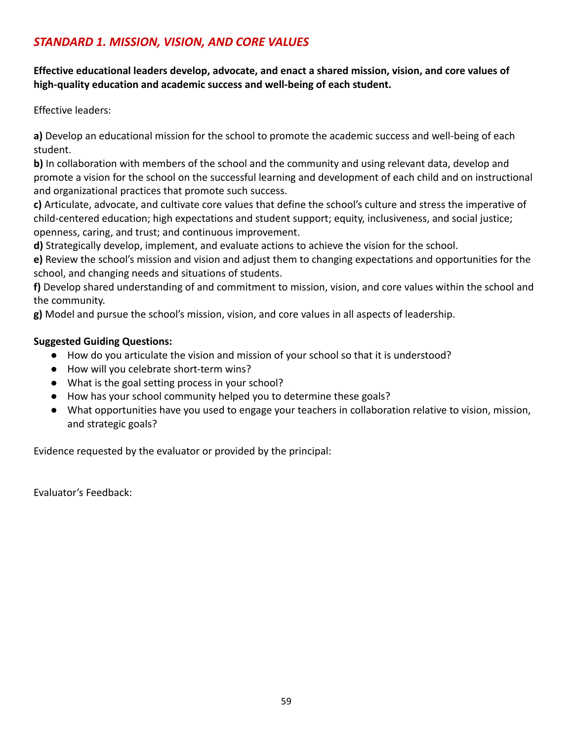## *STANDARD 1. MISSION, VISION, AND CORE VALUES*

**Effective educational leaders develop, advocate, and enact a shared mission, vision, and core values of high-quality education and academic success and well-being of each student.**

Effective leaders:

**a)** Develop an educational mission for the school to promote the academic success and well-being of each student.
**b)** In collaboration with members of the school and the community and using relevant data, develop and promote a vision for the school on the successful learning and development of each child and on instructional and organizational practices that promote such success.
**c)** Articulate, advocate, and cultivate core values that define the school's culture and stress the imperative of child-centered education; high expectations and student support; equity, inclusiveness, and social justice; openness, caring, and trust; and continuous improvement.
**d)** Strategically develop, implement, and evaluate actions to achieve the vision for the school.
**e)** Review the school's mission and vision and adjust them to changing expectations and opportunities for the school, and changing needs and situations of students.
**f)** Develop shared understanding of and commitment to mission, vision, and core values within the school and the community.
**g)** Model and pursue the school's mission, vision, and core values in all aspects of leadership.

**Suggested Guiding Questions:**

- How do you articulate the vision and mission of your school so that it is understood?
- How will you celebrate short-term wins?
- What is the goal setting process in your school?
- How has your school community helped you to determine these goals?
- What opportunities have you used to engage your teachers in collaboration relative to vision, mission, and strategic goals?

Evidence requested by the evaluator or provided by the principal:

Evaluator's Feedback: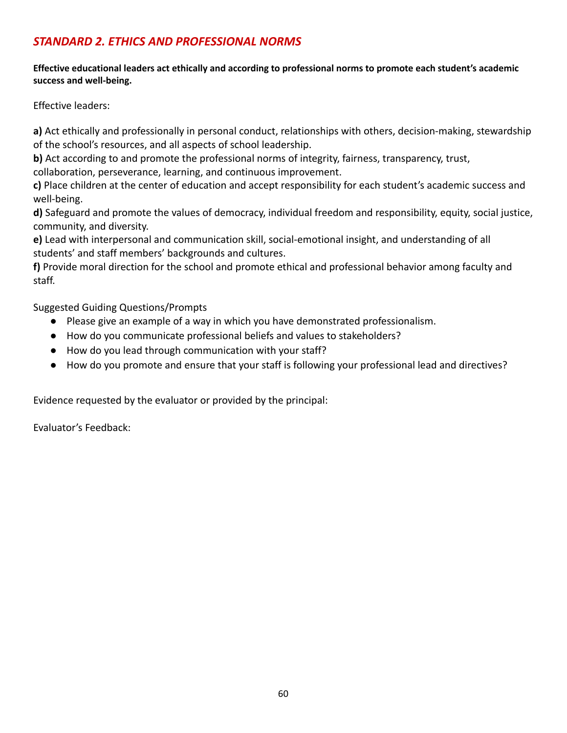## *STANDARD 2. ETHICS AND PROFESSIONAL NORMS*

**Effective educational leaders act ethically and according to professional norms to promote each student's academic success and well-being.**

Effective leaders:

**a)** Act ethically and professionally in personal conduct, relationships with others, decision-making, stewardship of the school's resources, and all aspects of school leadership.
**b)** Act according to and promote the professional norms of integrity, fairness, transparency, trust, collaboration, perseverance, learning, and continuous improvement.
**c)** Place children at the center of education and accept responsibility for each student's academic success and well-being.
**d)** Safeguard and promote the values of democracy, individual freedom and responsibility, equity, social justice, community, and diversity.
**e)** Lead with interpersonal and communication skill, social-emotional insight, and understanding of all students' and staff members' backgrounds and cultures.
**f)** Provide moral direction for the school and promote ethical and professional behavior among faculty and staff.

Suggested Guiding Questions/Prompts

- Please give an example of a way in which you have demonstrated professionalism.
- How do you communicate professional beliefs and values to stakeholders?
- How do you lead through communication with your staff?
- How do you promote and ensure that your staff is following your professional lead and directives?

Evidence requested by the evaluator or provided by the principal:

Evaluator's Feedback: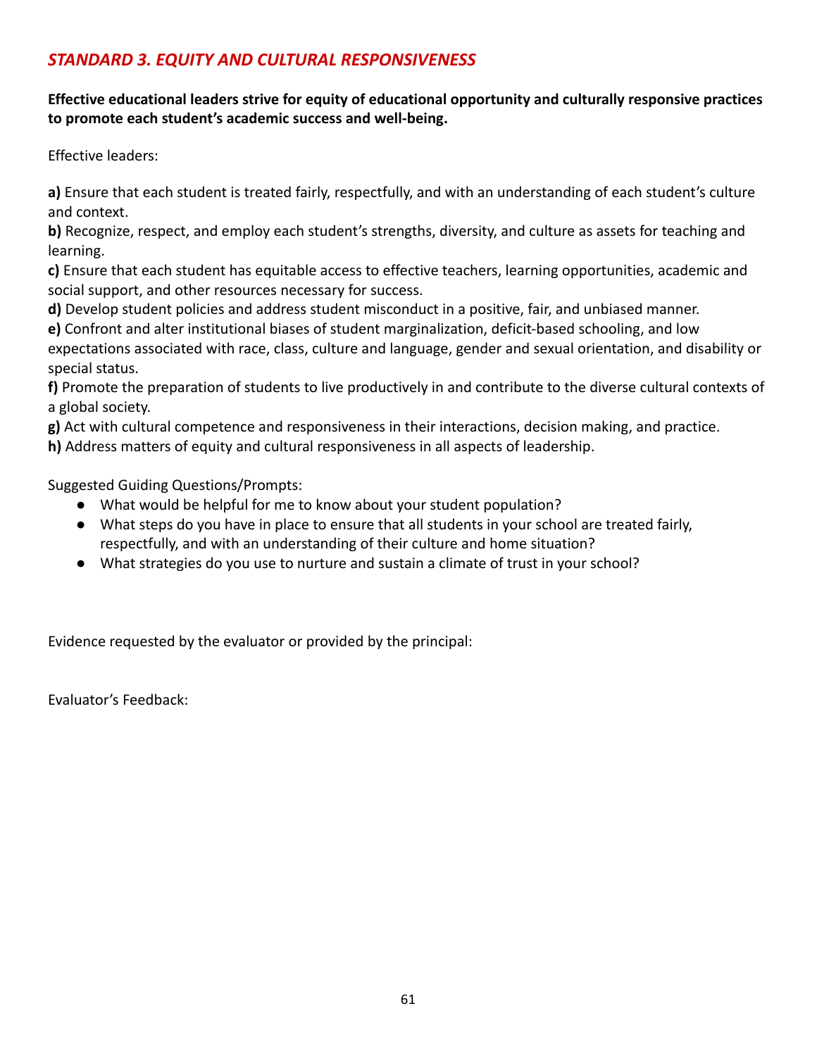## *STANDARD 3. EQUITY AND CULTURAL RESPONSIVENESS*

**Effective educational leaders strive for equity of educational opportunity and culturally responsive practices to promote each student's academic success and well-being.**

Effective leaders:

**a)** Ensure that each student is treated fairly, respectfully, and with an understanding of each student's culture and context.
**b)** Recognize, respect, and employ each student's strengths, diversity, and culture as assets for teaching and learning.
**c)** Ensure that each student has equitable access to effective teachers, learning opportunities, academic and social support, and other resources necessary for success.
**d)** Develop student policies and address student misconduct in a positive, fair, and unbiased manner.
**e)** Confront and alter institutional biases of student marginalization, deficit-based schooling, and low expectations associated with race, class, culture and language, gender and sexual orientation, and disability or special status.
**f)** Promote the preparation of students to live productively in and contribute to the diverse cultural contexts of a global society.
**g)** Act with cultural competence and responsiveness in their interactions, decision making, and practice.
**h)** Address matters of equity and cultural responsiveness in all aspects of leadership.

Suggested Guiding Questions/Prompts:

- What would be helpful for me to know about your student population?
- What steps do you have in place to ensure that all students in your school are treated fairly, respectfully, and with an understanding of their culture and home situation?
- What strategies do you use to nurture and sustain a climate of trust in your school?

Evidence requested by the evaluator or provided by the principal:

Evaluator's Feedback: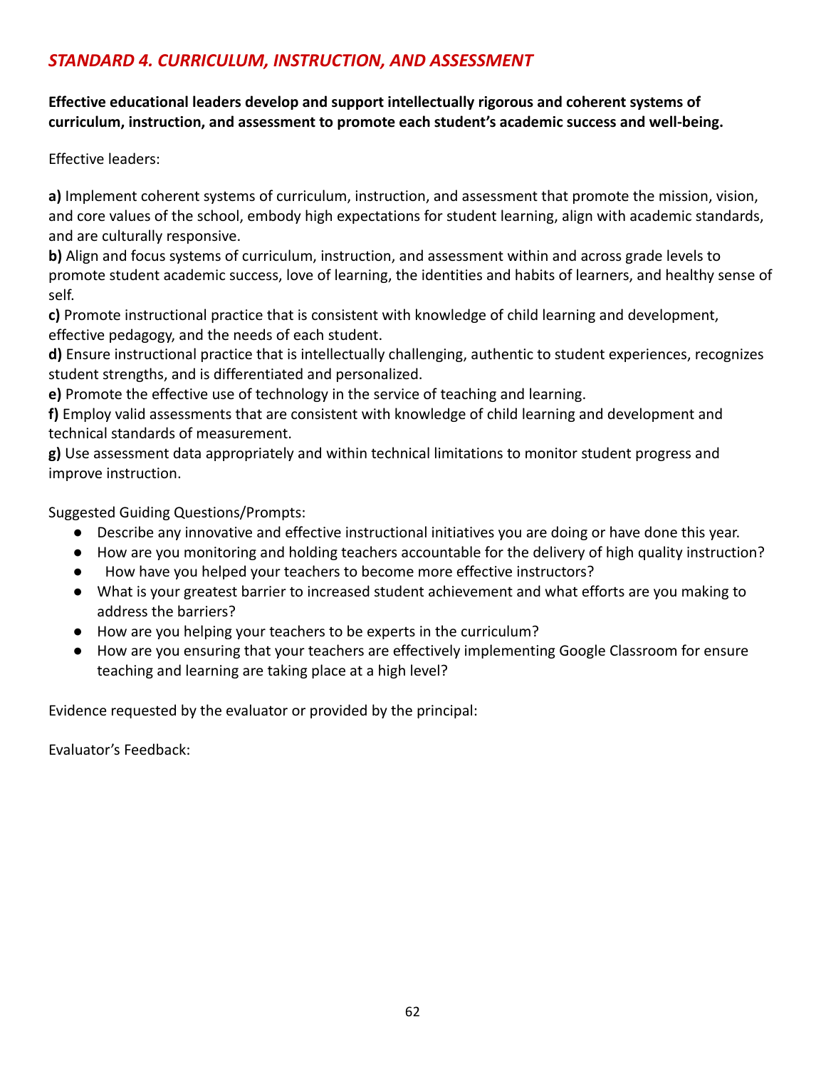## *STANDARD 4. CURRICULUM, INSTRUCTION, AND ASSESSMENT*

**Effective educational leaders develop and support intellectually rigorous and coherent systems of curriculum, instruction, and assessment to promote each student's academic success and well-being.**

Effective leaders:

**a)** Implement coherent systems of curriculum, instruction, and assessment that promote the mission, vision, and core values of the school, embody high expectations for student learning, align with academic standards, and are culturally responsive.
**b)** Align and focus systems of curriculum, instruction, and assessment within and across grade levels to promote student academic success, love of learning, the identities and habits of learners, and healthy sense of self.
**c)** Promote instructional practice that is consistent with knowledge of child learning and development, effective pedagogy, and the needs of each student.
**d)** Ensure instructional practice that is intellectually challenging, authentic to student experiences, recognizes student strengths, and is differentiated and personalized.
**e)** Promote the effective use of technology in the service of teaching and learning.
**f)** Employ valid assessments that are consistent with knowledge of child learning and development and technical standards of measurement.
**g)** Use assessment data appropriately and within technical limitations to monitor student progress and improve instruction.

Suggested Guiding Questions/Prompts:

- Describe any innovative and effective instructional initiatives you are doing or have done this year.
- How are you monitoring and holding teachers accountable for the delivery of high quality instruction?
- How have you helped your teachers to become more effective instructors?
- What is your greatest barrier to increased student achievement and what efforts are you making to address the barriers?
- How are you helping your teachers to be experts in the curriculum?
- How are you ensuring that your teachers are effectively implementing Google Classroom for ensure teaching and learning are taking place at a high level?

Evidence requested by the evaluator or provided by the principal:

Evaluator's Feedback: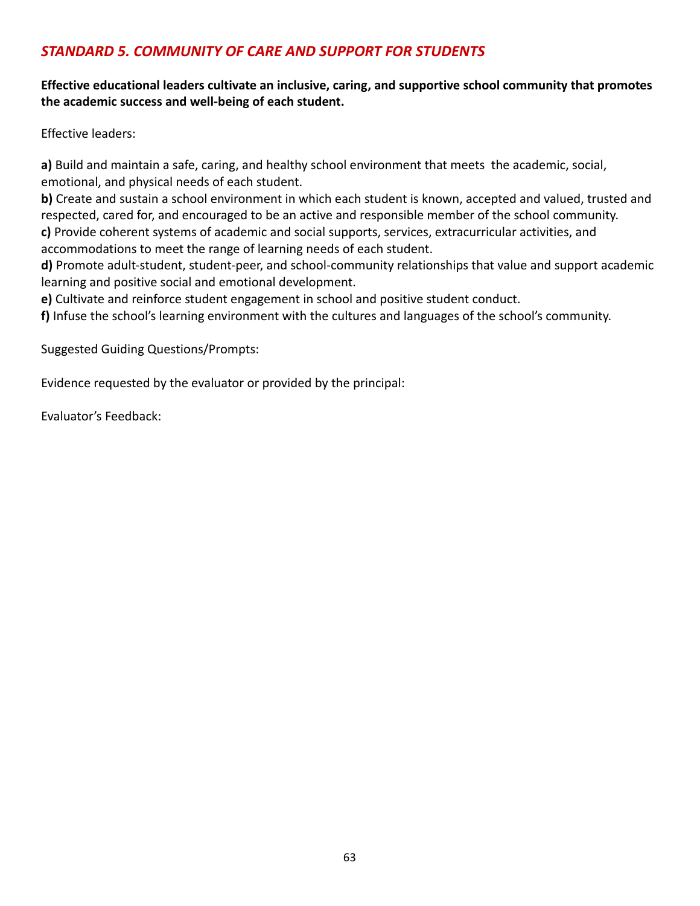## *STANDARD 5. COMMUNITY OF CARE AND SUPPORT FOR STUDENTS*

**Effective educational leaders cultivate an inclusive, caring, and supportive school community that promotes the academic success and well-being of each student.**

Effective leaders:

**a)** Build and maintain a safe, caring, and healthy school environment that meets the academic, social, emotional, and physical needs of each student.
**b)** Create and sustain a school environment in which each student is known, accepted and valued, trusted and respected, cared for, and encouraged to be an active and responsible member of the school community.
**c)** Provide coherent systems of academic and social supports, services, extracurricular activities, and accommodations to meet the range of learning needs of each student.
**d)** Promote adult-student, student-peer, and school-community relationships that value and support academic learning and positive social and emotional development.
**e)** Cultivate and reinforce student engagement in school and positive student conduct.
**f)** Infuse the school's learning environment with the cultures and languages of the school's community.

Suggested Guiding Questions/Prompts:

Evidence requested by the evaluator or provided by the principal:

Evaluator's Feedback: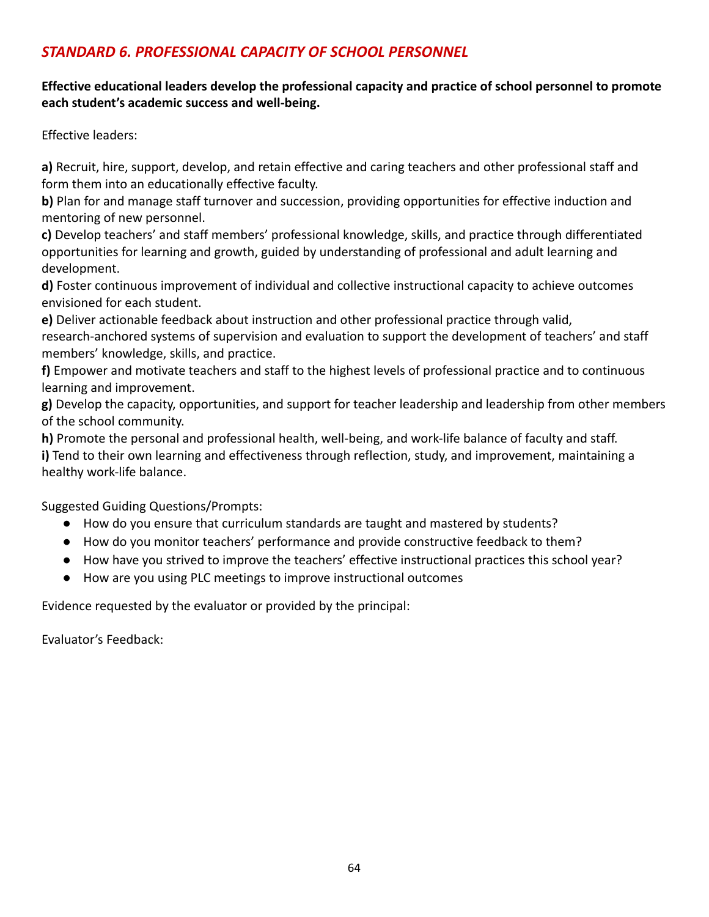## *STANDARD 6. PROFESSIONAL CAPACITY OF SCHOOL PERSONNEL*

**Effective educational leaders develop the professional capacity and practice of school personnel to promote each student's academic success and well-being.**

Effective leaders:

**a)** Recruit, hire, support, develop, and retain effective and caring teachers and other professional staff and form them into an educationally effective faculty.
**b)** Plan for and manage staff turnover and succession, providing opportunities for effective induction and mentoring of new personnel.
**c)** Develop teachers' and staff members' professional knowledge, skills, and practice through differentiated opportunities for learning and growth, guided by understanding of professional and adult learning and development.
**d)** Foster continuous improvement of individual and collective instructional capacity to achieve outcomes envisioned for each student.
**e)** Deliver actionable feedback about instruction and other professional practice through valid, research-anchored systems of supervision and evaluation to support the development of teachers' and staff members' knowledge, skills, and practice.
**f)** Empower and motivate teachers and staff to the highest levels of professional practice and to continuous learning and improvement.
**g)** Develop the capacity, opportunities, and support for teacher leadership and leadership from other members of the school community.
**h)** Promote the personal and professional health, well-being, and work-life balance of faculty and staff.
**i)** Tend to their own learning and effectiveness through reflection, study, and improvement, maintaining a healthy work-life balance.

Suggested Guiding Questions/Prompts:

- How do you ensure that curriculum standards are taught and mastered by students?
- How do you monitor teachers' performance and provide constructive feedback to them?
- How have you strived to improve the teachers' effective instructional practices this school year?
- How are you using PLC meetings to improve instructional outcomes

Evidence requested by the evaluator or provided by the principal:

Evaluator's Feedback: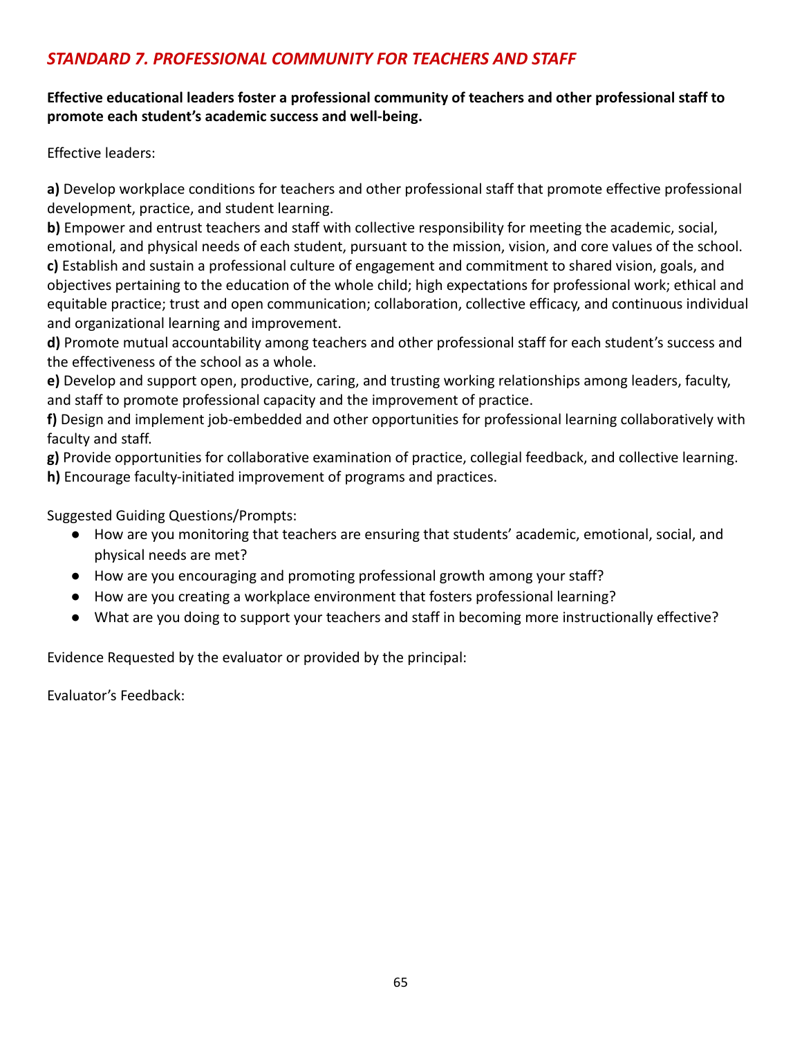## *STANDARD 7. PROFESSIONAL COMMUNITY FOR TEACHERS AND STAFF*

**Effective educational leaders foster a professional community of teachers and other professional staff to promote each student's academic success and well-being.**

Effective leaders:

**a)** Develop workplace conditions for teachers and other professional staff that promote effective professional development, practice, and student learning.
**b)** Empower and entrust teachers and staff with collective responsibility for meeting the academic, social, emotional, and physical needs of each student, pursuant to the mission, vision, and core values of the school.
**c)** Establish and sustain a professional culture of engagement and commitment to shared vision, goals, and objectives pertaining to the education of the whole child; high expectations for professional work; ethical and equitable practice; trust and open communication; collaboration, collective efficacy, and continuous individual and organizational learning and improvement.
**d)** Promote mutual accountability among teachers and other professional staff for each student's success and the effectiveness of the school as a whole.
**e)** Develop and support open, productive, caring, and trusting working relationships among leaders, faculty, and staff to promote professional capacity and the improvement of practice.
**f)** Design and implement job-embedded and other opportunities for professional learning collaboratively with faculty and staff.
**g)** Provide opportunities for collaborative examination of practice, collegial feedback, and collective learning.
**h)** Encourage faculty-initiated improvement of programs and practices.

Suggested Guiding Questions/Prompts:

- How are you monitoring that teachers are ensuring that students' academic, emotional, social, and physical needs are met?
- How are you encouraging and promoting professional growth among your staff?
- How are you creating a workplace environment that fosters professional learning?
- What are you doing to support your teachers and staff in becoming more instructionally effective?

Evidence Requested by the evaluator or provided by the principal:

Evaluator's Feedback: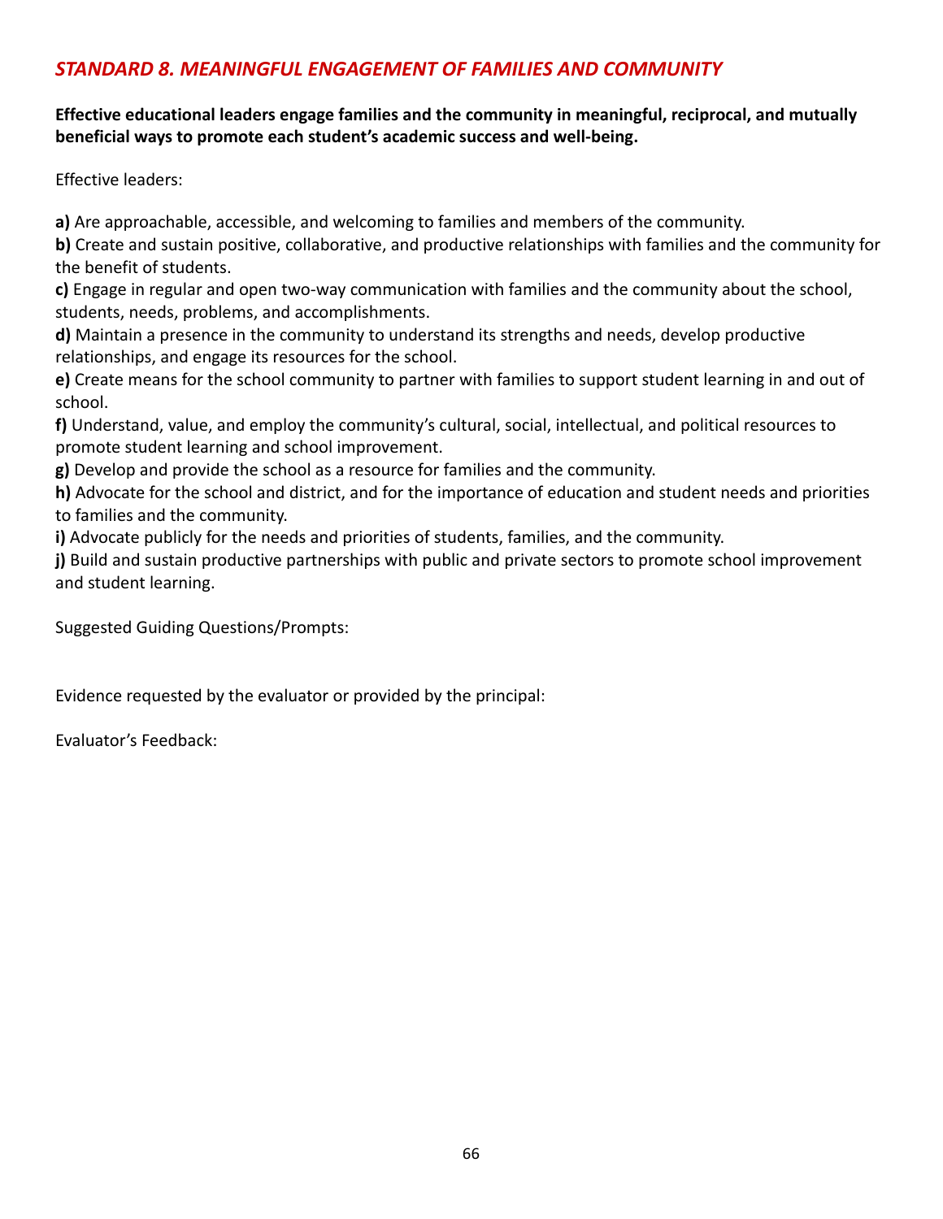## *STANDARD 8. MEANINGFUL ENGAGEMENT OF FAMILIES AND COMMUNITY*

**Effective educational leaders engage families and the community in meaningful, reciprocal, and mutually beneficial ways to promote each student's academic success and well-being.**

Effective leaders:

**a)** Are approachable, accessible, and welcoming to families and members of the community.
**b)** Create and sustain positive, collaborative, and productive relationships with families and the community for the benefit of students.
**c)** Engage in regular and open two-way communication with families and the community about the school, students, needs, problems, and accomplishments.
**d)** Maintain a presence in the community to understand its strengths and needs, develop productive relationships, and engage its resources for the school.
**e)** Create means for the school community to partner with families to support student learning in and out of school.
**f)** Understand, value, and employ the community's cultural, social, intellectual, and political resources to promote student learning and school improvement.
**g)** Develop and provide the school as a resource for families and the community.
**h)** Advocate for the school and district, and for the importance of education and student needs and priorities to families and the community.
**i)** Advocate publicly for the needs and priorities of students, families, and the community.
**j)** Build and sustain productive partnerships with public and private sectors to promote school improvement and student learning.

Suggested Guiding Questions/Prompts:

Evidence requested by the evaluator or provided by the principal:

Evaluator's Feedback: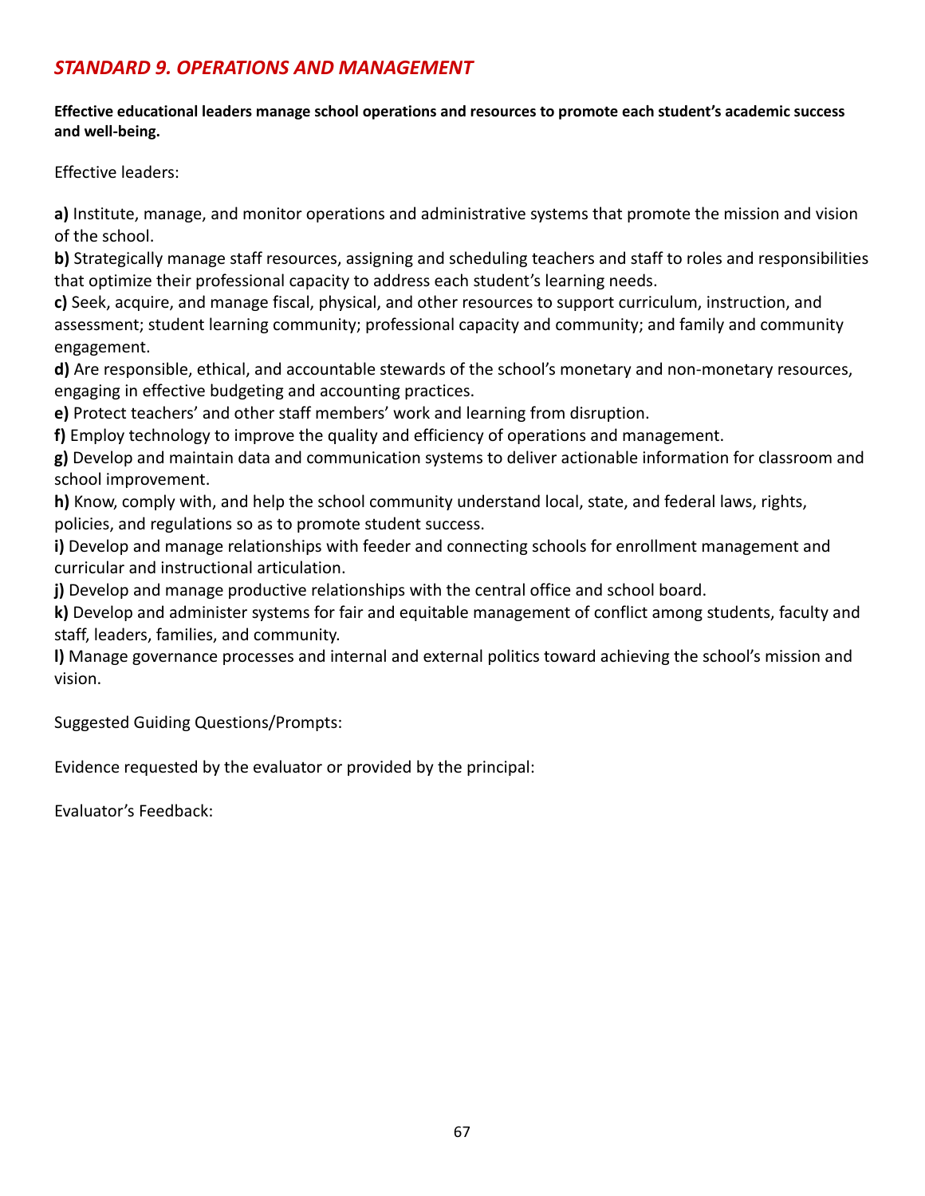## *STANDARD 9. OPERATIONS AND MANAGEMENT*

**Effective educational leaders manage school operations and resources to promote each student's academic success and well-being.**

Effective leaders:

**a)** Institute, manage, and monitor operations and administrative systems that promote the mission and vision of the school.
**b)** Strategically manage staff resources, assigning and scheduling teachers and staff to roles and responsibilities that optimize their professional capacity to address each student's learning needs.
**c)** Seek, acquire, and manage fiscal, physical, and other resources to support curriculum, instruction, and assessment; student learning community; professional capacity and community; and family and community engagement.
**d)** Are responsible, ethical, and accountable stewards of the school's monetary and non-monetary resources, engaging in effective budgeting and accounting practices.
**e)** Protect teachers' and other staff members' work and learning from disruption.
**f)** Employ technology to improve the quality and efficiency of operations and management.
**g)** Develop and maintain data and communication systems to deliver actionable information for classroom and school improvement.
**h)** Know, comply with, and help the school community understand local, state, and federal laws, rights, policies, and regulations so as to promote student success.
**i)** Develop and manage relationships with feeder and connecting schools for enrollment management and curricular and instructional articulation.
**j)** Develop and manage productive relationships with the central office and school board.
**k)** Develop and administer systems for fair and equitable management of conflict among students, faculty and staff, leaders, families, and community.
**l)** Manage governance processes and internal and external politics toward achieving the school's mission and vision.

Suggested Guiding Questions/Prompts:

Evidence requested by the evaluator or provided by the principal:

Evaluator's Feedback: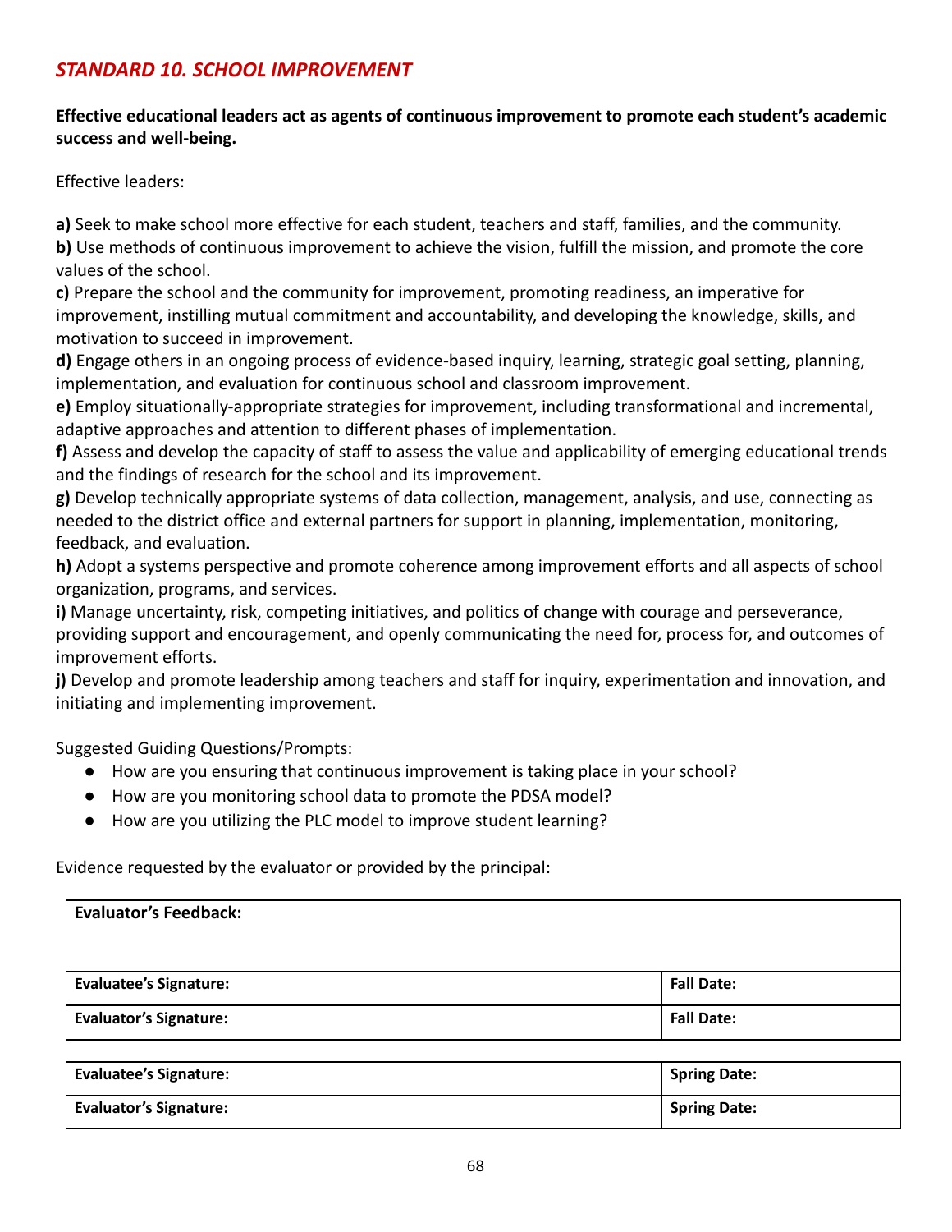## *STANDARD 10. SCHOOL IMPROVEMENT*

**Effective educational leaders act as agents of continuous improvement to promote each student's academic success and well-being.**

Effective leaders:

**a)** Seek to make school more effective for each student, teachers and staff, families, and the community.
**b)** Use methods of continuous improvement to achieve the vision, fulfill the mission, and promote the core values of the school.
**c)** Prepare the school and the community for improvement, promoting readiness, an imperative for improvement, instilling mutual commitment and accountability, and developing the knowledge, skills, and motivation to succeed in improvement.
**d)** Engage others in an ongoing process of evidence-based inquiry, learning, strategic goal setting, planning, implementation, and evaluation for continuous school and classroom improvement.
**e)** Employ situationally-appropriate strategies for improvement, including transformational and incremental, adaptive approaches and attention to different phases of implementation.
**f)** Assess and develop the capacity of staff to assess the value and applicability of emerging educational trends and the findings of research for the school and its improvement.
**g)** Develop technically appropriate systems of data collection, management, analysis, and use, connecting as needed to the district office and external partners for support in planning, implementation, monitoring, feedback, and evaluation.
**h)** Adopt a systems perspective and promote coherence among improvement efforts and all aspects of school organization, programs, and services.
**i)** Manage uncertainty, risk, competing initiatives, and politics of change with courage and perseverance, providing support and encouragement, and openly communicating the need for, process for, and outcomes of improvement efforts.
**j)** Develop and promote leadership among teachers and staff for inquiry, experimentation and innovation, and initiating and implementing improvement.

Suggested Guiding Questions/Prompts:

- How are you ensuring that continuous improvement is taking place in your school?
- How are you monitoring school data to promote the PDSA model?
- How are you utilizing the PLC model to improve student learning?

Evidence requested by the evaluator or provided by the principal:

| **Evaluator's Feedback:** | |
|---|---|
| **Evaluatee's Signature:** | **Fall Date:** |
| **Evaluator's Signature:** | **Fall Date:** |

| **Evaluatee's Signature:** | **Spring Date:** |
|---|---|
| **Evaluator's Signature:** | **Spring Date:** |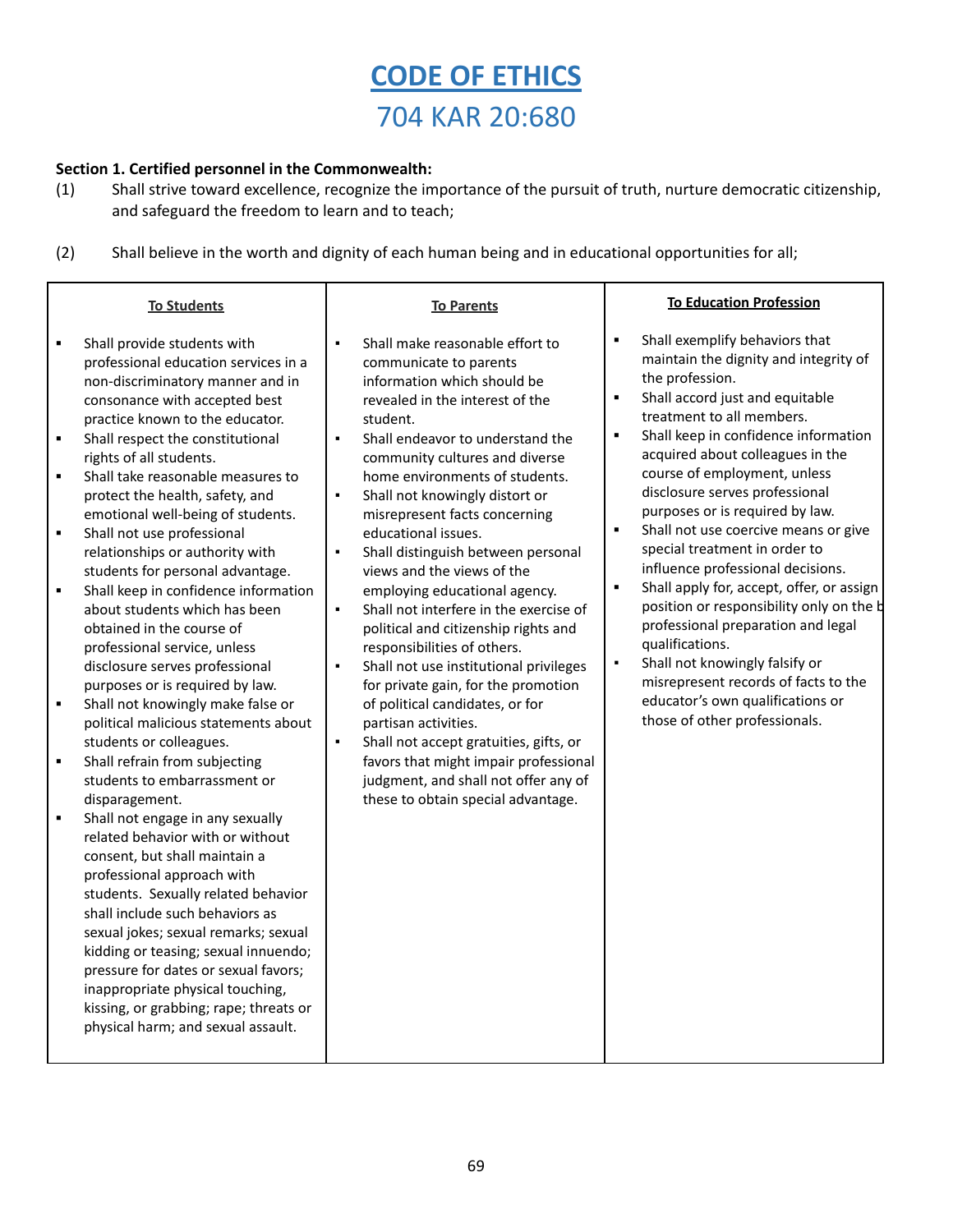# CODE OF ETHICS

## 704 KAR 20:680

**Section 1. Certified personnel in the Commonwealth:**

(1) Shall strive toward excellence, recognize the importance of the pursuit of truth, nurture democratic citizenship, and safeguard the freedom to learn and to teach;

(2) Shall believe in the worth and dignity of each human being and in educational opportunities for all;

| <u>To Students</u> | <u>To Parents</u> | <u>To Education Profession</u> |
|---|---|---|
| ▪ Shall provide students with professional education services in a non-discriminatory manner and in consonance with accepted best practice known to the educator.<br>▪ Shall respect the constitutional rights of all students.<br>▪ Shall take reasonable measures to protect the health, safety, and emotional well-being of students.<br>▪ Shall not use professional relationships or authority with students for personal advantage.<br>▪ Shall keep in confidence information about students which has been obtained in the course of professional service, unless disclosure serves professional purposes or is required by law.<br>▪ Shall not knowingly make false or political malicious statements about students or colleagues.<br>▪ Shall refrain from subjecting students to embarrassment or disparagement.<br>▪ Shall not engage in any sexually related behavior with or without consent, but shall maintain a professional approach with students. Sexually related behavior shall include such behaviors as sexual jokes; sexual remarks; sexual kidding or teasing; sexual innuendo; pressure for dates or sexual favors; inappropriate physical touching, kissing, or grabbing; rape; threats or physical harm; and sexual assault. | ▪ Shall make reasonable effort to communicate to parents information which should be revealed in the interest of the student.<br>▪ Shall endeavor to understand the community cultures and diverse home environments of students.<br>▪ Shall not knowingly distort or misrepresent facts concerning educational issues.<br>▪ Shall distinguish between personal views and the views of the employing educational agency.<br>▪ Shall not interfere in the exercise of political and citizenship rights and responsibilities of others.<br>▪ Shall not use institutional privileges for private gain, for the promotion of political candidates, or for partisan activities.<br>▪ Shall not accept gratuities, gifts, or favors that might impair professional judgment, and shall not offer any of these to obtain special advantage. | ▪ Shall exemplify behaviors that maintain the dignity and integrity of the profession.<br>▪ Shall accord just and equitable treatment to all members.<br>▪ Shall keep in confidence information acquired about colleagues in the course of employment, unless disclosure serves professional purposes or is required by law.<br>▪ Shall not use coercive means or give special treatment in order to influence professional decisions.<br>▪ Shall apply for, accept, offer, or assign position or responsibility only on the b professional preparation and legal qualifications.<br>▪ Shall not knowingly falsify or misrepresent records of facts to the educator's own qualifications or those of other professionals. |